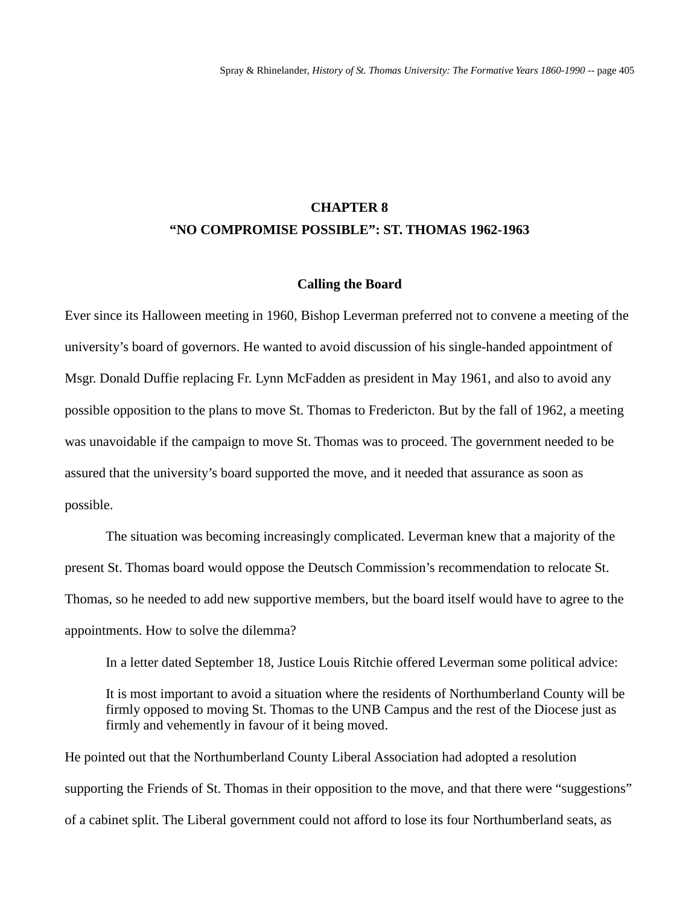# CHAPTER 8
# "NO COMPROMISE POSSIBLE": ST. THOMAS 1962-1963

## Calling the Board

Ever since its Halloween meeting in 1960, Bishop Leverman preferred not to convene a meeting of the university's board of governors. He wanted to avoid discussion of his single-handed appointment of Msgr. Donald Duffie replacing Fr. Lynn McFadden as president in May 1961, and also to avoid any possible opposition to the plans to move St. Thomas to Fredericton. But by the fall of 1962, a meeting was unavoidable if the campaign to move St. Thomas was to proceed. The government needed to be assured that the university's board supported the move, and it needed that assurance as soon as possible.

The situation was becoming increasingly complicated. Leverman knew that a majority of the present St. Thomas board would oppose the Deutsch Commission's recommendation to relocate St. Thomas, so he needed to add new supportive members, but the board itself would have to agree to the appointments. How to solve the dilemma?

In a letter dated September 18, Justice Louis Ritchie offered Leverman some political advice:

> It is most important to avoid a situation where the residents of Northumberland County will be firmly opposed to moving St. Thomas to the UNB Campus and the rest of the Diocese just as firmly and vehemently in favour of it being moved.

He pointed out that the Northumberland County Liberal Association had adopted a resolution supporting the Friends of St. Thomas in their opposition to the move, and that there were "suggestions" of a cabinet split. The Liberal government could not afford to lose its four Northumberland seats, as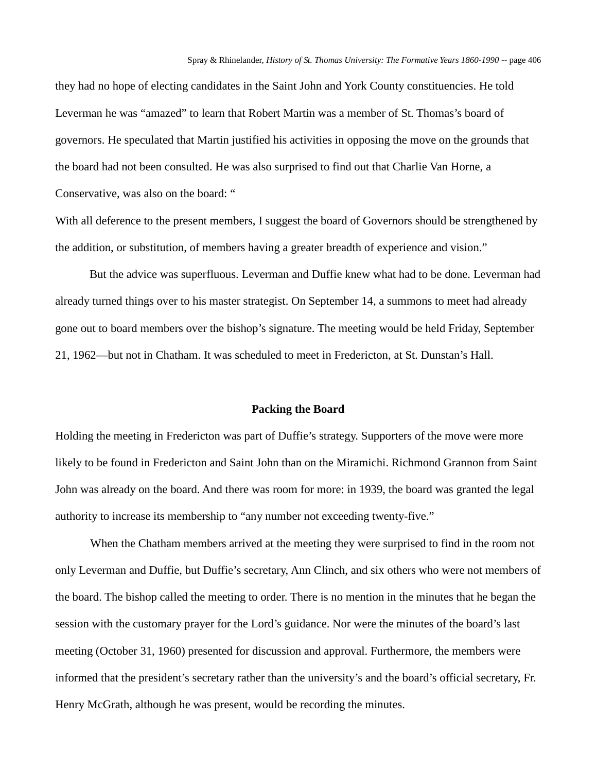they had no hope of electing candidates in the Saint John and York County constituencies. He told Leverman he was "amazed" to learn that Robert Martin was a member of St. Thomas's board of governors. He speculated that Martin justified his activities in opposing the move on the grounds that the board had not been consulted. He was also surprised to find out that Charlie Van Horne, a Conservative, was also on the board: "
With all deference to the present members, I suggest the board of Governors should be strengthened by the addition, or substitution, of members having a greater breadth of experience and vision."

But the advice was superfluous. Leverman and Duffie knew what had to be done. Leverman had already turned things over to his master strategist. On September 14, a summons to meet had already gone out to board members over the bishop's signature. The meeting would be held Friday, September 21, 1962—but not in Chatham. It was scheduled to meet in Fredericton, at St. Dunstan's Hall.

### Packing the Board

Holding the meeting in Fredericton was part of Duffie's strategy. Supporters of the move were more likely to be found in Fredericton and Saint John than on the Miramichi. Richmond Grannon from Saint John was already on the board. And there was room for more: in 1939, the board was granted the legal authority to increase its membership to "any number not exceeding twenty-five."

When the Chatham members arrived at the meeting they were surprised to find in the room not only Leverman and Duffie, but Duffie's secretary, Ann Clinch, and six others who were not members of the board. The bishop called the meeting to order. There is no mention in the minutes that he began the session with the customary prayer for the Lord's guidance. Nor were the minutes of the board's last meeting (October 31, 1960) presented for discussion and approval. Furthermore, the members were informed that the president's secretary rather than the university's and the board's official secretary, Fr. Henry McGrath, although he was present, would be recording the minutes.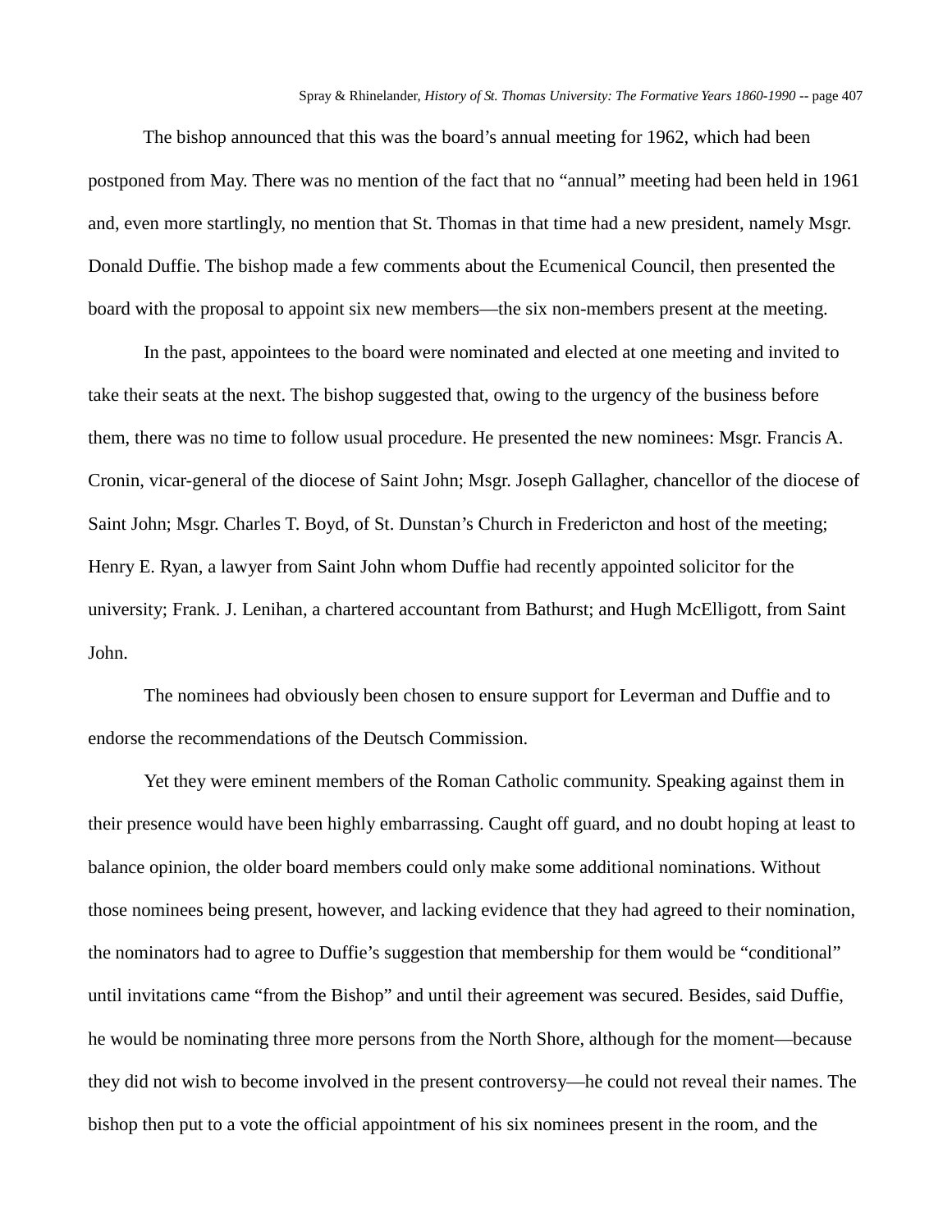The bishop announced that this was the board's annual meeting for 1962, which had been postponed from May. There was no mention of the fact that no "annual" meeting had been held in 1961 and, even more startlingly, no mention that St. Thomas in that time had a new president, namely Msgr. Donald Duffie. The bishop made a few comments about the Ecumenical Council, then presented the board with the proposal to appoint six new members—the six non-members present at the meeting.

In the past, appointees to the board were nominated and elected at one meeting and invited to take their seats at the next. The bishop suggested that, owing to the urgency of the business before them, there was no time to follow usual procedure. He presented the new nominees: Msgr. Francis A. Cronin, vicar-general of the diocese of Saint John; Msgr. Joseph Gallagher, chancellor of the diocese of Saint John; Msgr. Charles T. Boyd, of St. Dunstan's Church in Fredericton and host of the meeting; Henry E. Ryan, a lawyer from Saint John whom Duffie had recently appointed solicitor for the university; Frank. J. Lenihan, a chartered accountant from Bathurst; and Hugh McElligott, from Saint John.

The nominees had obviously been chosen to ensure support for Leverman and Duffie and to endorse the recommendations of the Deutsch Commission.

Yet they were eminent members of the Roman Catholic community. Speaking against them in their presence would have been highly embarrassing. Caught off guard, and no doubt hoping at least to balance opinion, the older board members could only make some additional nominations. Without those nominees being present, however, and lacking evidence that they had agreed to their nomination, the nominators had to agree to Duffie's suggestion that membership for them would be "conditional" until invitations came "from the Bishop" and until their agreement was secured. Besides, said Duffie, he would be nominating three more persons from the North Shore, although for the moment—because they did not wish to become involved in the present controversy—he could not reveal their names. The bishop then put to a vote the official appointment of his six nominees present in the room, and the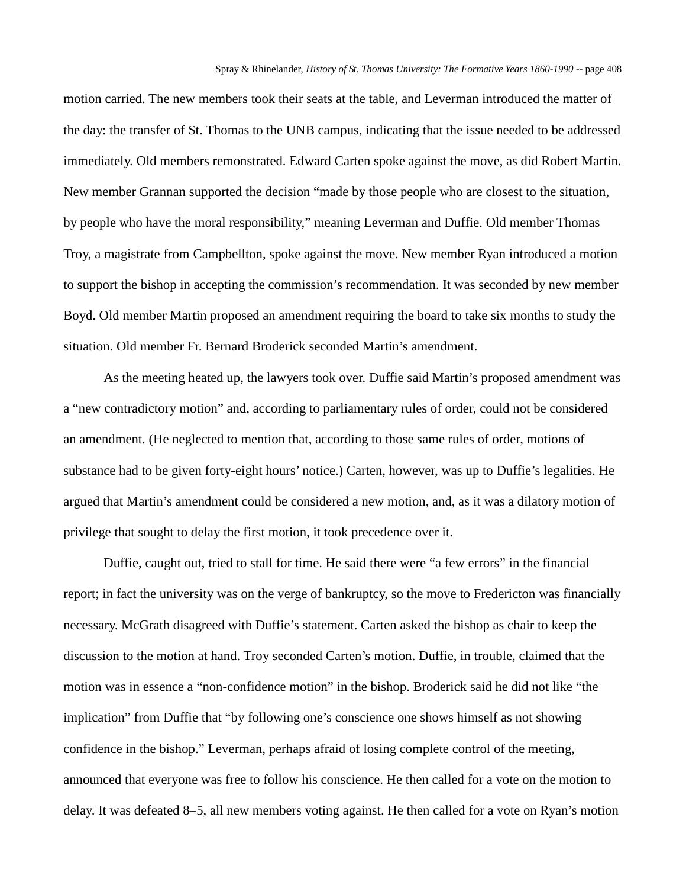motion carried. The new members took their seats at the table, and Leverman introduced the matter of the day: the transfer of St. Thomas to the UNB campus, indicating that the issue needed to be addressed immediately. Old members remonstrated. Edward Carten spoke against the move, as did Robert Martin. New member Grannan supported the decision "made by those people who are closest to the situation, by people who have the moral responsibility," meaning Leverman and Duffie. Old member Thomas Troy, a magistrate from Campbellton, spoke against the move. New member Ryan introduced a motion to support the bishop in accepting the commission's recommendation. It was seconded by new member Boyd. Old member Martin proposed an amendment requiring the board to take six months to study the situation. Old member Fr. Bernard Broderick seconded Martin's amendment.

As the meeting heated up, the lawyers took over. Duffie said Martin's proposed amendment was a "new contradictory motion" and, according to parliamentary rules of order, could not be considered an amendment. (He neglected to mention that, according to those same rules of order, motions of substance had to be given forty-eight hours' notice.) Carten, however, was up to Duffie's legalities. He argued that Martin's amendment could be considered a new motion, and, as it was a dilatory motion of privilege that sought to delay the first motion, it took precedence over it.

Duffie, caught out, tried to stall for time. He said there were "a few errors" in the financial report; in fact the university was on the verge of bankruptcy, so the move to Fredericton was financially necessary. McGrath disagreed with Duffie's statement. Carten asked the bishop as chair to keep the discussion to the motion at hand. Troy seconded Carten's motion. Duffie, in trouble, claimed that the motion was in essence a "non-confidence motion" in the bishop. Broderick said he did not like "the implication" from Duffie that "by following one's conscience one shows himself as not showing confidence in the bishop." Leverman, perhaps afraid of losing complete control of the meeting, announced that everyone was free to follow his conscience. He then called for a vote on the motion to delay. It was defeated 8–5, all new members voting against. He then called for a vote on Ryan's motion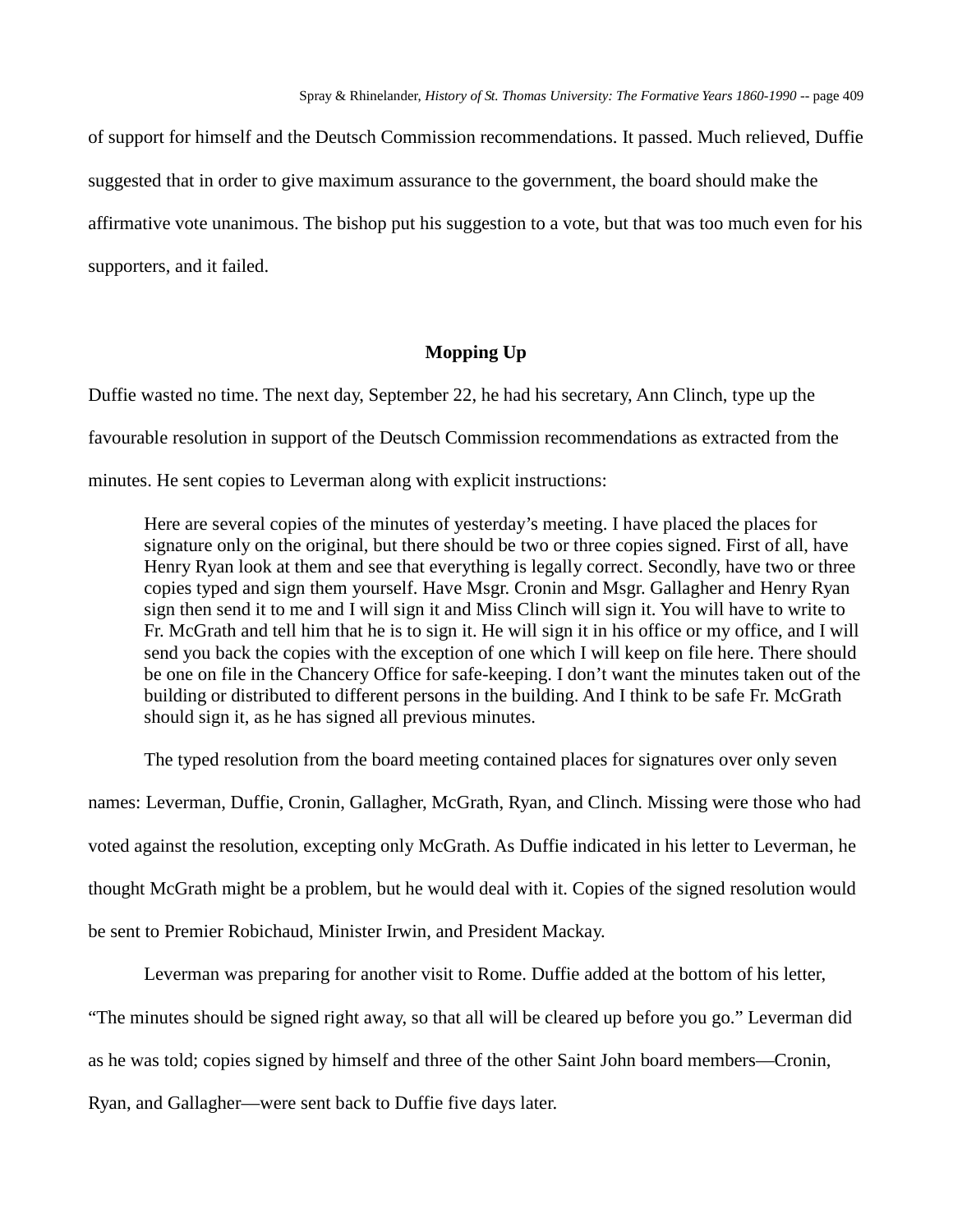of support for himself and the Deutsch Commission recommendations. It passed. Much relieved, Duffie suggested that in order to give maximum assurance to the government, the board should make the affirmative vote unanimous. The bishop put his suggestion to a vote, but that was too much even for his supporters, and it failed.

## Mopping Up

Duffie wasted no time. The next day, September 22, he had his secretary, Ann Clinch, type up the favourable resolution in support of the Deutsch Commission recommendations as extracted from the minutes. He sent copies to Leverman along with explicit instructions:

> Here are several copies of the minutes of yesterday's meeting. I have placed the places for signature only on the original, but there should be two or three copies signed. First of all, have Henry Ryan look at them and see that everything is legally correct. Secondly, have two or three copies typed and sign them yourself. Have Msgr. Cronin and Msgr. Gallagher and Henry Ryan sign then send it to me and I will sign it and Miss Clinch will sign it. You will have to write to Fr. McGrath and tell him that he is to sign it. He will sign it in his office or my office, and I will send you back the copies with the exception of one which I will keep on file here. There should be one on file in the Chancery Office for safe-keeping. I don't want the minutes taken out of the building or distributed to different persons in the building. And I think to be safe Fr. McGrath should sign it, as he has signed all previous minutes.

The typed resolution from the board meeting contained places for signatures over only seven names: Leverman, Duffie, Cronin, Gallagher, McGrath, Ryan, and Clinch. Missing were those who had voted against the resolution, excepting only McGrath. As Duffie indicated in his letter to Leverman, he thought McGrath might be a problem, but he would deal with it. Copies of the signed resolution would be sent to Premier Robichaud, Minister Irwin, and President Mackay.

Leverman was preparing for another visit to Rome. Duffie added at the bottom of his letter, "The minutes should be signed right away, so that all will be cleared up before you go." Leverman did as he was told; copies signed by himself and three of the other Saint John board members—Cronin, Ryan, and Gallagher—were sent back to Duffie five days later.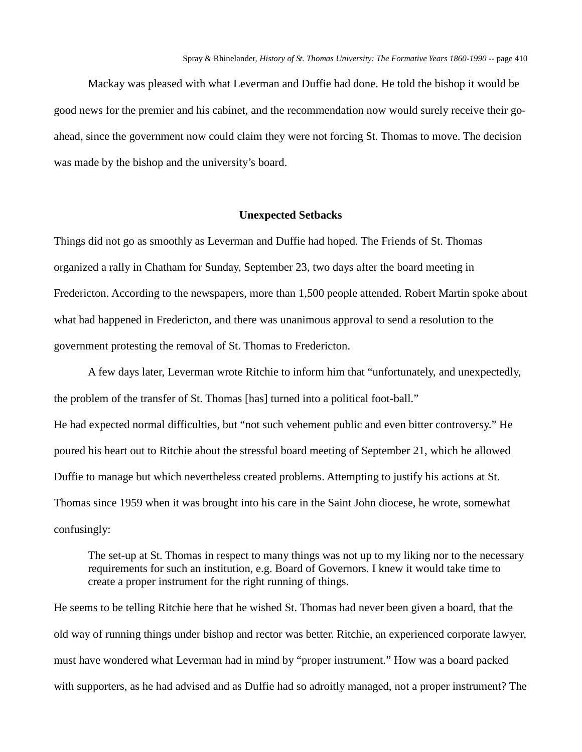Mackay was pleased with what Leverman and Duffie had done. He told the bishop it would be good news for the premier and his cabinet, and the recommendation now would surely receive their go-ahead, since the government now could claim they were not forcing St. Thomas to move. The decision was made by the bishop and the university's board.

## Unexpected Setbacks

Things did not go as smoothly as Leverman and Duffie had hoped. The Friends of St. Thomas organized a rally in Chatham for Sunday, September 23, two days after the board meeting in Fredericton. According to the newspapers, more than 1,500 people attended. Robert Martin spoke about what had happened in Fredericton, and there was unanimous approval to send a resolution to the government protesting the removal of St. Thomas to Fredericton.

A few days later, Leverman wrote Ritchie to inform him that "unfortunately, and unexpectedly, the problem of the transfer of St. Thomas [has] turned into a political foot-ball."
He had expected normal difficulties, but "not such vehement public and even bitter controversy." He poured his heart out to Ritchie about the stressful board meeting of September 21, which he allowed Duffie to manage but which nevertheless created problems. Attempting to justify his actions at St. Thomas since 1959 when it was brought into his care in the Saint John diocese, he wrote, somewhat confusingly:

> The set-up at St. Thomas in respect to many things was not up to my liking nor to the necessary requirements for such an institution, e.g. Board of Governors. I knew it would take time to create a proper instrument for the right running of things.

He seems to be telling Ritchie here that he wished St. Thomas had never been given a board, that the old way of running things under bishop and rector was better. Ritchie, an experienced corporate lawyer, must have wondered what Leverman had in mind by "proper instrument." How was a board packed with supporters, as he had advised and as Duffie had so adroitly managed, not a proper instrument? The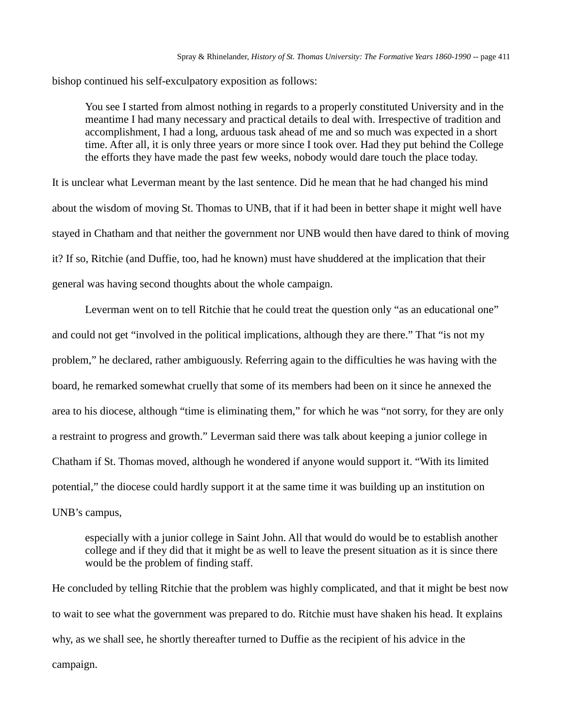bishop continued his self-exculpatory exposition as follows:

> You see I started from almost nothing in regards to a properly constituted University and in the meantime I had many necessary and practical details to deal with. Irrespective of tradition and accomplishment, I had a long, arduous task ahead of me and so much was expected in a short time. After all, it is only three years or more since I took over. Had they put behind the College the efforts they have made the past few weeks, nobody would dare touch the place today.

It is unclear what Leverman meant by the last sentence. Did he mean that he had changed his mind about the wisdom of moving St. Thomas to UNB, that if it had been in better shape it might well have stayed in Chatham and that neither the government nor UNB would then have dared to think of moving it? If so, Ritchie (and Duffie, too, had he known) must have shuddered at the implication that their general was having second thoughts about the whole campaign.

Leverman went on to tell Ritchie that he could treat the question only "as an educational one" and could not get "involved in the political implications, although they are there." That "is not my problem," he declared, rather ambiguously. Referring again to the difficulties he was having with the board, he remarked somewhat cruelly that some of its members had been on it since he annexed the area to his diocese, although "time is eliminating them," for which he was "not sorry, for they are only a restraint to progress and growth." Leverman said there was talk about keeping a junior college in Chatham if St. Thomas moved, although he wondered if anyone would support it. "With its limited potential," the diocese could hardly support it at the same time it was building up an institution on UNB's campus,

> especially with a junior college in Saint John. All that would do would be to establish another college and if they did that it might be as well to leave the present situation as it is since there would be the problem of finding staff.

He concluded by telling Ritchie that the problem was highly complicated, and that it might be best now to wait to see what the government was prepared to do. Ritchie must have shaken his head. It explains why, as we shall see, he shortly thereafter turned to Duffie as the recipient of his advice in the campaign.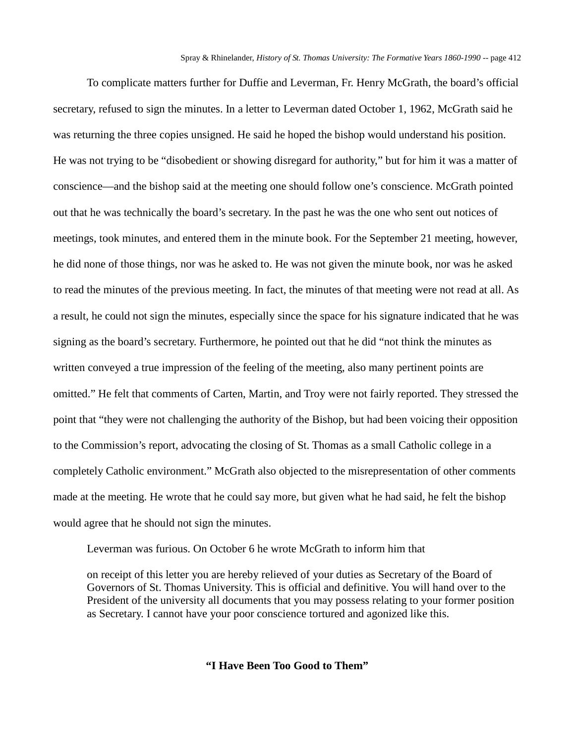To complicate matters further for Duffie and Leverman, Fr. Henry McGrath, the board's official secretary, refused to sign the minutes. In a letter to Leverman dated October 1, 1962, McGrath said he was returning the three copies unsigned. He said he hoped the bishop would understand his position. He was not trying to be "disobedient or showing disregard for authority," but for him it was a matter of conscience—and the bishop said at the meeting one should follow one's conscience. McGrath pointed out that he was technically the board's secretary. In the past he was the one who sent out notices of meetings, took minutes, and entered them in the minute book. For the September 21 meeting, however, he did none of those things, nor was he asked to. He was not given the minute book, nor was he asked to read the minutes of the previous meeting. In fact, the minutes of that meeting were not read at all. As a result, he could not sign the minutes, especially since the space for his signature indicated that he was signing as the board's secretary. Furthermore, he pointed out that he did "not think the minutes as written conveyed a true impression of the feeling of the meeting, also many pertinent points are omitted." He felt that comments of Carten, Martin, and Troy were not fairly reported. They stressed the point that "they were not challenging the authority of the Bishop, but had been voicing their opposition to the Commission's report, advocating the closing of St. Thomas as a small Catholic college in a completely Catholic environment." McGrath also objected to the misrepresentation of other comments made at the meeting. He wrote that he could say more, but given what he had said, he felt the bishop would agree that he should not sign the minutes.

Leverman was furious. On October 6 he wrote McGrath to inform him that

> on receipt of this letter you are hereby relieved of your duties as Secretary of the Board of Governors of St. Thomas University. This is official and definitive. You will hand over to the President of the university all documents that you may possess relating to your former position as Secretary. I cannot have your poor conscience tortured and agonized like this.

## "I Have Been Too Good to Them"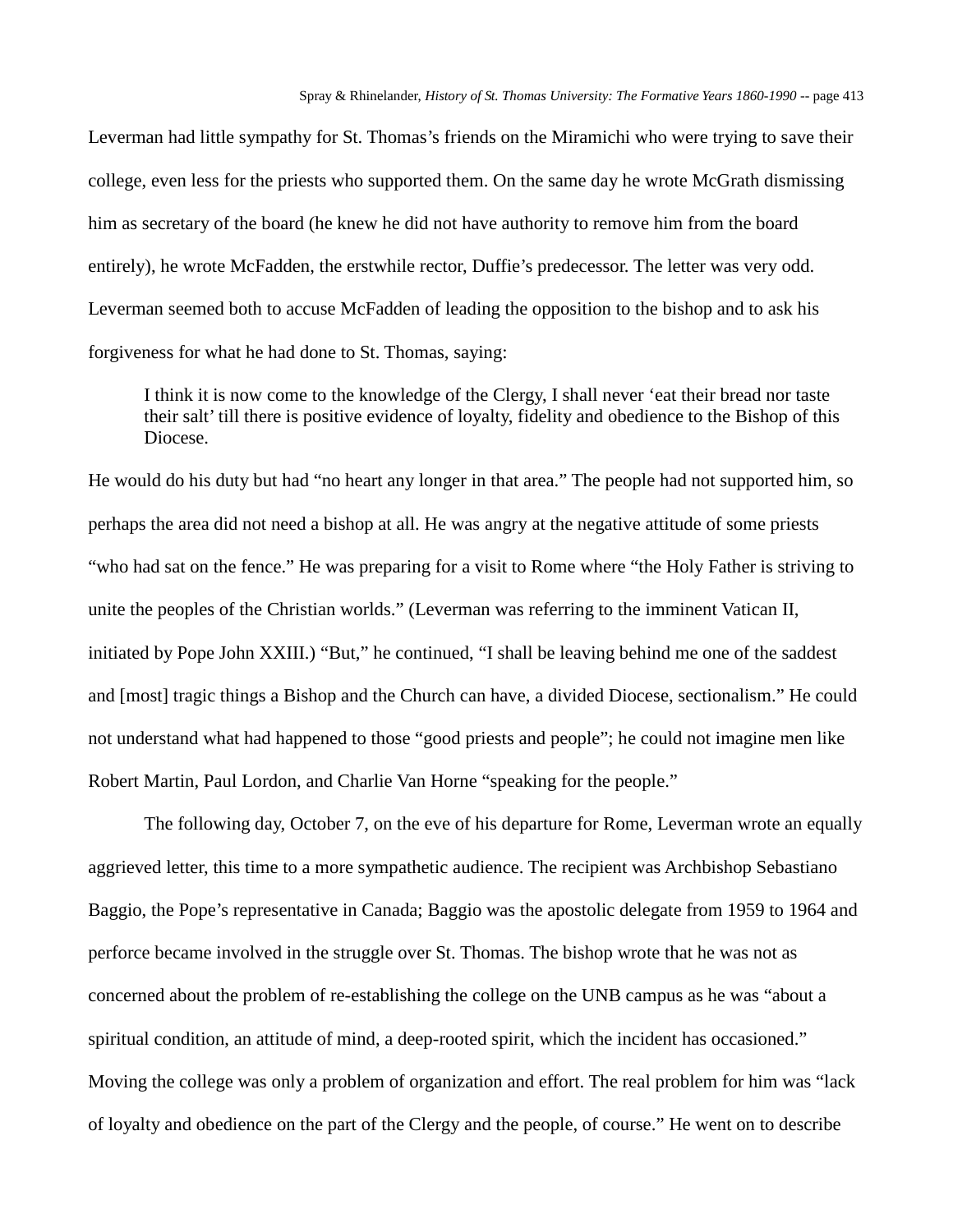Leverman had little sympathy for St. Thomas's friends on the Miramichi who were trying to save their college, even less for the priests who supported them. On the same day he wrote McGrath dismissing him as secretary of the board (he knew he did not have authority to remove him from the board entirely), he wrote McFadden, the erstwhile rector, Duffie's predecessor. The letter was very odd. Leverman seemed both to accuse McFadden of leading the opposition to the bishop and to ask his forgiveness for what he had done to St. Thomas, saying:

> I think it is now come to the knowledge of the Clergy, I shall never 'eat their bread nor taste their salt' till there is positive evidence of loyalty, fidelity and obedience to the Bishop of this Diocese.

He would do his duty but had "no heart any longer in that area." The people had not supported him, so perhaps the area did not need a bishop at all. He was angry at the negative attitude of some priests "who had sat on the fence." He was preparing for a visit to Rome where "the Holy Father is striving to unite the peoples of the Christian worlds." (Leverman was referring to the imminent Vatican II, initiated by Pope John XXIII.) "But," he continued, "I shall be leaving behind me one of the saddest and [most] tragic things a Bishop and the Church can have, a divided Diocese, sectionalism." He could not understand what had happened to those "good priests and people"; he could not imagine men like Robert Martin, Paul Lordon, and Charlie Van Horne "speaking for the people."

The following day, October 7, on the eve of his departure for Rome, Leverman wrote an equally aggrieved letter, this time to a more sympathetic audience. The recipient was Archbishop Sebastiano Baggio, the Pope's representative in Canada; Baggio was the apostolic delegate from 1959 to 1964 and perforce became involved in the struggle over St. Thomas. The bishop wrote that he was not as concerned about the problem of re-establishing the college on the UNB campus as he was "about a spiritual condition, an attitude of mind, a deep-rooted spirit, which the incident has occasioned." Moving the college was only a problem of organization and effort. The real problem for him was "lack of loyalty and obedience on the part of the Clergy and the people, of course." He went on to describe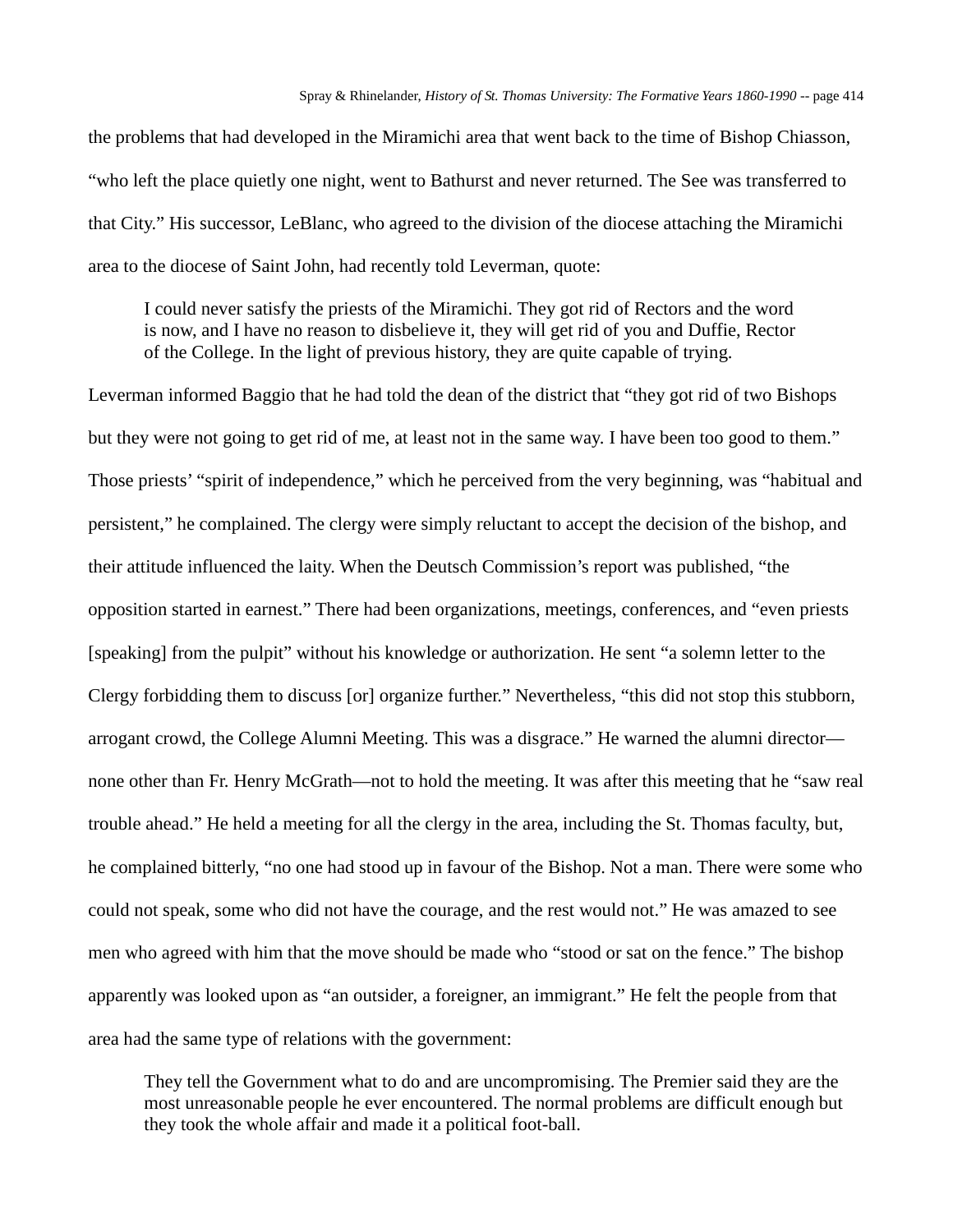the problems that had developed in the Miramichi area that went back to the time of Bishop Chiasson, "who left the place quietly one night, went to Bathurst and never returned. The See was transferred to that City." His successor, LeBlanc, who agreed to the division of the diocese attaching the Miramichi area to the diocese of Saint John, had recently told Leverman, quote:

> I could never satisfy the priests of the Miramichi. They got rid of Rectors and the word is now, and I have no reason to disbelieve it, they will get rid of you and Duffie, Rector of the College. In the light of previous history, they are quite capable of trying.

Leverman informed Baggio that he had told the dean of the district that "they got rid of two Bishops but they were not going to get rid of me, at least not in the same way. I have been too good to them." Those priests' "spirit of independence," which he perceived from the very beginning, was "habitual and persistent," he complained. The clergy were simply reluctant to accept the decision of the bishop, and their attitude influenced the laity. When the Deutsch Commission's report was published, "the opposition started in earnest." There had been organizations, meetings, conferences, and "even priests [speaking] from the pulpit" without his knowledge or authorization. He sent "a solemn letter to the Clergy forbidding them to discuss [or] organize further." Nevertheless, "this did not stop this stubborn, arrogant crowd, the College Alumni Meeting. This was a disgrace." He warned the alumni director—none other than Fr. Henry McGrath—not to hold the meeting. It was after this meeting that he "saw real trouble ahead." He held a meeting for all the clergy in the area, including the St. Thomas faculty, but, he complained bitterly, "no one had stood up in favour of the Bishop. Not a man. There were some who could not speak, some who did not have the courage, and the rest would not." He was amazed to see men who agreed with him that the move should be made who "stood or sat on the fence." The bishop apparently was looked upon as "an outsider, a foreigner, an immigrant." He felt the people from that area had the same type of relations with the government:

> They tell the Government what to do and are uncompromising. The Premier said they are the most unreasonable people he ever encountered. The normal problems are difficult enough but they took the whole affair and made it a political foot-ball.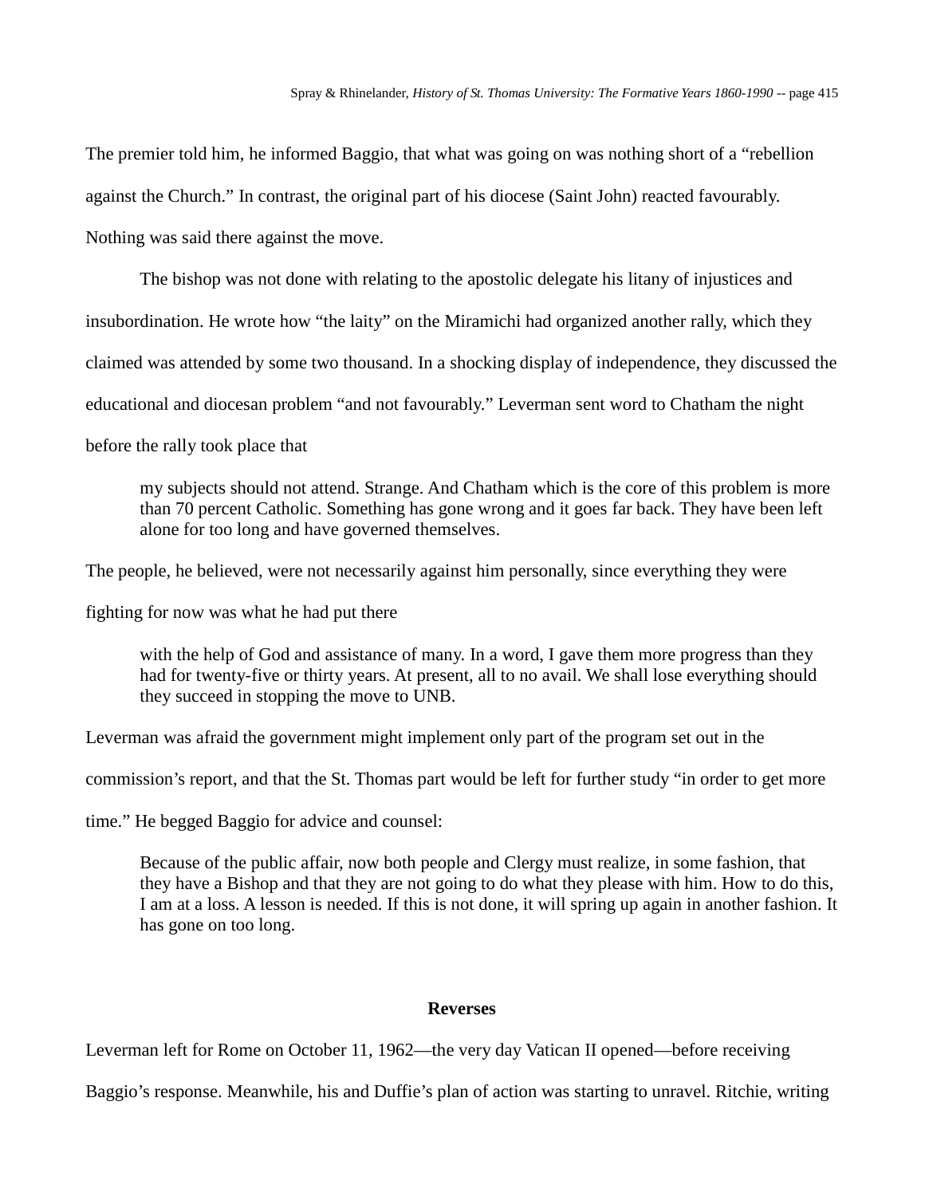The premier told him, he informed Baggio, that what was going on was nothing short of a “rebellion against the Church.” In contrast, the original part of his diocese (Saint John) reacted favourably. Nothing was said there against the move.

The bishop was not done with relating to the apostolic delegate his litany of injustices and insubordination. He wrote how “the laity” on the Miramichi had organized another rally, which they claimed was attended by some two thousand. In a shocking display of independence, they discussed the educational and diocesan problem “and not favourably.” Leverman sent word to Chatham the night before the rally took place that

> my subjects should not attend. Strange. And Chatham which is the core of this problem is more than 70 percent Catholic. Something has gone wrong and it goes far back. They have been left alone for too long and have governed themselves.

The people, he believed, were not necessarily against him personally, since everything they were fighting for now was what he had put there

> with the help of God and assistance of many. In a word, I gave them more progress than they had for twenty-five or thirty years. At present, all to no avail. We shall lose everything should they succeed in stopping the move to UNB.

Leverman was afraid the government might implement only part of the program set out in the commission’s report, and that the St. Thomas part would be left for further study “in order to get more time.” He begged Baggio for advice and counsel:

> Because of the public affair, now both people and Clergy must realize, in some fashion, that they have a Bishop and that they are not going to do what they please with him. How to do this, I am at a loss. A lesson is needed. If this is not done, it will spring up again in another fashion. It has gone on too long.

## Reverses

Leverman left for Rome on October 11, 1962—the very day Vatican II opened—before receiving Baggio’s response. Meanwhile, his and Duffie’s plan of action was starting to unravel. Ritchie, writing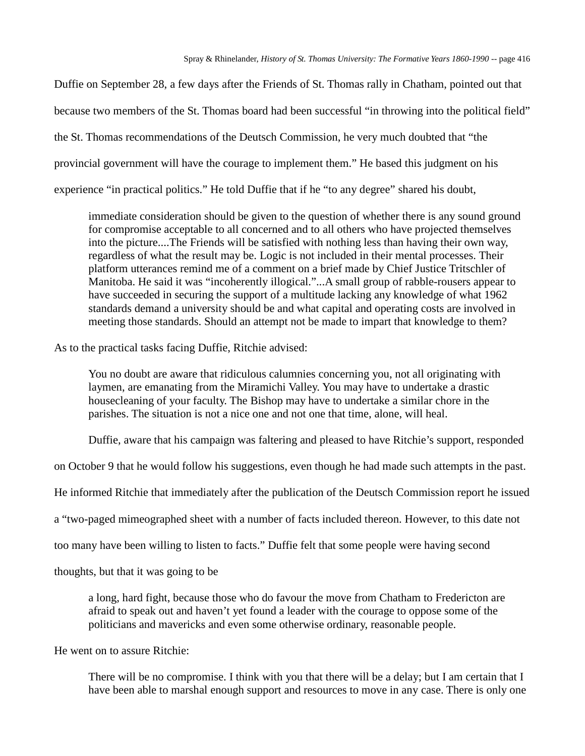Duffie on September 28, a few days after the Friends of St. Thomas rally in Chatham, pointed out that because two members of the St. Thomas board had been successful "in throwing into the political field" the St. Thomas recommendations of the Deutsch Commission, he very much doubted that "the provincial government will have the courage to implement them." He based this judgment on his experience "in practical politics." He told Duffie that if he "to any degree" shared his doubt,

> immediate consideration should be given to the question of whether there is any sound ground for compromise acceptable to all concerned and to all others who have projected themselves into the picture....The Friends will be satisfied with nothing less than having their own way, regardless of what the result may be. Logic is not included in their mental processes. Their platform utterances remind me of a comment on a brief made by Chief Justice Tritschler of Manitoba. He said it was "incoherently illogical."...A small group of rabble-rousers appear to have succeeded in securing the support of a multitude lacking any knowledge of what 1962 standards demand a university should be and what capital and operating costs are involved in meeting those standards. Should an attempt not be made to impart that knowledge to them?

As to the practical tasks facing Duffie, Ritchie advised:

> You no doubt are aware that ridiculous calumnies concerning you, not all originating with laymen, are emanating from the Miramichi Valley. You may have to undertake a drastic housecleaning of your faculty. The Bishop may have to undertake a similar chore in the parishes. The situation is not a nice one and not one that time, alone, will heal.

Duffie, aware that his campaign was faltering and pleased to have Ritchie's support, responded on October 9 that he would follow his suggestions, even though he had made such attempts in the past. He informed Ritchie that immediately after the publication of the Deutsch Commission report he issued a "two-paged mimeographed sheet with a number of facts included thereon. However, to this date not too many have been willing to listen to facts." Duffie felt that some people were having second thoughts, but that it was going to be

> a long, hard fight, because those who do favour the move from Chatham to Fredericton are afraid to speak out and haven't yet found a leader with the courage to oppose some of the politicians and mavericks and even some otherwise ordinary, reasonable people.

He went on to assure Ritchie:

> There will be no compromise. I think with you that there will be a delay; but I am certain that I have been able to marshal enough support and resources to move in any case. There is only one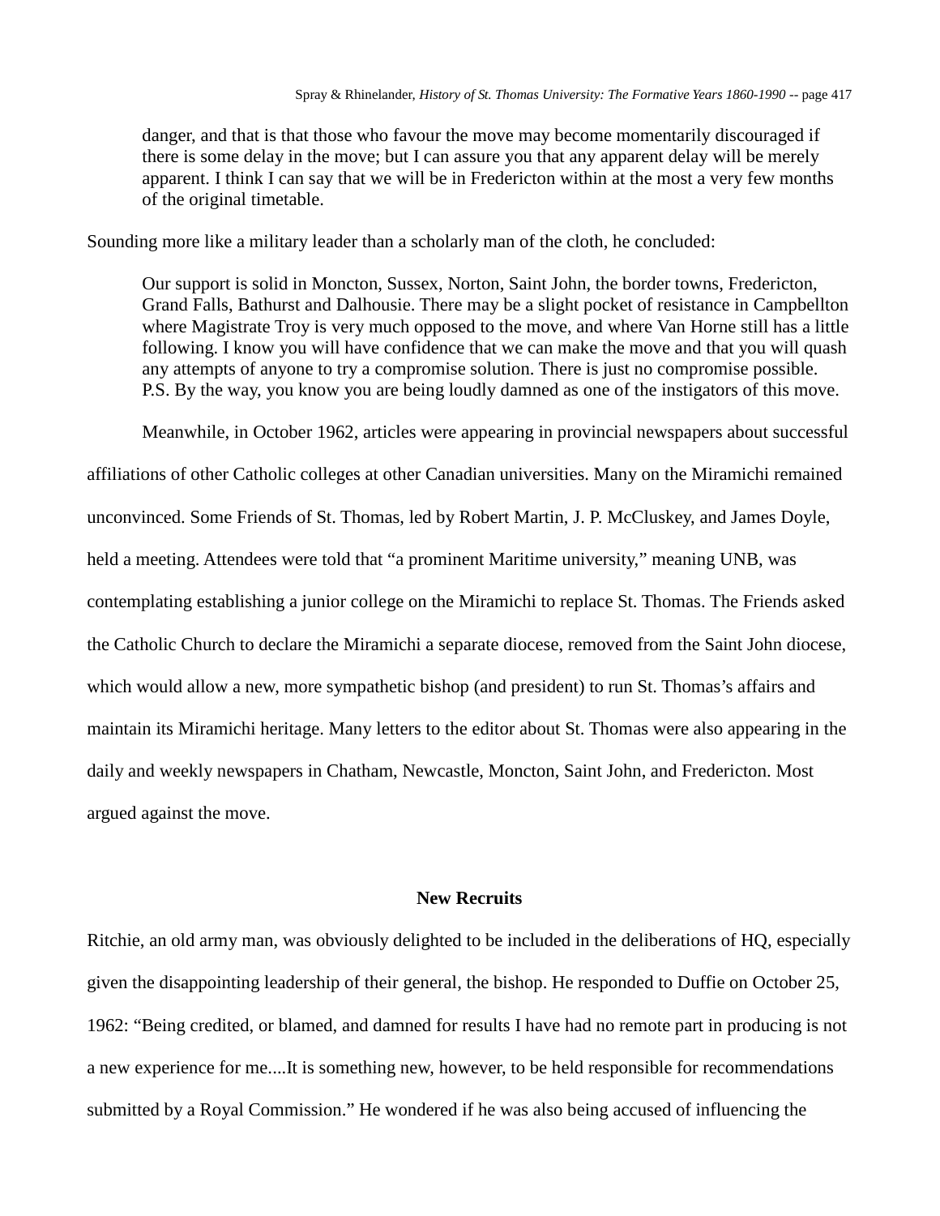> danger, and that is that those who favour the move may become momentarily discouraged if there is some delay in the move; but I can assure you that any apparent delay will be merely apparent. I think I can say that we will be in Fredericton within at the most a very few months of the original timetable.

Sounding more like a military leader than a scholarly man of the cloth, he concluded:

> Our support is solid in Moncton, Sussex, Norton, Saint John, the border towns, Fredericton, Grand Falls, Bathurst and Dalhousie. There may be a slight pocket of resistance in Campbellton where Magistrate Troy is very much opposed to the move, and where Van Horne still has a little following. I know you will have confidence that we can make the move and that you will quash any attempts of anyone to try a compromise solution. There is just no compromise possible.
> P.S. By the way, you know you are being loudly damned as one of the instigators of this move.

Meanwhile, in October 1962, articles were appearing in provincial newspapers about successful affiliations of other Catholic colleges at other Canadian universities. Many on the Miramichi remained unconvinced. Some Friends of St. Thomas, led by Robert Martin, J. P. McCluskey, and James Doyle, held a meeting. Attendees were told that "a prominent Maritime university," meaning UNB, was contemplating establishing a junior college on the Miramichi to replace St. Thomas. The Friends asked the Catholic Church to declare the Miramichi a separate diocese, removed from the Saint John diocese, which would allow a new, more sympathetic bishop (and president) to run St. Thomas's affairs and maintain its Miramichi heritage. Many letters to the editor about St. Thomas were also appearing in the daily and weekly newspapers in Chatham, Newcastle, Moncton, Saint John, and Fredericton. Most argued against the move.

### New Recruits

Ritchie, an old army man, was obviously delighted to be included in the deliberations of HQ, especially given the disappointing leadership of their general, the bishop. He responded to Duffie on October 25, 1962: "Being credited, or blamed, and damned for results I have had no remote part in producing is not a new experience for me....It is something new, however, to be held responsible for recommendations submitted by a Royal Commission." He wondered if he was also being accused of influencing the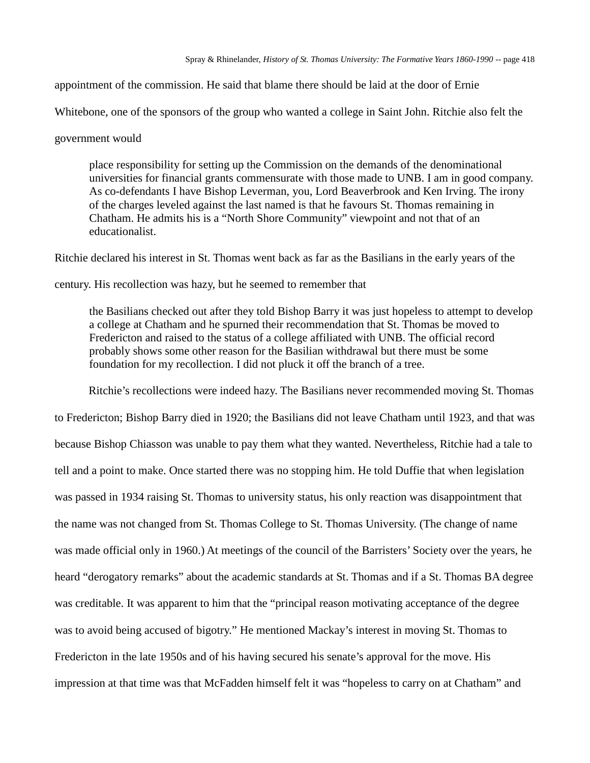appointment of the commission. He said that blame there should be laid at the door of Ernie Whitebone, one of the sponsors of the group who wanted a college in Saint John. Ritchie also felt the government would

> place responsibility for setting up the Commission on the demands of the denominational universities for financial grants commensurate with those made to UNB. I am in good company. As co-defendants I have Bishop Leverman, you, Lord Beaverbrook and Ken Irving. The irony of the charges leveled against the last named is that he favours St. Thomas remaining in Chatham. He admits his is a "North Shore Community" viewpoint and not that of an educationalist.

Ritchie declared his interest in St. Thomas went back as far as the Basilians in the early years of the century. His recollection was hazy, but he seemed to remember that

> the Basilians checked out after they told Bishop Barry it was just hopeless to attempt to develop a college at Chatham and he spurned their recommendation that St. Thomas be moved to Fredericton and raised to the status of a college affiliated with UNB. The official record probably shows some other reason for the Basilian withdrawal but there must be some foundation for my recollection. I did not pluck it off the branch of a tree.

Ritchie's recollections were indeed hazy. The Basilians never recommended moving St. Thomas to Fredericton; Bishop Barry died in 1920; the Basilians did not leave Chatham until 1923, and that was because Bishop Chiasson was unable to pay them what they wanted. Nevertheless, Ritchie had a tale to tell and a point to make. Once started there was no stopping him. He told Duffie that when legislation was passed in 1934 raising St. Thomas to university status, his only reaction was disappointment that the name was not changed from St. Thomas College to St. Thomas University. (The change of name was made official only in 1960.) At meetings of the council of the Barristers' Society over the years, he heard "derogatory remarks" about the academic standards at St. Thomas and if a St. Thomas BA degree was creditable. It was apparent to him that the "principal reason motivating acceptance of the degree was to avoid being accused of bigotry." He mentioned Mackay's interest in moving St. Thomas to Fredericton in the late 1950s and of his having secured his senate's approval for the move. His impression at that time was that McFadden himself felt it was "hopeless to carry on at Chatham" and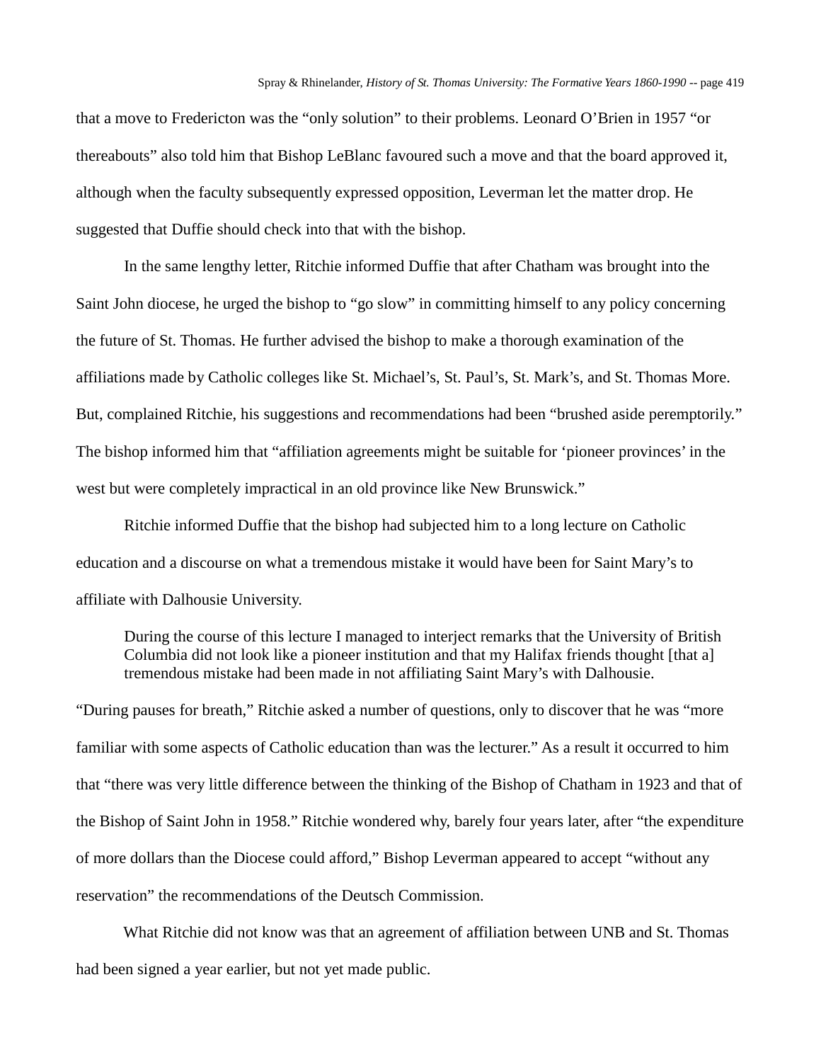that a move to Fredericton was the “only solution” to their problems. Leonard O’Brien in 1957 “or thereabouts” also told him that Bishop LeBlanc favoured such a move and that the board approved it, although when the faculty subsequently expressed opposition, Leverman let the matter drop. He suggested that Duffie should check into that with the bishop.

In the same lengthy letter, Ritchie informed Duffie that after Chatham was brought into the Saint John diocese, he urged the bishop to “go slow” in committing himself to any policy concerning the future of St. Thomas. He further advised the bishop to make a thorough examination of the affiliations made by Catholic colleges like St. Michael’s, St. Paul’s, St. Mark’s, and St. Thomas More. But, complained Ritchie, his suggestions and recommendations had been “brushed aside peremptorily.” The bishop informed him that “affiliation agreements might be suitable for ‘pioneer provinces’ in the west but were completely impractical in an old province like New Brunswick.”

Ritchie informed Duffie that the bishop had subjected him to a long lecture on Catholic education and a discourse on what a tremendous mistake it would have been for Saint Mary’s to affiliate with Dalhousie University.

> During the course of this lecture I managed to interject remarks that the University of British Columbia did not look like a pioneer institution and that my Halifax friends thought [that a] tremendous mistake had been made in not affiliating Saint Mary’s with Dalhousie.

“During pauses for breath,” Ritchie asked a number of questions, only to discover that he was “more familiar with some aspects of Catholic education than was the lecturer.” As a result it occurred to him that “there was very little difference between the thinking of the Bishop of Chatham in 1923 and that of the Bishop of Saint John in 1958.” Ritchie wondered why, barely four years later, after “the expenditure of more dollars than the Diocese could afford,” Bishop Leverman appeared to accept “without any reservation” the recommendations of the Deutsch Commission.

What Ritchie did not know was that an agreement of affiliation between UNB and St. Thomas had been signed a year earlier, but not yet made public.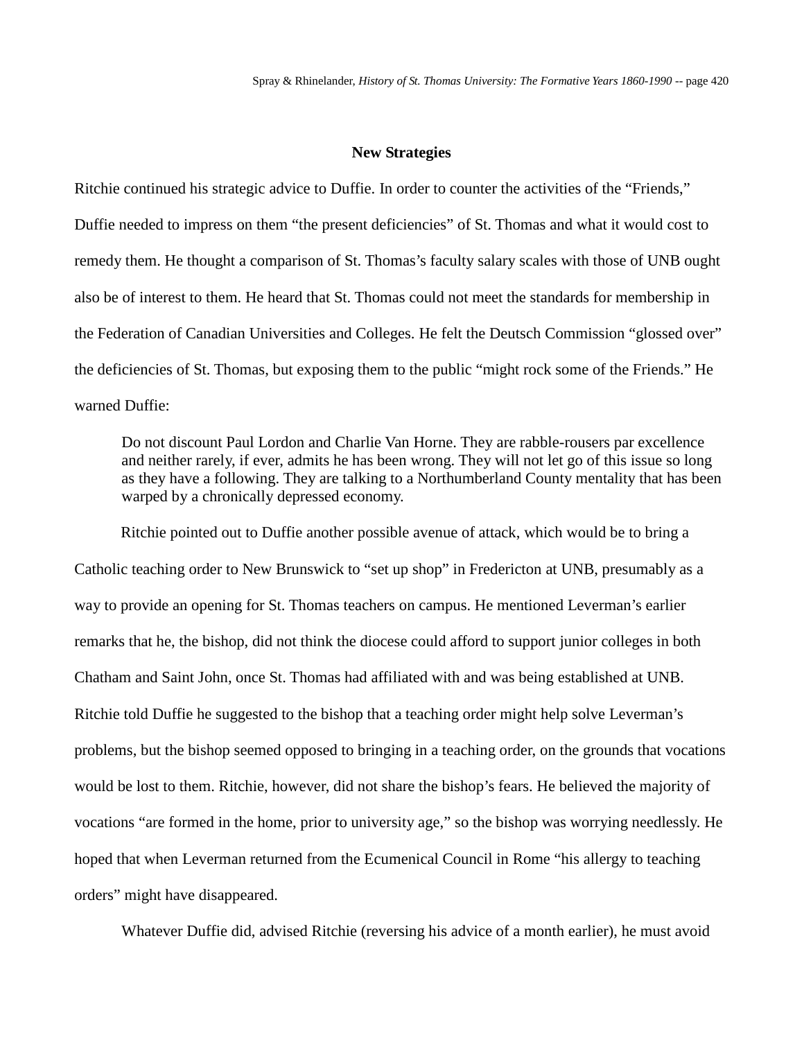## New Strategies

Ritchie continued his strategic advice to Duffie. In order to counter the activities of the "Friends," Duffie needed to impress on them "the present deficiencies" of St. Thomas and what it would cost to remedy them. He thought a comparison of St. Thomas's faculty salary scales with those of UNB ought also be of interest to them. He heard that St. Thomas could not meet the standards for membership in the Federation of Canadian Universities and Colleges. He felt the Deutsch Commission "glossed over" the deficiencies of St. Thomas, but exposing them to the public "might rock some of the Friends." He warned Duffie:

> Do not discount Paul Lordon and Charlie Van Horne. They are rabble-rousers par excellence and neither rarely, if ever, admits he has been wrong. They will not let go of this issue so long as they have a following. They are talking to a Northumberland County mentality that has been warped by a chronically depressed economy.

Ritchie pointed out to Duffie another possible avenue of attack, which would be to bring a Catholic teaching order to New Brunswick to "set up shop" in Fredericton at UNB, presumably as a way to provide an opening for St. Thomas teachers on campus. He mentioned Leverman's earlier remarks that he, the bishop, did not think the diocese could afford to support junior colleges in both Chatham and Saint John, once St. Thomas had affiliated with and was being established at UNB. Ritchie told Duffie he suggested to the bishop that a teaching order might help solve Leverman's problems, but the bishop seemed opposed to bringing in a teaching order, on the grounds that vocations would be lost to them. Ritchie, however, did not share the bishop's fears. He believed the majority of vocations "are formed in the home, prior to university age," so the bishop was worrying needlessly. He hoped that when Leverman returned from the Ecumenical Council in Rome "his allergy to teaching orders" might have disappeared.

Whatever Duffie did, advised Ritchie (reversing his advice of a month earlier), he must avoid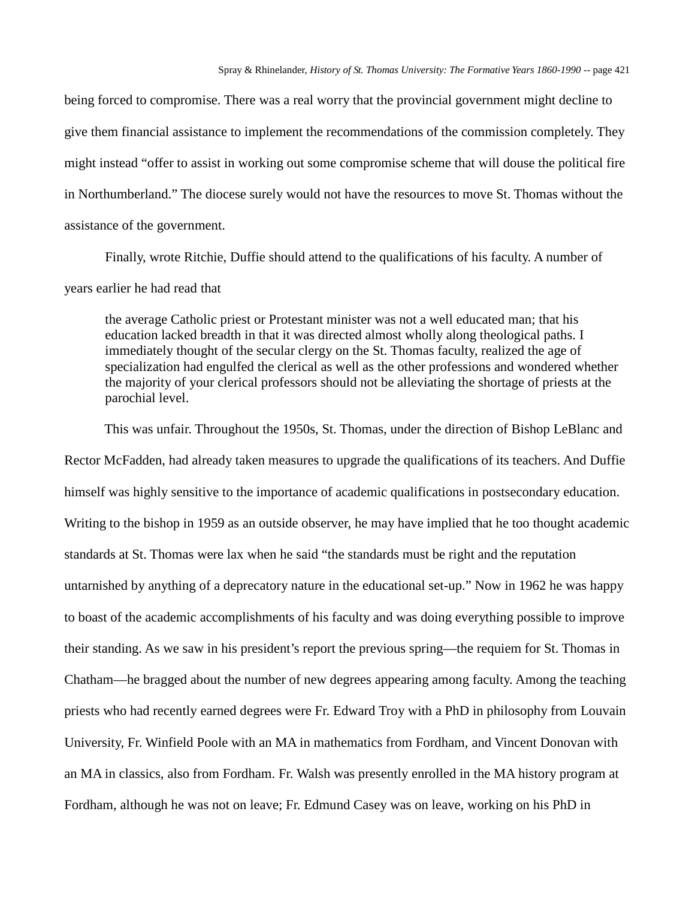being forced to compromise. There was a real worry that the provincial government might decline to give them financial assistance to implement the recommendations of the commission completely. They might instead "offer to assist in working out some compromise scheme that will douse the political fire in Northumberland." The diocese surely would not have the resources to move St. Thomas without the assistance of the government.

Finally, wrote Ritchie, Duffie should attend to the qualifications of his faculty. A number of years earlier he had read that

> the average Catholic priest or Protestant minister was not a well educated man; that his education lacked breadth in that it was directed almost wholly along theological paths. I immediately thought of the secular clergy on the St. Thomas faculty, realized the age of specialization had engulfed the clerical as well as the other professions and wondered whether the majority of your clerical professors should not be alleviating the shortage of priests at the parochial level.

This was unfair. Throughout the 1950s, St. Thomas, under the direction of Bishop LeBlanc and Rector McFadden, had already taken measures to upgrade the qualifications of its teachers. And Duffie himself was highly sensitive to the importance of academic qualifications in postsecondary education. Writing to the bishop in 1959 as an outside observer, he may have implied that he too thought academic standards at St. Thomas were lax when he said "the standards must be right and the reputation untarnished by anything of a deprecatory nature in the educational set-up." Now in 1962 he was happy to boast of the academic accomplishments of his faculty and was doing everything possible to improve their standing. As we saw in his president's report the previous spring—the requiem for St. Thomas in Chatham—he bragged about the number of new degrees appearing among faculty. Among the teaching priests who had recently earned degrees were Fr. Edward Troy with a PhD in philosophy from Louvain University, Fr. Winfield Poole with an MA in mathematics from Fordham, and Vincent Donovan with an MA in classics, also from Fordham. Fr. Walsh was presently enrolled in the MA history program at Fordham, although he was not on leave; Fr. Edmund Casey was on leave, working on his PhD in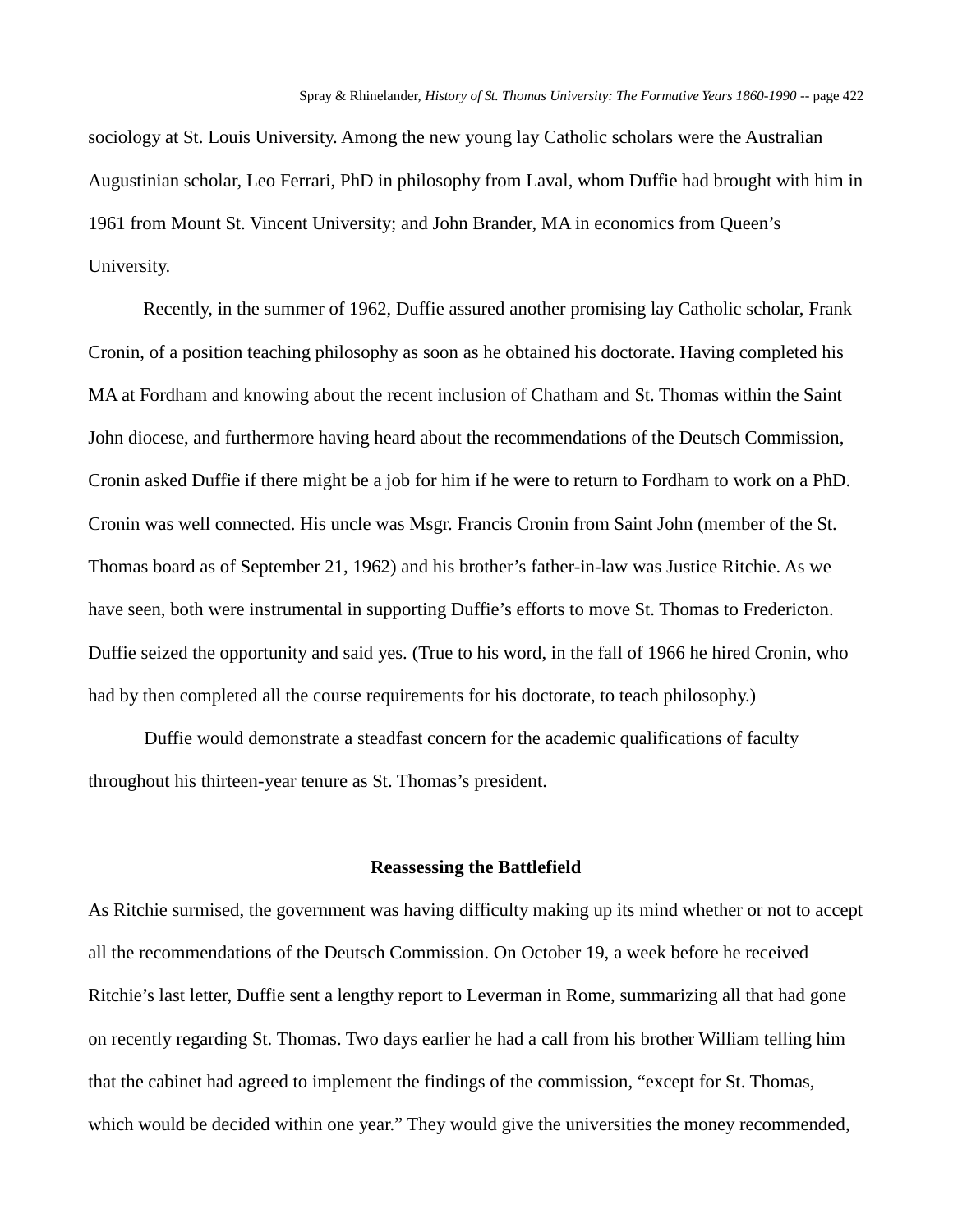sociology at St. Louis University. Among the new young lay Catholic scholars were the Australian Augustinian scholar, Leo Ferrari, PhD in philosophy from Laval, whom Duffie had brought with him in 1961 from Mount St. Vincent University; and John Brander, MA in economics from Queen's University.

Recently, in the summer of 1962, Duffie assured another promising lay Catholic scholar, Frank Cronin, of a position teaching philosophy as soon as he obtained his doctorate. Having completed his MA at Fordham and knowing about the recent inclusion of Chatham and St. Thomas within the Saint John diocese, and furthermore having heard about the recommendations of the Deutsch Commission, Cronin asked Duffie if there might be a job for him if he were to return to Fordham to work on a PhD. Cronin was well connected. His uncle was Msgr. Francis Cronin from Saint John (member of the St. Thomas board as of September 21, 1962) and his brother's father-in-law was Justice Ritchie. As we have seen, both were instrumental in supporting Duffie's efforts to move St. Thomas to Fredericton. Duffie seized the opportunity and said yes. (True to his word, in the fall of 1966 he hired Cronin, who had by then completed all the course requirements for his doctorate, to teach philosophy.)

Duffie would demonstrate a steadfast concern for the academic qualifications of faculty throughout his thirteen-year tenure as St. Thomas's president.

### Reassessing the Battlefield

As Ritchie surmised, the government was having difficulty making up its mind whether or not to accept all the recommendations of the Deutsch Commission. On October 19, a week before he received Ritchie's last letter, Duffie sent a lengthy report to Leverman in Rome, summarizing all that had gone on recently regarding St. Thomas. Two days earlier he had a call from his brother William telling him that the cabinet had agreed to implement the findings of the commission, "except for St. Thomas, which would be decided within one year." They would give the universities the money recommended,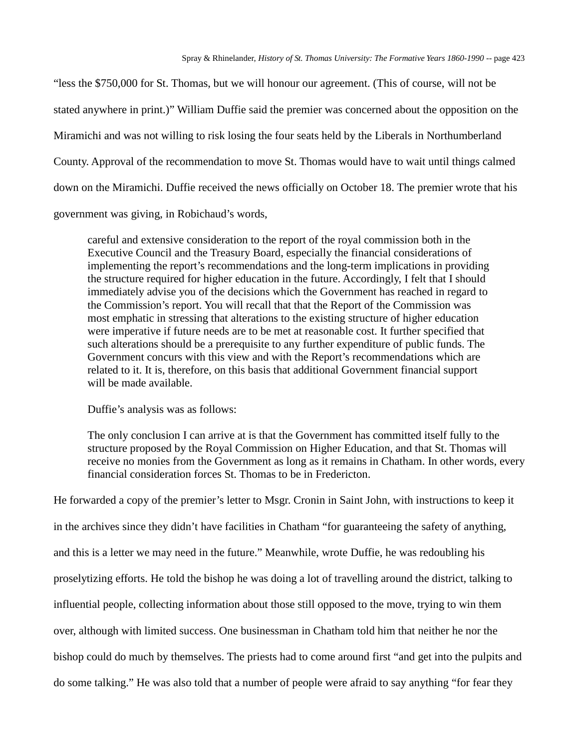"less the $750,000 for St. Thomas, but we will honour our agreement. (This of course, will not be stated anywhere in print.)" William Duffie said the premier was concerned about the opposition on the Miramichi and was not willing to risk losing the four seats held by the Liberals in Northumberland County. Approval of the recommendation to move St. Thomas would have to wait until things calmed down on the Miramichi. Duffie received the news officially on October 18. The premier wrote that his government was giving, in Robichaud's words,

> careful and extensive consideration to the report of the royal commission both in the Executive Council and the Treasury Board, especially the financial considerations of implementing the report's recommendations and the long-term implications in providing the structure required for higher education in the future. Accordingly, I felt that I should immediately advise you of the decisions which the Government has reached in regard to the Commission's report. You will recall that that the Report of the Commission was most emphatic in stressing that alterations to the existing structure of higher education were imperative if future needs are to be met at reasonable cost. It further specified that such alterations should be a prerequisite to any further expenditure of public funds. The Government concurs with this view and with the Report's recommendations which are related to it. It is, therefore, on this basis that additional Government financial support will be made available.

Duffie's analysis was as follows:

> The only conclusion I can arrive at is that the Government has committed itself fully to the structure proposed by the Royal Commission on Higher Education, and that St. Thomas will receive no monies from the Government as long as it remains in Chatham. In other words, every financial consideration forces St. Thomas to be in Fredericton.

He forwarded a copy of the premier's letter to Msgr. Cronin in Saint John, with instructions to keep it in the archives since they didn't have facilities in Chatham "for guaranteeing the safety of anything, and this is a letter we may need in the future." Meanwhile, wrote Duffie, he was redoubling his proselytizing efforts. He told the bishop he was doing a lot of travelling around the district, talking to influential people, collecting information about those still opposed to the move, trying to win them over, although with limited success. One businessman in Chatham told him that neither he nor the bishop could do much by themselves. The priests had to come around first "and get into the pulpits and do some talking." He was also told that a number of people were afraid to say anything "for fear they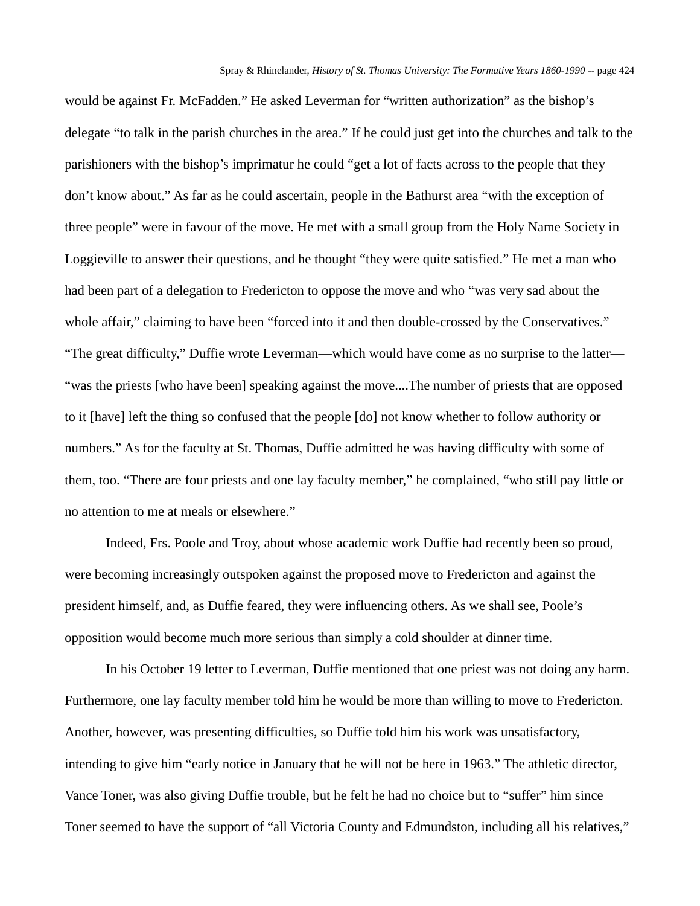would be against Fr. McFadden." He asked Leverman for "written authorization" as the bishop's delegate "to talk in the parish churches in the area." If he could just get into the churches and talk to the parishioners with the bishop's imprimatur he could "get a lot of facts across to the people that they don't know about." As far as he could ascertain, people in the Bathurst area "with the exception of three people" were in favour of the move. He met with a small group from the Holy Name Society in Loggieville to answer their questions, and he thought "they were quite satisfied." He met a man who had been part of a delegation to Fredericton to oppose the move and who "was very sad about the whole affair," claiming to have been "forced into it and then double-crossed by the Conservatives." "The great difficulty," Duffie wrote Leverman—which would have come as no surprise to the latter—"was the priests [who have been] speaking against the move....The number of priests that are opposed to it [have] left the thing so confused that the people [do] not know whether to follow authority or numbers." As for the faculty at St. Thomas, Duffie admitted he was having difficulty with some of them, too. "There are four priests and one lay faculty member," he complained, "who still pay little or no attention to me at meals or elsewhere."

Indeed, Frs. Poole and Troy, about whose academic work Duffie had recently been so proud, were becoming increasingly outspoken against the proposed move to Fredericton and against the president himself, and, as Duffie feared, they were influencing others. As we shall see, Poole's opposition would become much more serious than simply a cold shoulder at dinner time.

In his October 19 letter to Leverman, Duffie mentioned that one priest was not doing any harm. Furthermore, one lay faculty member told him he would be more than willing to move to Fredericton. Another, however, was presenting difficulties, so Duffie told him his work was unsatisfactory, intending to give him "early notice in January that he will not be here in 1963." The athletic director, Vance Toner, was also giving Duffie trouble, but he felt he had no choice but to "suffer" him since Toner seemed to have the support of "all Victoria County and Edmundston, including all his relatives,"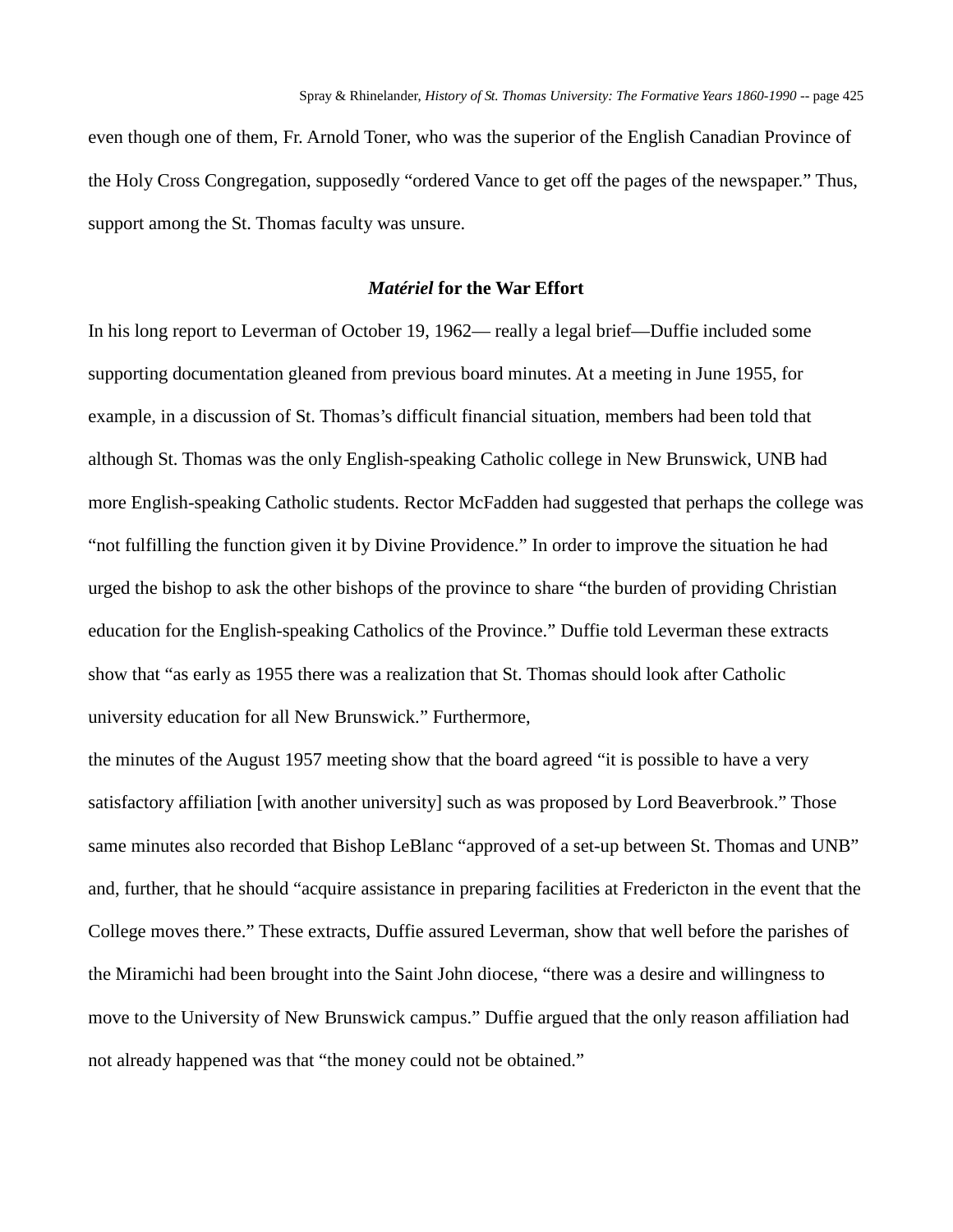even though one of them, Fr. Arnold Toner, who was the superior of the English Canadian Province of the Holy Cross Congregation, supposedly "ordered Vance to get off the pages of the newspaper." Thus, support among the St. Thomas faculty was unsure.

### *Matériel* for the War Effort

In his long report to Leverman of October 19, 1962— really a legal brief—Duffie included some supporting documentation gleaned from previous board minutes. At a meeting in June 1955, for example, in a discussion of St. Thomas's difficult financial situation, members had been told that although St. Thomas was the only English-speaking Catholic college in New Brunswick, UNB had more English-speaking Catholic students. Rector McFadden had suggested that perhaps the college was "not fulfilling the function given it by Divine Providence." In order to improve the situation he had urged the bishop to ask the other bishops of the province to share "the burden of providing Christian education for the English-speaking Catholics of the Province." Duffie told Leverman these extracts show that "as early as 1955 there was a realization that St. Thomas should look after Catholic university education for all New Brunswick." Furthermore,

the minutes of the August 1957 meeting show that the board agreed "it is possible to have a very satisfactory affiliation [with another university] such as was proposed by Lord Beaverbrook." Those same minutes also recorded that Bishop LeBlanc "approved of a set-up between St. Thomas and UNB" and, further, that he should "acquire assistance in preparing facilities at Fredericton in the event that the College moves there." These extracts, Duffie assured Leverman, show that well before the parishes of the Miramichi had been brought into the Saint John diocese, "there was a desire and willingness to move to the University of New Brunswick campus." Duffie argued that the only reason affiliation had not already happened was that "the money could not be obtained."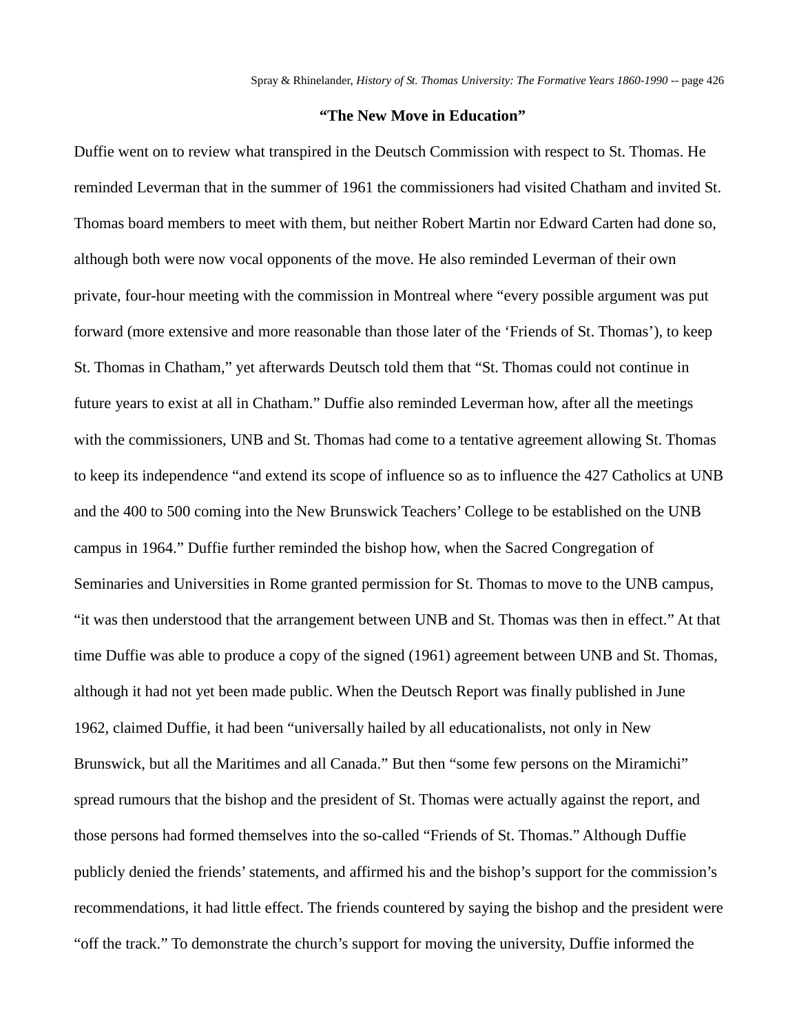**“The New Move in Education”**

Duffie went on to review what transpired in the Deutsch Commission with respect to St. Thomas. He reminded Leverman that in the summer of 1961 the commissioners had visited Chatham and invited St. Thomas board members to meet with them, but neither Robert Martin nor Edward Carten had done so, although both were now vocal opponents of the move. He also reminded Leverman of their own private, four-hour meeting with the commission in Montreal where “every possible argument was put forward (more extensive and more reasonable than those later of the ‘Friends of St. Thomas’), to keep St. Thomas in Chatham,” yet afterwards Deutsch told them that “St. Thomas could not continue in future years to exist at all in Chatham.” Duffie also reminded Leverman how, after all the meetings with the commissioners, UNB and St. Thomas had come to a tentative agreement allowing St. Thomas to keep its independence “and extend its scope of influence so as to influence the 427 Catholics at UNB and the 400 to 500 coming into the New Brunswick Teachers’ College to be established on the UNB campus in 1964.” Duffie further reminded the bishop how, when the Sacred Congregation of Seminaries and Universities in Rome granted permission for St. Thomas to move to the UNB campus, “it was then understood that the arrangement between UNB and St. Thomas was then in effect.” At that time Duffie was able to produce a copy of the signed (1961) agreement between UNB and St. Thomas, although it had not yet been made public. When the Deutsch Report was finally published in June 1962, claimed Duffie, it had been “universally hailed by all educationalists, not only in New Brunswick, but all the Maritimes and all Canada.” But then “some few persons on the Miramichi” spread rumours that the bishop and the president of St. Thomas were actually against the report, and those persons had formed themselves into the so-called “Friends of St. Thomas.” Although Duffie publicly denied the friends’ statements, and affirmed his and the bishop’s support for the commission’s recommendations, it had little effect. The friends countered by saying the bishop and the president were “off the track.” To demonstrate the church’s support for moving the university, Duffie informed the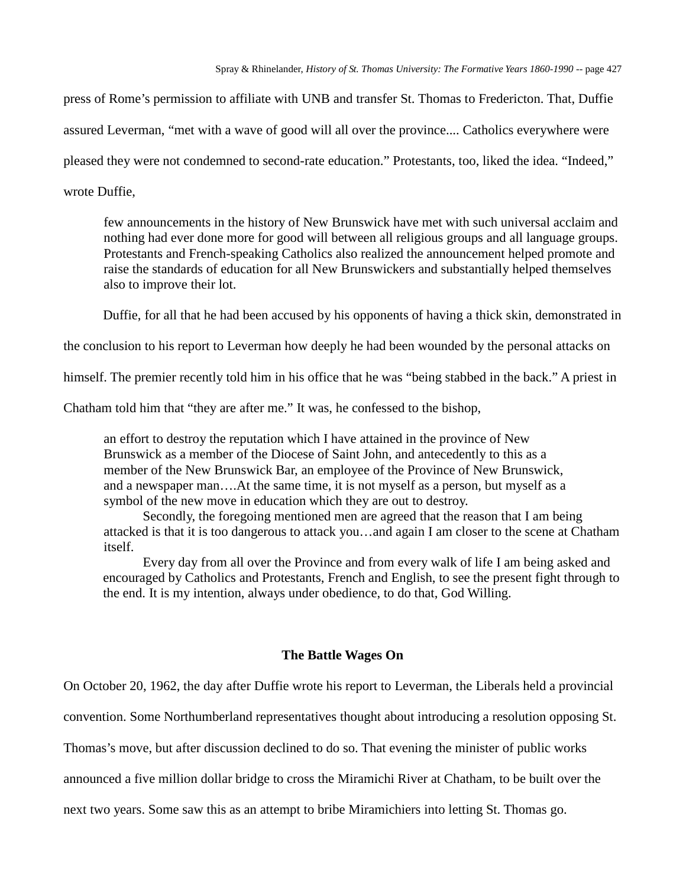press of Rome's permission to affiliate with UNB and transfer St. Thomas to Fredericton. That, Duffie assured Leverman, "met with a wave of good will all over the province.... Catholics everywhere were pleased they were not condemned to second-rate education." Protestants, too, liked the idea. "Indeed," wrote Duffie,

> few announcements in the history of New Brunswick have met with such universal acclaim and nothing had ever done more for good will between all religious groups and all language groups. Protestants and French-speaking Catholics also realized the announcement helped promote and raise the standards of education for all New Brunswickers and substantially helped themselves also to improve their lot.

Duffie, for all that he had been accused by his opponents of having a thick skin, demonstrated in the conclusion to his report to Leverman how deeply he had been wounded by the personal attacks on himself. The premier recently told him in his office that he was "being stabbed in the back." A priest in Chatham told him that "they are after me." It was, he confessed to the bishop,

> an effort to destroy the reputation which I have attained in the province of New Brunswick as a member of the Diocese of Saint John, and antecedently to this as a member of the New Brunswick Bar, an employee of the Province of New Brunswick, and a newspaper man….At the same time, it is not myself as a person, but myself as a symbol of the new move in education which they are out to destroy.
>
> Secondly, the foregoing mentioned men are agreed that the reason that I am being attacked is that it is too dangerous to attack you…and again I am closer to the scene at Chatham itself.
>
> Every day from all over the Province and from every walk of life I am being asked and encouraged by Catholics and Protestants, French and English, to see the present fight through to the end. It is my intention, always under obedience, to do that, God Willing.

## The Battle Wages On

On October 20, 1962, the day after Duffie wrote his report to Leverman, the Liberals held a provincial convention. Some Northumberland representatives thought about introducing a resolution opposing St. Thomas's move, but after discussion declined to do so. That evening the minister of public works announced a five million dollar bridge to cross the Miramichi River at Chatham, to be built over the next two years. Some saw this as an attempt to bribe Miramichiers into letting St. Thomas go.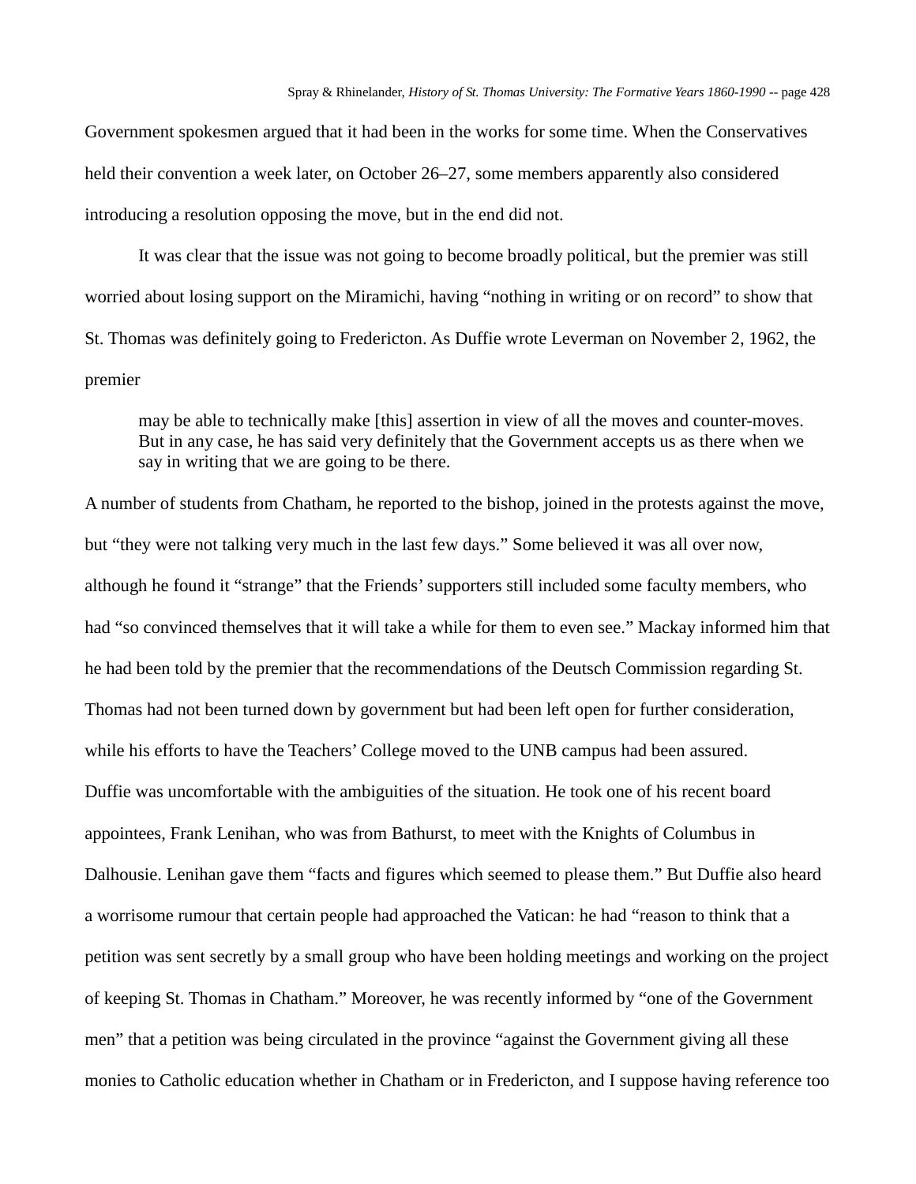Government spokesmen argued that it had been in the works for some time. When the Conservatives held their convention a week later, on October 26–27, some members apparently also considered introducing a resolution opposing the move, but in the end did not.

It was clear that the issue was not going to become broadly political, but the premier was still worried about losing support on the Miramichi, having "nothing in writing or on record" to show that St. Thomas was definitely going to Fredericton. As Duffie wrote Leverman on November 2, 1962, the premier

> may be able to technically make [this] assertion in view of all the moves and counter-moves. But in any case, he has said very definitely that the Government accepts us as there when we say in writing that we are going to be there.

A number of students from Chatham, he reported to the bishop, joined in the protests against the move, but "they were not talking very much in the last few days." Some believed it was all over now, although he found it "strange" that the Friends' supporters still included some faculty members, who had "so convinced themselves that it will take a while for them to even see." Mackay informed him that he had been told by the premier that the recommendations of the Deutsch Commission regarding St. Thomas had not been turned down by government but had been left open for further consideration, while his efforts to have the Teachers' College moved to the UNB campus had been assured.

Duffie was uncomfortable with the ambiguities of the situation. He took one of his recent board appointees, Frank Lenihan, who was from Bathurst, to meet with the Knights of Columbus in Dalhousie. Lenihan gave them "facts and figures which seemed to please them." But Duffie also heard a worrisome rumour that certain people had approached the Vatican: he had "reason to think that a petition was sent secretly by a small group who have been holding meetings and working on the project of keeping St. Thomas in Chatham." Moreover, he was recently informed by "one of the Government men" that a petition was being circulated in the province "against the Government giving all these monies to Catholic education whether in Chatham or in Fredericton, and I suppose having reference too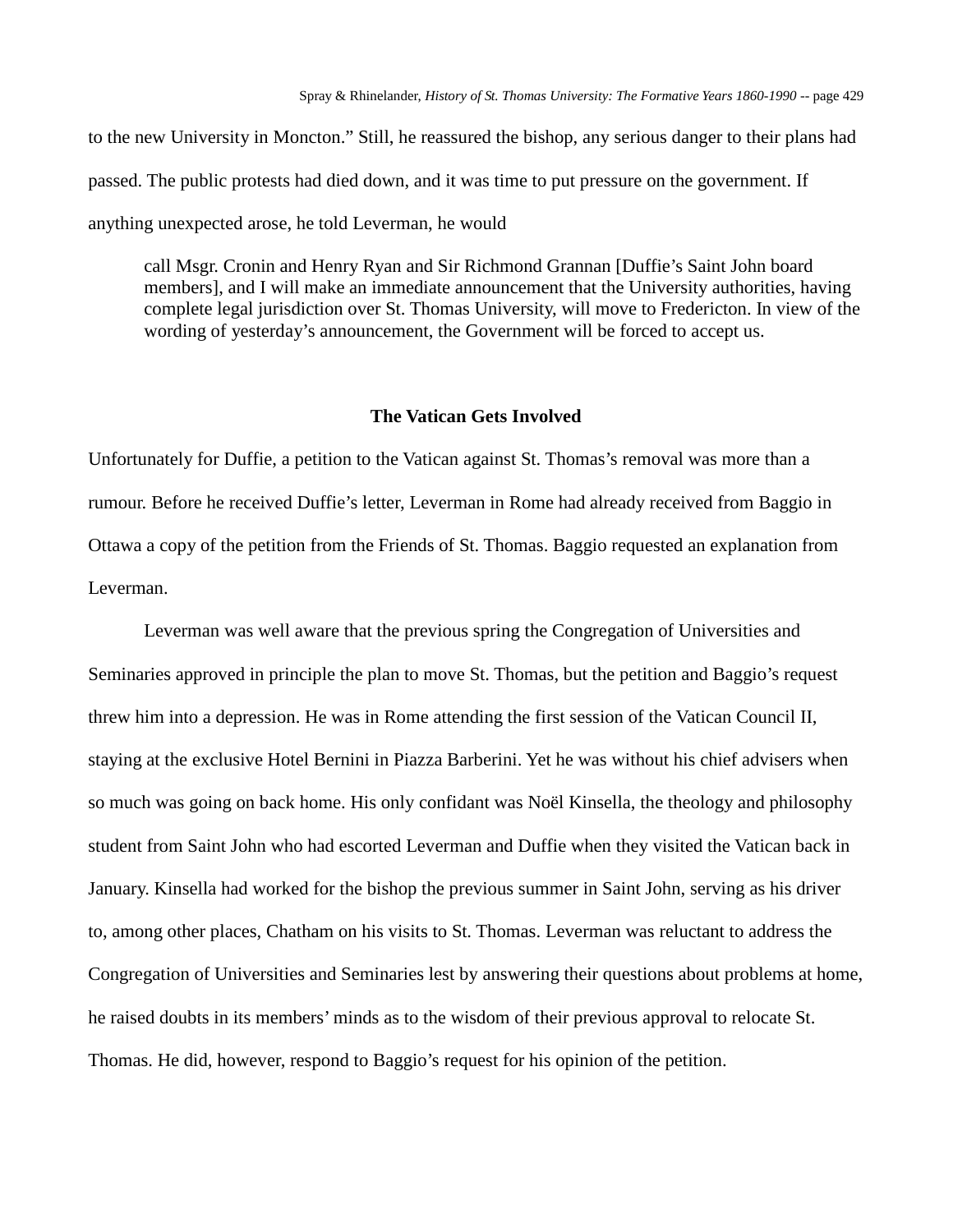to the new University in Moncton." Still, he reassured the bishop, any serious danger to their plans had passed. The public protests had died down, and it was time to put pressure on the government. If anything unexpected arose, he told Leverman, he would

> call Msgr. Cronin and Henry Ryan and Sir Richmond Grannan [Duffie's Saint John board members], and I will make an immediate announcement that the University authorities, having complete legal jurisdiction over St. Thomas University, will move to Fredericton. In view of the wording of yesterday's announcement, the Government will be forced to accept us.

### The Vatican Gets Involved

Unfortunately for Duffie, a petition to the Vatican against St. Thomas's removal was more than a rumour. Before he received Duffie's letter, Leverman in Rome had already received from Baggio in Ottawa a copy of the petition from the Friends of St. Thomas. Baggio requested an explanation from Leverman.

Leverman was well aware that the previous spring the Congregation of Universities and Seminaries approved in principle the plan to move St. Thomas, but the petition and Baggio's request threw him into a depression. He was in Rome attending the first session of the Vatican Council II, staying at the exclusive Hotel Bernini in Piazza Barberini. Yet he was without his chief advisers when so much was going on back home. His only confidant was Noël Kinsella, the theology and philosophy student from Saint John who had escorted Leverman and Duffie when they visited the Vatican back in January. Kinsella had worked for the bishop the previous summer in Saint John, serving as his driver to, among other places, Chatham on his visits to St. Thomas. Leverman was reluctant to address the Congregation of Universities and Seminaries lest by answering their questions about problems at home, he raised doubts in its members' minds as to the wisdom of their previous approval to relocate St. Thomas. He did, however, respond to Baggio's request for his opinion of the petition.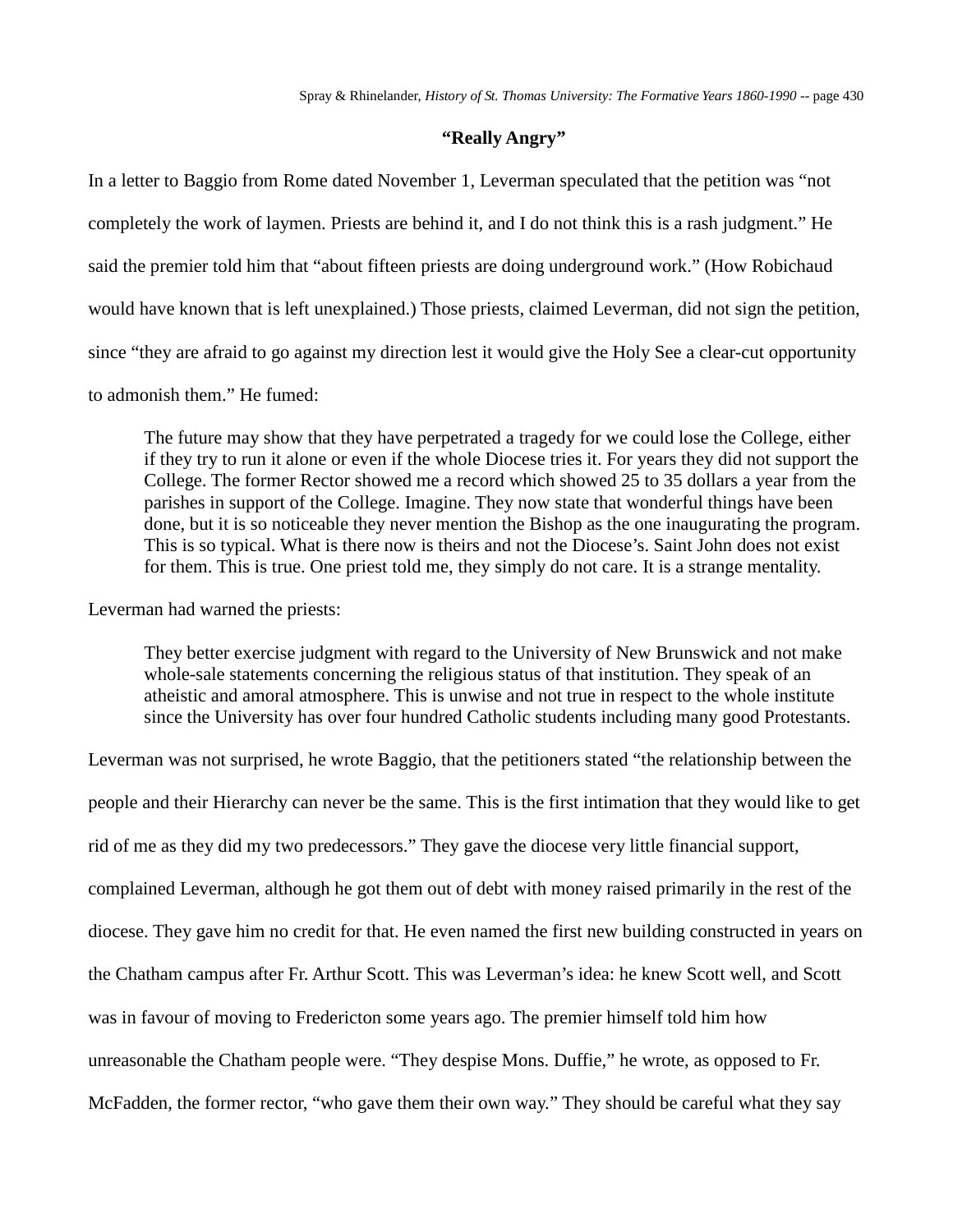### "Really Angry"

In a letter to Baggio from Rome dated November 1, Leverman speculated that the petition was "not completely the work of laymen. Priests are behind it, and I do not think this is a rash judgment." He said the premier told him that "about fifteen priests are doing underground work." (How Robichaud would have known that is left unexplained.) Those priests, claimed Leverman, did not sign the petition, since "they are afraid to go against my direction lest it would give the Holy See a clear-cut opportunity to admonish them." He fumed:

> The future may show that they have perpetrated a tragedy for we could lose the College, either if they try to run it alone or even if the whole Diocese tries it. For years they did not support the College. The former Rector showed me a record which showed 25 to 35 dollars a year from the parishes in support of the College. Imagine. They now state that wonderful things have been done, but it is so noticeable they never mention the Bishop as the one inaugurating the program. This is so typical. What is there now is theirs and not the Diocese's. Saint John does not exist for them. This is true. One priest told me, they simply do not care. It is a strange mentality.

Leverman had warned the priests:

> They better exercise judgment with regard to the University of New Brunswick and not make whole-sale statements concerning the religious status of that institution. They speak of an atheistic and amoral atmosphere. This is unwise and not true in respect to the whole institute since the University has over four hundred Catholic students including many good Protestants.

Leverman was not surprised, he wrote Baggio, that the petitioners stated "the relationship between the people and their Hierarchy can never be the same. This is the first intimation that they would like to get rid of me as they did my two predecessors." They gave the diocese very little financial support, complained Leverman, although he got them out of debt with money raised primarily in the rest of the diocese. They gave him no credit for that. He even named the first new building constructed in years on the Chatham campus after Fr. Arthur Scott. This was Leverman's idea: he knew Scott well, and Scott was in favour of moving to Fredericton some years ago. The premier himself told him how unreasonable the Chatham people were. "They despise Mons. Duffie," he wrote, as opposed to Fr. McFadden, the former rector, "who gave them their own way." They should be careful what they say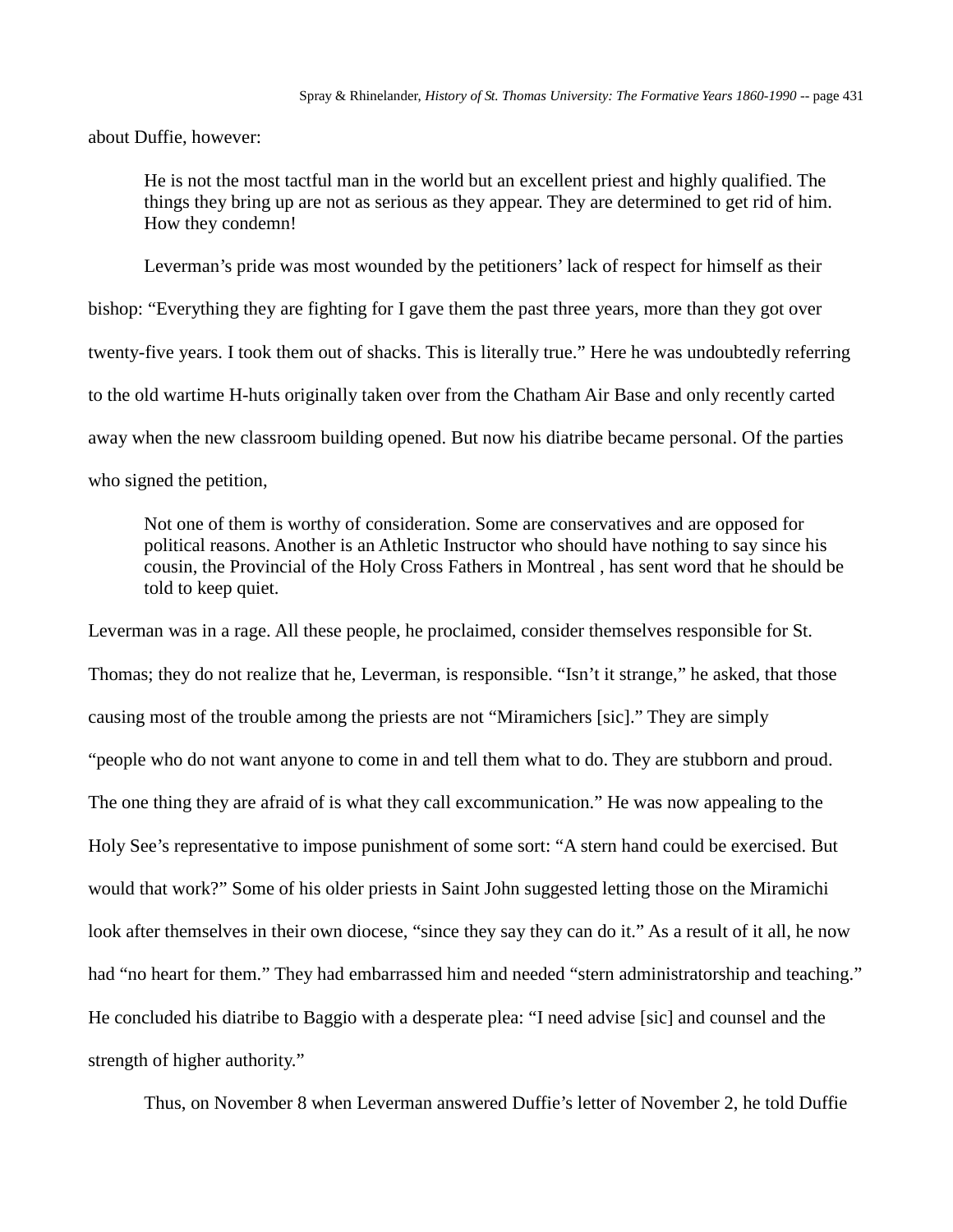about Duffie, however:

> He is not the most tactful man in the world but an excellent priest and highly qualified. The things they bring up are not as serious as they appear. They are determined to get rid of him. How they condemn!

Leverman's pride was most wounded by the petitioners' lack of respect for himself as their bishop: "Everything they are fighting for I gave them the past three years, more than they got over twenty-five years. I took them out of shacks. This is literally true." Here he was undoubtedly referring to the old wartime H-huts originally taken over from the Chatham Air Base and only recently carted away when the new classroom building opened. But now his diatribe became personal. Of the parties who signed the petition,

> Not one of them is worthy of consideration. Some are conservatives and are opposed for political reasons. Another is an Athletic Instructor who should have nothing to say since his cousin, the Provincial of the Holy Cross Fathers in Montreal , has sent word that he should be told to keep quiet.

Leverman was in a rage. All these people, he proclaimed, consider themselves responsible for St. Thomas; they do not realize that he, Leverman, is responsible. "Isn't it strange," he asked, that those causing most of the trouble among the priests are not "Miramichers [sic]." They are simply "people who do not want anyone to come in and tell them what to do. They are stubborn and proud. The one thing they are afraid of is what they call excommunication." He was now appealing to the Holy See's representative to impose punishment of some sort: "A stern hand could be exercised. But would that work?" Some of his older priests in Saint John suggested letting those on the Miramichi look after themselves in their own diocese, "since they say they can do it." As a result of it all, he now had "no heart for them." They had embarrassed him and needed "stern administratorship and teaching." He concluded his diatribe to Baggio with a desperate plea: "I need advise [sic] and counsel and the strength of higher authority."

Thus, on November 8 when Leverman answered Duffie's letter of November 2, he told Duffie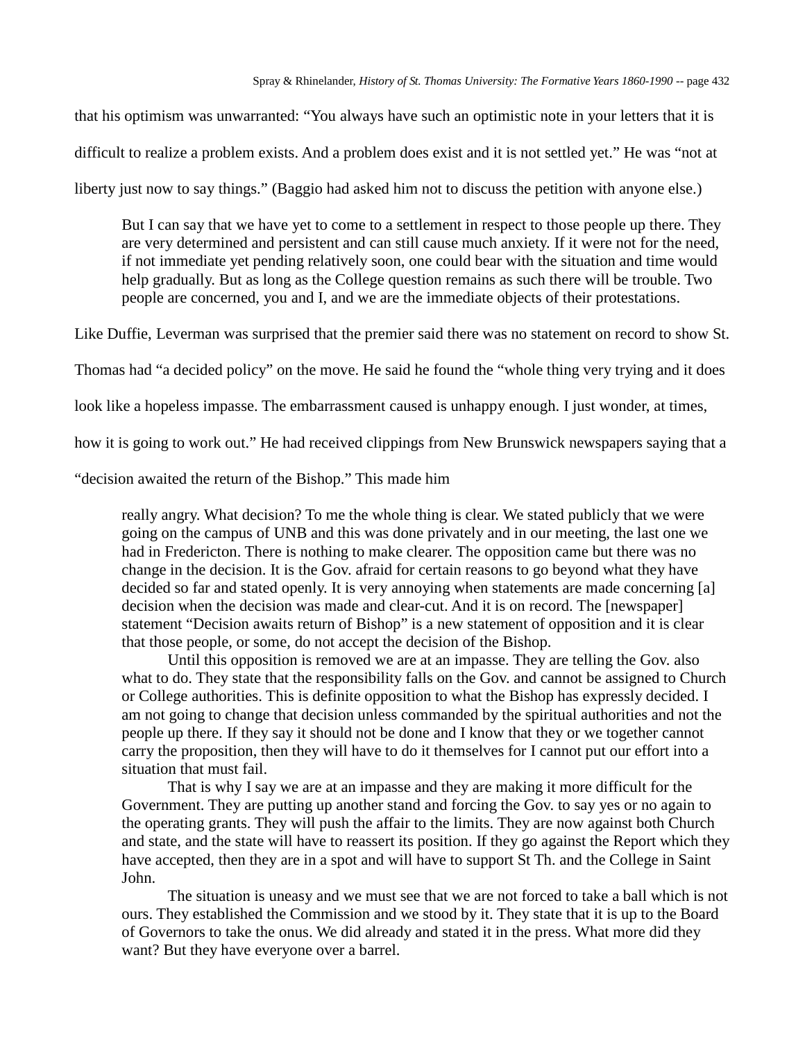that his optimism was unwarranted: “You always have such an optimistic note in your letters that it is difficult to realize a problem exists. And a problem does exist and it is not settled yet.” He was “not at liberty just now to say things.” (Baggio had asked him not to discuss the petition with anyone else.)

> But I can say that we have yet to come to a settlement in respect to those people up there. They are very determined and persistent and can still cause much anxiety. If it were not for the need, if not immediate yet pending relatively soon, one could bear with the situation and time would help gradually. But as long as the College question remains as such there will be trouble. Two people are concerned, you and I, and we are the immediate objects of their protestations.

Like Duffie, Leverman was surprised that the premier said there was no statement on record to show St. Thomas had “a decided policy” on the move. He said he found the “whole thing very trying and it does look like a hopeless impasse. The embarrassment caused is unhappy enough. I just wonder, at times, how it is going to work out.” He had received clippings from New Brunswick newspapers saying that a “decision awaited the return of the Bishop.” This made him

> really angry. What decision? To me the whole thing is clear. We stated publicly that we were going on the campus of UNB and this was done privately and in our meeting, the last one we had in Fredericton. There is nothing to make clearer. The opposition came but there was no change in the decision. It is the Gov. afraid for certain reasons to go beyond what they have decided so far and stated openly. It is very annoying when statements are made concerning [a] decision when the decision was made and clear-cut. And it is on record. The [newspaper] statement “Decision awaits return of Bishop” is a new statement of opposition and it is clear that those people, or some, do not accept the decision of the Bishop.
>
> Until this opposition is removed we are at an impasse. They are telling the Gov. also what to do. They state that the responsibility falls on the Gov. and cannot be assigned to Church or College authorities. This is definite opposition to what the Bishop has expressly decided. I am not going to change that decision unless commanded by the spiritual authorities and not the people up there. If they say it should not be done and I know that they or we together cannot carry the proposition, then they will have to do it themselves for I cannot put our effort into a situation that must fail.
>
> That is why I say we are at an impasse and they are making it more difficult for the Government. They are putting up another stand and forcing the Gov. to say yes or no again to the operating grants. They will push the affair to the limits. They are now against both Church and state, and the state will have to reassert its position. If they go against the Report which they have accepted, then they are in a spot and will have to support St Th. and the College in Saint John.
>
> The situation is uneasy and we must see that we are not forced to take a ball which is not ours. They established the Commission and we stood by it. They state that it is up to the Board of Governors to take the onus. We did already and stated it in the press. What more did they want? But they have everyone over a barrel.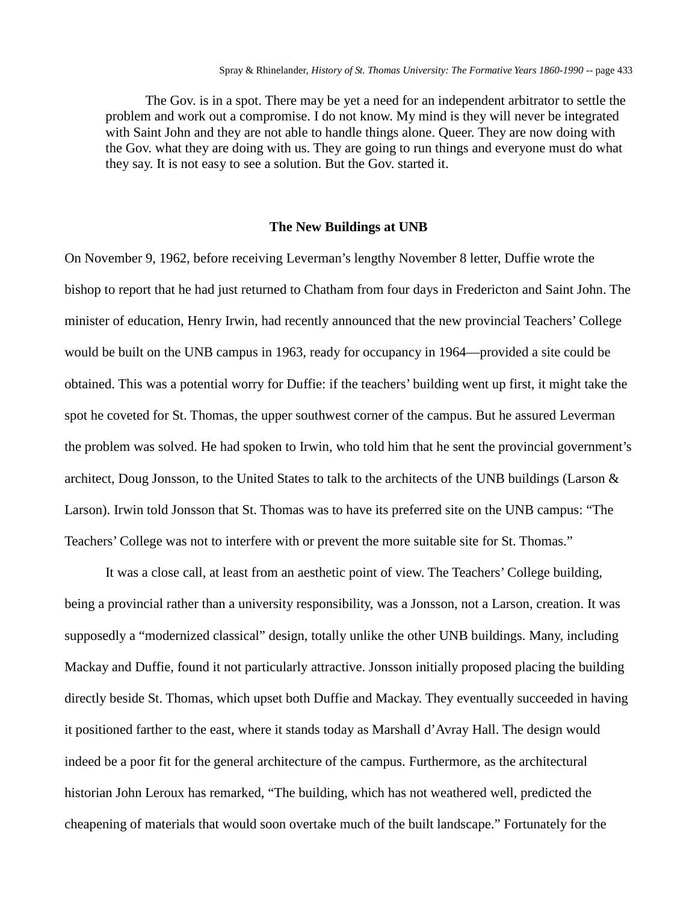> The Gov. is in a spot. There may be yet a need for an independent arbitrator to settle the problem and work out a compromise. I do not know. My mind is they will never be integrated with Saint John and they are not able to handle things alone. Queer. They are now doing with the Gov. what they are doing with us. They are going to run things and everyone must do what they say. It is not easy to see a solution. But the Gov. started it.

### The New Buildings at UNB

On November 9, 1962, before receiving Leverman's lengthy November 8 letter, Duffie wrote the bishop to report that he had just returned to Chatham from four days in Fredericton and Saint John. The minister of education, Henry Irwin, had recently announced that the new provincial Teachers' College would be built on the UNB campus in 1963, ready for occupancy in 1964—provided a site could be obtained. This was a potential worry for Duffie: if the teachers' building went up first, it might take the spot he coveted for St. Thomas, the upper southwest corner of the campus. But he assured Leverman the problem was solved. He had spoken to Irwin, who told him that he sent the provincial government's architect, Doug Jonsson, to the United States to talk to the architects of the UNB buildings (Larson & Larson). Irwin told Jonsson that St. Thomas was to have its preferred site on the UNB campus: "The Teachers' College was not to interfere with or prevent the more suitable site for St. Thomas."

It was a close call, at least from an aesthetic point of view. The Teachers' College building, being a provincial rather than a university responsibility, was a Jonsson, not a Larson, creation. It was supposedly a "modernized classical" design, totally unlike the other UNB buildings. Many, including Mackay and Duffie, found it not particularly attractive. Jonsson initially proposed placing the building directly beside St. Thomas, which upset both Duffie and Mackay. They eventually succeeded in having it positioned farther to the east, where it stands today as Marshall d'Avray Hall. The design would indeed be a poor fit for the general architecture of the campus. Furthermore, as the architectural historian John Leroux has remarked, "The building, which has not weathered well, predicted the cheapening of materials that would soon overtake much of the built landscape." Fortunately for the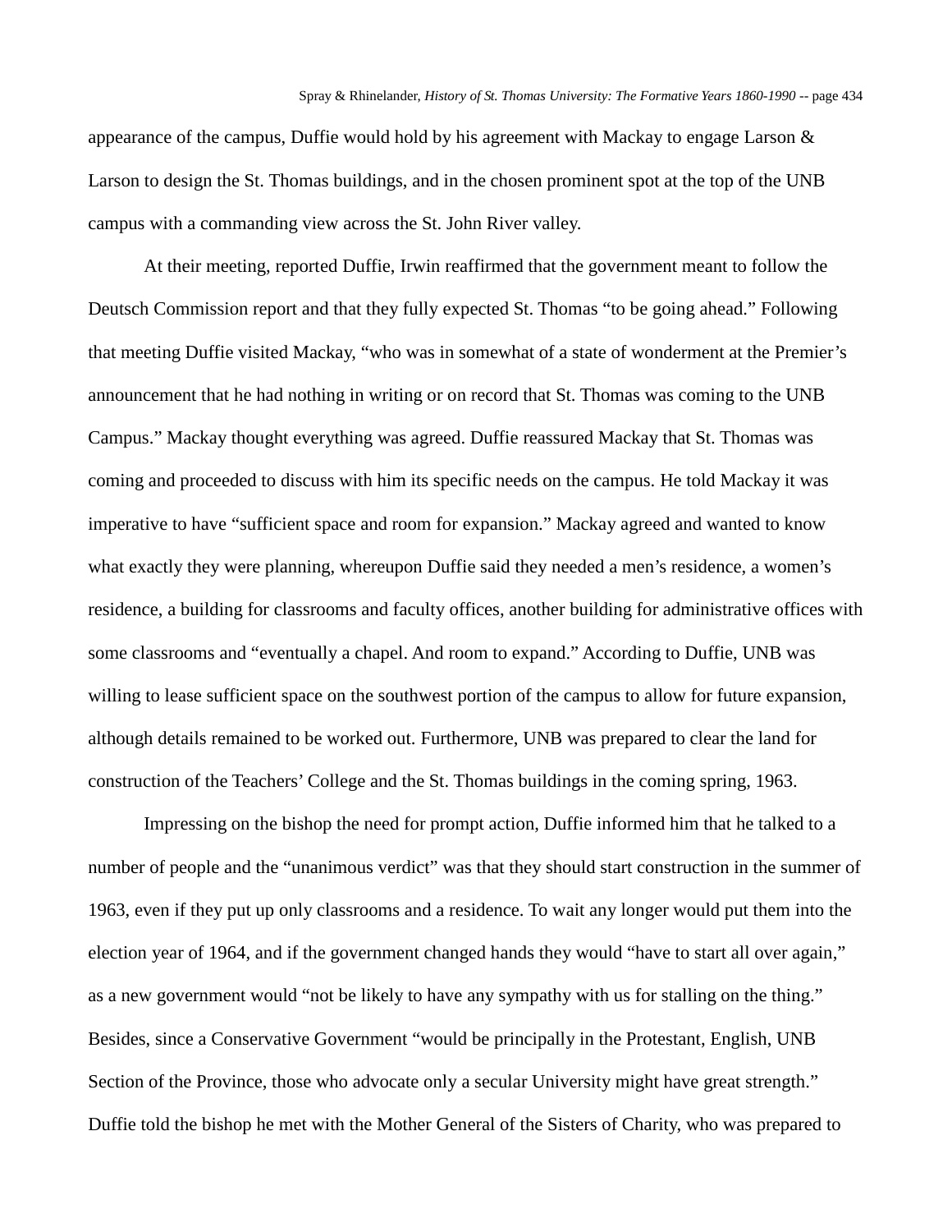appearance of the campus, Duffie would hold by his agreement with Mackay to engage Larson & Larson to design the St. Thomas buildings, and in the chosen prominent spot at the top of the UNB campus with a commanding view across the St. John River valley.

At their meeting, reported Duffie, Irwin reaffirmed that the government meant to follow the Deutsch Commission report and that they fully expected St. Thomas "to be going ahead." Following that meeting Duffie visited Mackay, "who was in somewhat of a state of wonderment at the Premier's announcement that he had nothing in writing or on record that St. Thomas was coming to the UNB Campus." Mackay thought everything was agreed. Duffie reassured Mackay that St. Thomas was coming and proceeded to discuss with him its specific needs on the campus. He told Mackay it was imperative to have "sufficient space and room for expansion." Mackay agreed and wanted to know what exactly they were planning, whereupon Duffie said they needed a men's residence, a women's residence, a building for classrooms and faculty offices, another building for administrative offices with some classrooms and "eventually a chapel. And room to expand." According to Duffie, UNB was willing to lease sufficient space on the southwest portion of the campus to allow for future expansion, although details remained to be worked out. Furthermore, UNB was prepared to clear the land for construction of the Teachers' College and the St. Thomas buildings in the coming spring, 1963.

Impressing on the bishop the need for prompt action, Duffie informed him that he talked to a number of people and the "unanimous verdict" was that they should start construction in the summer of 1963, even if they put up only classrooms and a residence. To wait any longer would put them into the election year of 1964, and if the government changed hands they would "have to start all over again," as a new government would "not be likely to have any sympathy with us for stalling on the thing." Besides, since a Conservative Government "would be principally in the Protestant, English, UNB Section of the Province, those who advocate only a secular University might have great strength." Duffie told the bishop he met with the Mother General of the Sisters of Charity, who was prepared to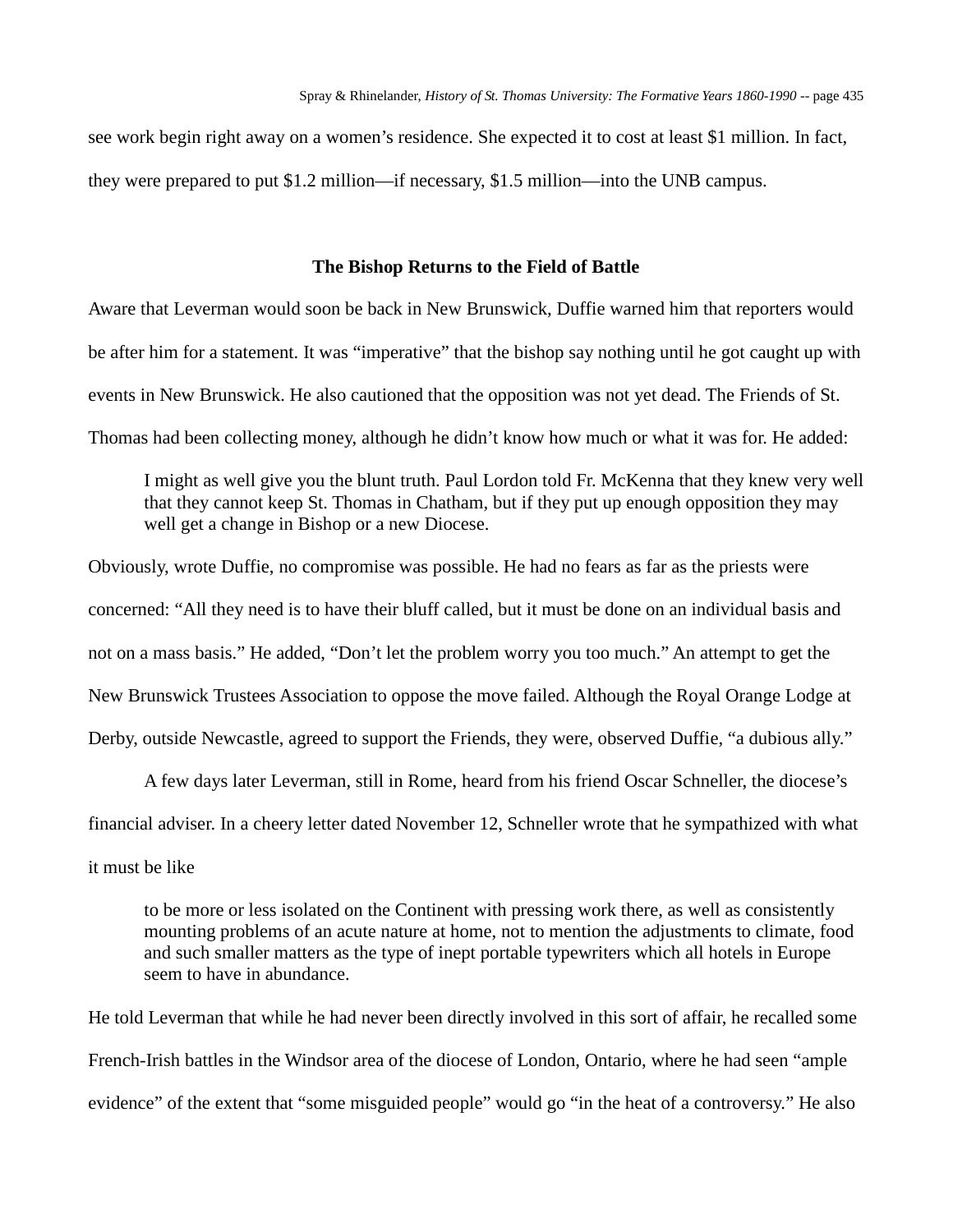see work begin right away on a women's residence. She expected it to cost at least $1 million. In fact, they were prepared to put $1.2 million—if necessary, $1.5 million—into the UNB campus.

### The Bishop Returns to the Field of Battle

Aware that Leverman would soon be back in New Brunswick, Duffie warned him that reporters would be after him for a statement. It was "imperative" that the bishop say nothing until he got caught up with events in New Brunswick. He also cautioned that the opposition was not yet dead. The Friends of St. Thomas had been collecting money, although he didn't know how much or what it was for. He added:

> I might as well give you the blunt truth. Paul Lordon told Fr. McKenna that they knew very well that they cannot keep St. Thomas in Chatham, but if they put up enough opposition they may well get a change in Bishop or a new Diocese.

Obviously, wrote Duffie, no compromise was possible. He had no fears as far as the priests were concerned: "All they need is to have their bluff called, but it must be done on an individual basis and not on a mass basis." He added, "Don't let the problem worry you too much." An attempt to get the New Brunswick Trustees Association to oppose the move failed. Although the Royal Orange Lodge at Derby, outside Newcastle, agreed to support the Friends, they were, observed Duffie, "a dubious ally."

A few days later Leverman, still in Rome, heard from his friend Oscar Schneller, the diocese's financial adviser. In a cheery letter dated November 12, Schneller wrote that he sympathized with what it must be like

> to be more or less isolated on the Continent with pressing work there, as well as consistently mounting problems of an acute nature at home, not to mention the adjustments to climate, food and such smaller matters as the type of inept portable typewriters which all hotels in Europe seem to have in abundance.

He told Leverman that while he had never been directly involved in this sort of affair, he recalled some French-Irish battles in the Windsor area of the diocese of London, Ontario, where he had seen "ample evidence" of the extent that "some misguided people" would go "in the heat of a controversy." He also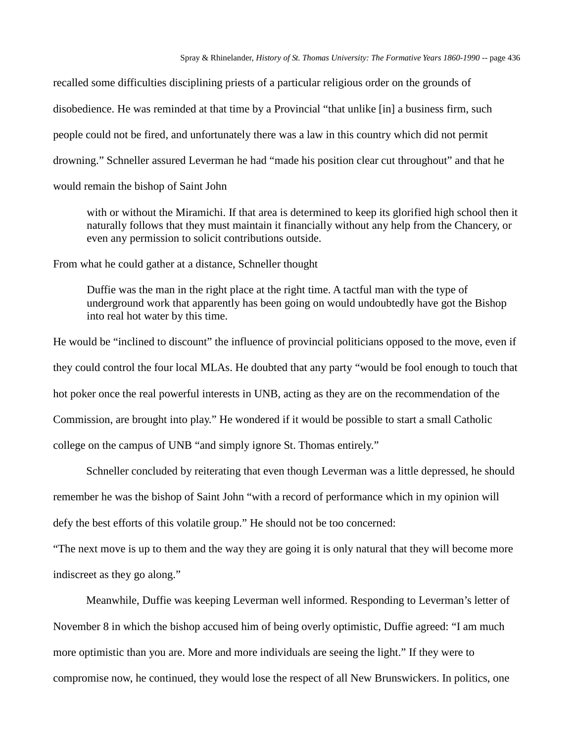recalled some difficulties disciplining priests of a particular religious order on the grounds of disobedience. He was reminded at that time by a Provincial "that unlike [in] a business firm, such people could not be fired, and unfortunately there was a law in this country which did not permit drowning." Schneller assured Leverman he had "made his position clear cut throughout" and that he would remain the bishop of Saint John

> with or without the Miramichi. If that area is determined to keep its glorified high school then it naturally follows that they must maintain it financially without any help from the Chancery, or even any permission to solicit contributions outside.

From what he could gather at a distance, Schneller thought

> Duffie was the man in the right place at the right time. A tactful man with the type of underground work that apparently has been going on would undoubtedly have got the Bishop into real hot water by this time.

He would be "inclined to discount" the influence of provincial politicians opposed to the move, even if they could control the four local MLAs. He doubted that any party "would be fool enough to touch that hot poker once the real powerful interests in UNB, acting as they are on the recommendation of the Commission, are brought into play." He wondered if it would be possible to start a small Catholic college on the campus of UNB "and simply ignore St. Thomas entirely."

Schneller concluded by reiterating that even though Leverman was a little depressed, he should remember he was the bishop of Saint John "with a record of performance which in my opinion will defy the best efforts of this volatile group." He should not be too concerned:
"The next move is up to them and the way they are going it is only natural that they will become more indiscreet as they go along."

Meanwhile, Duffie was keeping Leverman well informed. Responding to Leverman's letter of November 8 in which the bishop accused him of being overly optimistic, Duffie agreed: "I am much more optimistic than you are. More and more individuals are seeing the light." If they were to compromise now, he continued, they would lose the respect of all New Brunswickers. In politics, one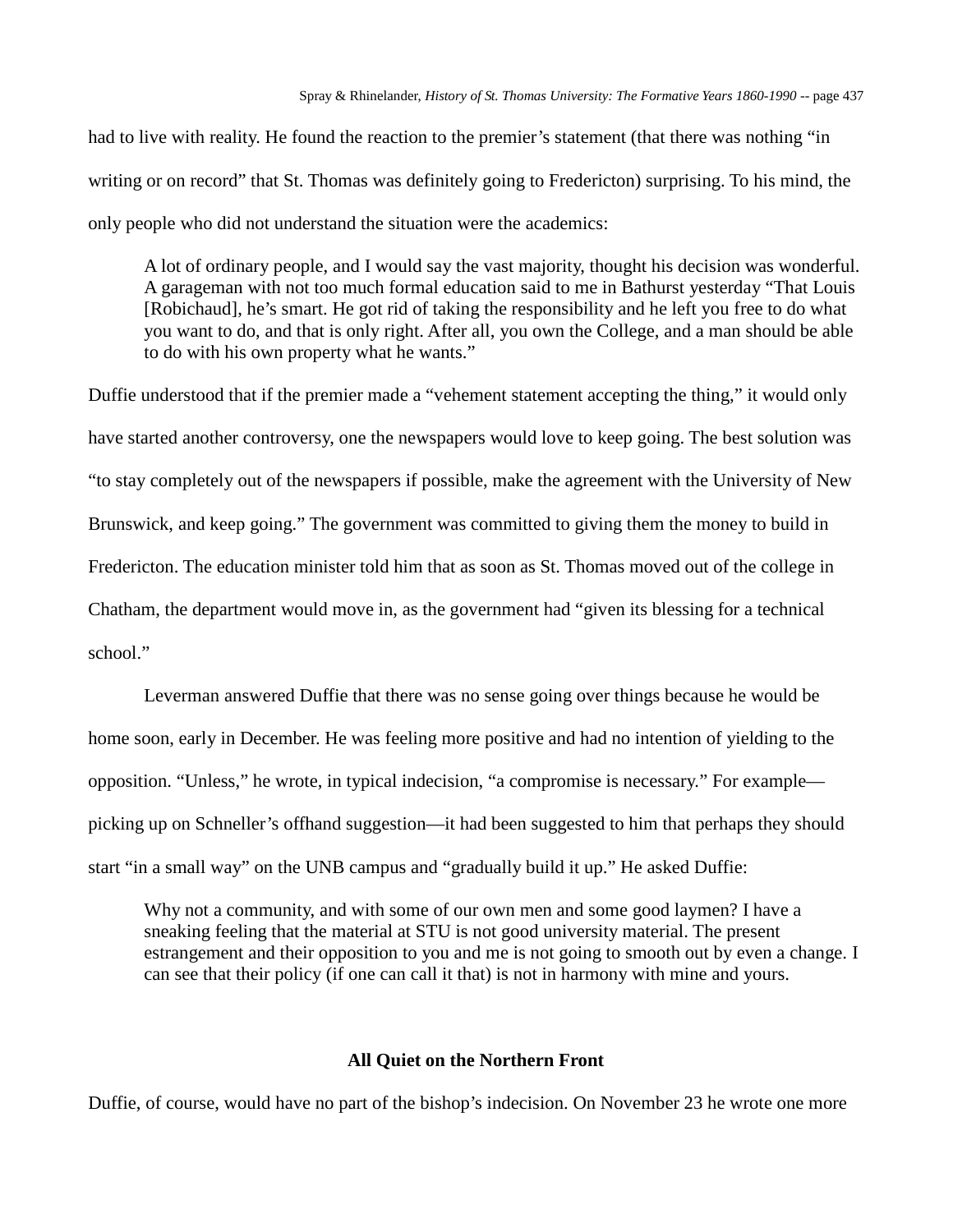had to live with reality. He found the reaction to the premier's statement (that there was nothing "in writing or on record" that St. Thomas was definitely going to Fredericton) surprising. To his mind, the only people who did not understand the situation were the academics:

> A lot of ordinary people, and I would say the vast majority, thought his decision was wonderful. A garageman with not too much formal education said to me in Bathurst yesterday "That Louis [Robichaud], he's smart. He got rid of taking the responsibility and he left you free to do what you want to do, and that is only right. After all, you own the College, and a man should be able to do with his own property what he wants."

Duffie understood that if the premier made a "vehement statement accepting the thing," it would only have started another controversy, one the newspapers would love to keep going. The best solution was "to stay completely out of the newspapers if possible, make the agreement with the University of New Brunswick, and keep going." The government was committed to giving them the money to build in Fredericton. The education minister told him that as soon as St. Thomas moved out of the college in Chatham, the department would move in, as the government had "given its blessing for a technical school."

Leverman answered Duffie that there was no sense going over things because he would be home soon, early in December. He was feeling more positive and had no intention of yielding to the opposition. "Unless," he wrote, in typical indecision, "a compromise is necessary." For example—picking up on Schneller's offhand suggestion—it had been suggested to him that perhaps they should start "in a small way" on the UNB campus and "gradually build it up." He asked Duffie:

> Why not a community, and with some of our own men and some good laymen? I have a sneaking feeling that the material at STU is not good university material. The present estrangement and their opposition to you and me is not going to smooth out by even a change. I can see that their policy (if one can call it that) is not in harmony with mine and yours.

### All Quiet on the Northern Front

Duffie, of course, would have no part of the bishop's indecision. On November 23 he wrote one more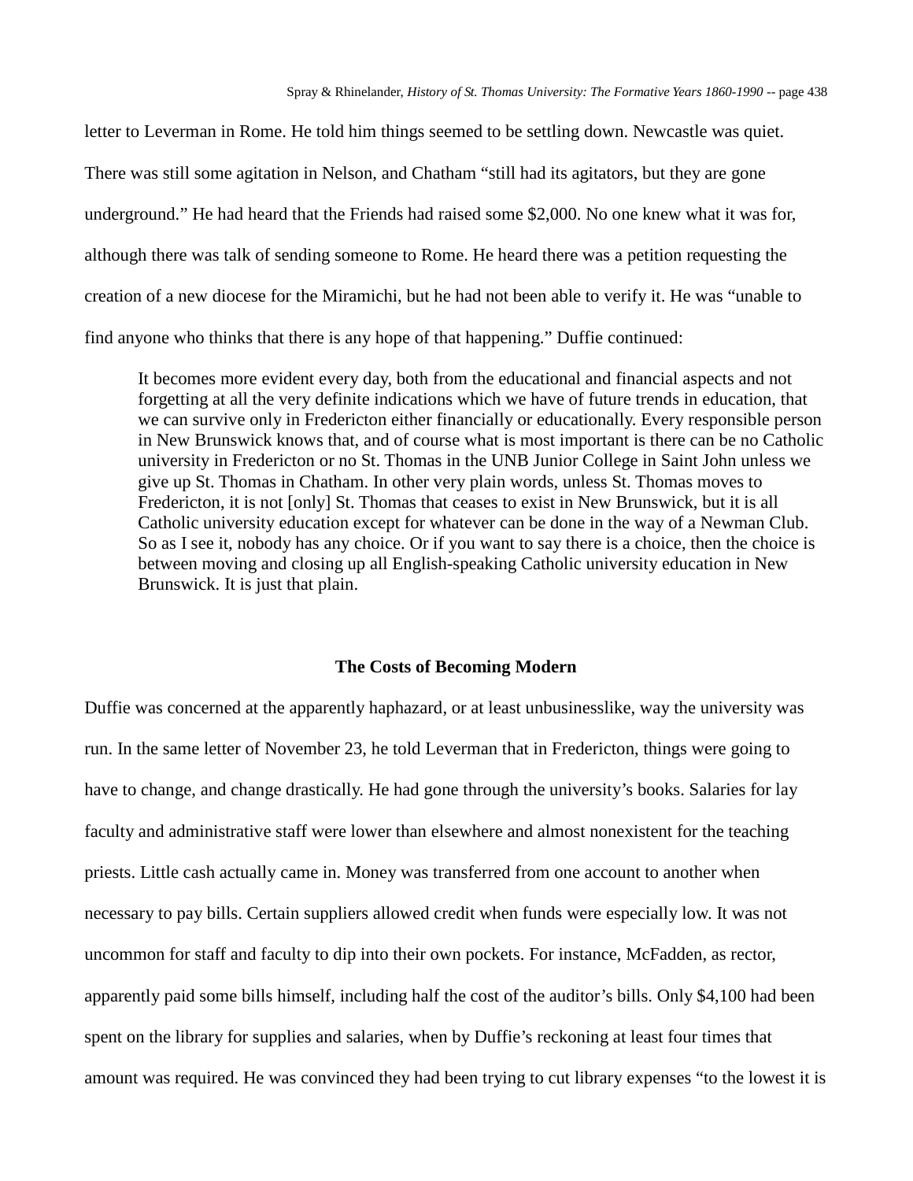letter to Leverman in Rome. He told him things seemed to be settling down. Newcastle was quiet. There was still some agitation in Nelson, and Chatham "still had its agitators, but they are gone underground." He had heard that the Friends had raised some $2,000. No one knew what it was for, although there was talk of sending someone to Rome. He heard there was a petition requesting the creation of a new diocese for the Miramichi, but he had not been able to verify it. He was "unable to find anyone who thinks that there is any hope of that happening." Duffie continued:

> It becomes more evident every day, both from the educational and financial aspects and not forgetting at all the very definite indications which we have of future trends in education, that we can survive only in Fredericton either financially or educationally. Every responsible person in New Brunswick knows that, and of course what is most important is there can be no Catholic university in Fredericton or no St. Thomas in the UNB Junior College in Saint John unless we give up St. Thomas in Chatham. In other very plain words, unless St. Thomas moves to Fredericton, it is not [only] St. Thomas that ceases to exist in New Brunswick, but it is all Catholic university education except for whatever can be done in the way of a Newman Club. So as I see it, nobody has any choice. Or if you want to say there is a choice, then the choice is between moving and closing up all English-speaking Catholic university education in New Brunswick. It is just that plain.

## The Costs of Becoming Modern

Duffie was concerned at the apparently haphazard, or at least unbusinesslike, way the university was run. In the same letter of November 23, he told Leverman that in Fredericton, things were going to have to change, and change drastically. He had gone through the university's books. Salaries for lay faculty and administrative staff were lower than elsewhere and almost nonexistent for the teaching priests. Little cash actually came in. Money was transferred from one account to another when necessary to pay bills. Certain suppliers allowed credit when funds were especially low. It was not uncommon for staff and faculty to dip into their own pockets. For instance, McFadden, as rector, apparently paid some bills himself, including half the cost of the auditor's bills. Only $4,100 had been spent on the library for supplies and salaries, when by Duffie's reckoning at least four times that amount was required. He was convinced they had been trying to cut library expenses "to the lowest it is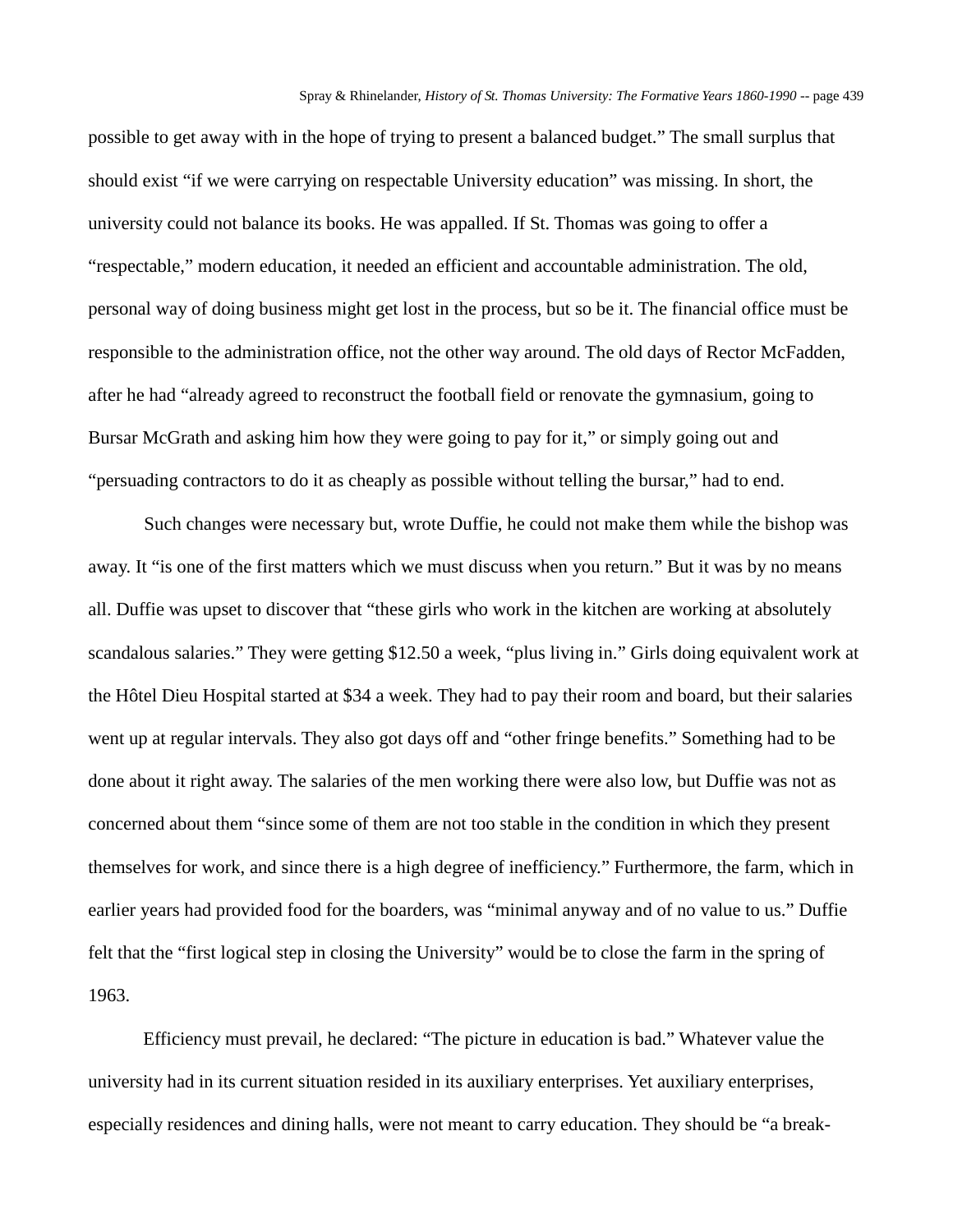possible to get away with in the hope of trying to present a balanced budget." The small surplus that should exist "if we were carrying on respectable University education" was missing. In short, the university could not balance its books. He was appalled. If St. Thomas was going to offer a "respectable," modern education, it needed an efficient and accountable administration. The old, personal way of doing business might get lost in the process, but so be it. The financial office must be responsible to the administration office, not the other way around. The old days of Rector McFadden, after he had "already agreed to reconstruct the football field or renovate the gymnasium, going to Bursar McGrath and asking him how they were going to pay for it," or simply going out and "persuading contractors to do it as cheaply as possible without telling the bursar," had to end.

Such changes were necessary but, wrote Duffie, he could not make them while the bishop was away. It "is one of the first matters which we must discuss when you return." But it was by no means all. Duffie was upset to discover that "these girls who work in the kitchen are working at absolutely scandalous salaries." They were getting $12.50 a week, "plus living in." Girls doing equivalent work at the Hôtel Dieu Hospital started at $34 a week. They had to pay their room and board, but their salaries went up at regular intervals. They also got days off and "other fringe benefits." Something had to be done about it right away. The salaries of the men working there were also low, but Duffie was not as concerned about them "since some of them are not too stable in the condition in which they present themselves for work, and since there is a high degree of inefficiency." Furthermore, the farm, which in earlier years had provided food for the boarders, was "minimal anyway and of no value to us." Duffie felt that the "first logical step in closing the University" would be to close the farm in the spring of 1963.

Efficiency must prevail, he declared: "The picture in education is bad." Whatever value the university had in its current situation resided in its auxiliary enterprises. Yet auxiliary enterprises, especially residences and dining halls, were not meant to carry education. They should be "a break-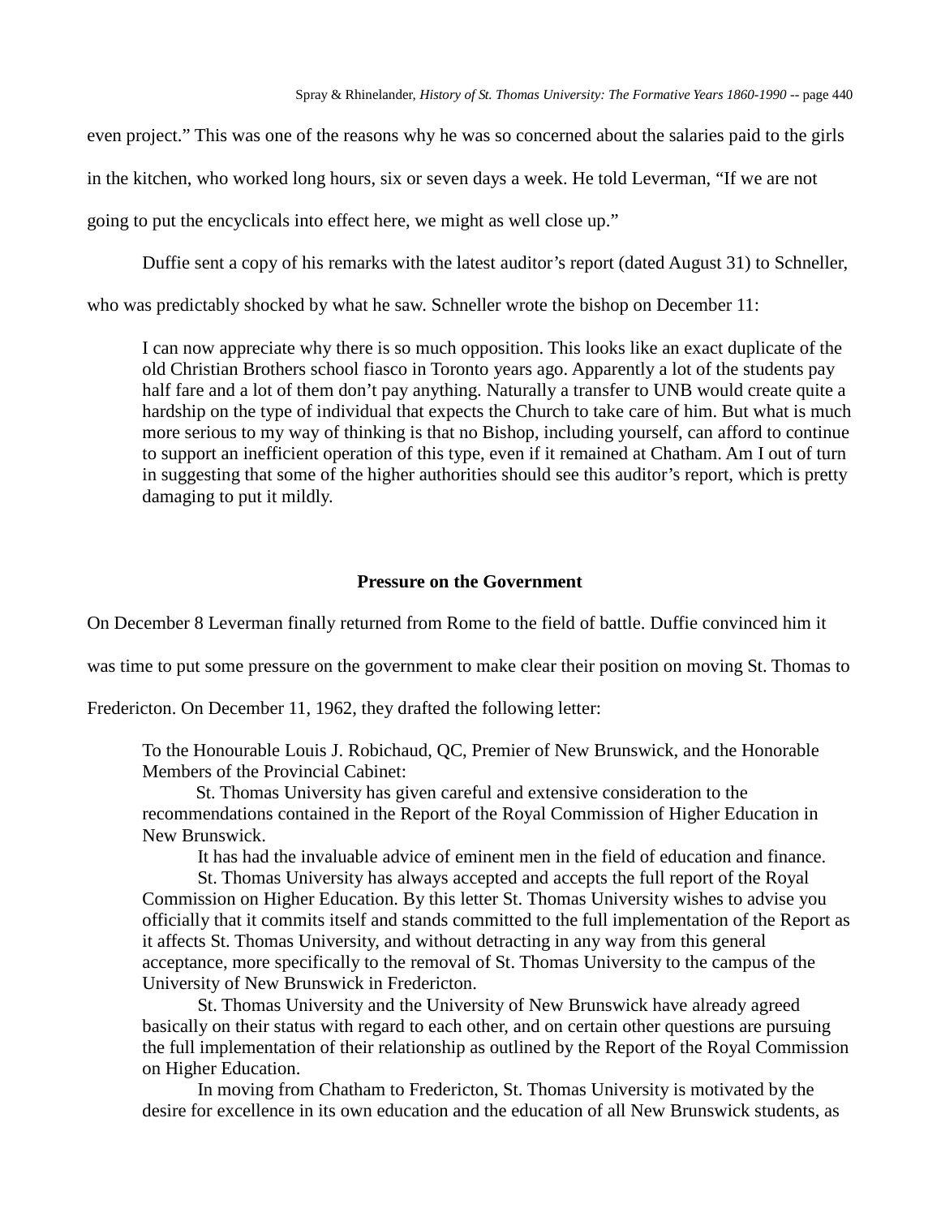even project." This was one of the reasons why he was so concerned about the salaries paid to the girls in the kitchen, who worked long hours, six or seven days a week. He told Leverman, "If we are not going to put the encyclicals into effect here, we might as well close up."

Duffie sent a copy of his remarks with the latest auditor's report (dated August 31) to Schneller, who was predictably shocked by what he saw. Schneller wrote the bishop on December 11:

> I can now appreciate why there is so much opposition. This looks like an exact duplicate of the old Christian Brothers school fiasco in Toronto years ago. Apparently a lot of the students pay half fare and a lot of them don't pay anything. Naturally a transfer to UNB would create quite a hardship on the type of individual that expects the Church to take care of him. But what is much more serious to my way of thinking is that no Bishop, including yourself, can afford to continue to support an inefficient operation of this type, even if it remained at Chatham. Am I out of turn in suggesting that some of the higher authorities should see this auditor's report, which is pretty damaging to put it mildly.

### Pressure on the Government

On December 8 Leverman finally returned from Rome to the field of battle. Duffie convinced him it was time to put some pressure on the government to make clear their position on moving St. Thomas to Fredericton. On December 11, 1962, they drafted the following letter:

> To the Honourable Louis J. Robichaud, QC, Premier of New Brunswick, and the Honorable Members of the Provincial Cabinet:
>
> St. Thomas University has given careful and extensive consideration to the recommendations contained in the Report of the Royal Commission of Higher Education in New Brunswick.
>
> It has had the invaluable advice of eminent men in the field of education and finance.
>
> St. Thomas University has always accepted and accepts the full report of the Royal Commission on Higher Education. By this letter St. Thomas University wishes to advise you officially that it commits itself and stands committed to the full implementation of the Report as it affects St. Thomas University, and without detracting in any way from this general acceptance, more specifically to the removal of St. Thomas University to the campus of the University of New Brunswick in Fredericton.
>
> St. Thomas University and the University of New Brunswick have already agreed basically on their status with regard to each other, and on certain other questions are pursuing the full implementation of their relationship as outlined by the Report of the Royal Commission on Higher Education.
>
> In moving from Chatham to Fredericton, St. Thomas University is motivated by the desire for excellence in its own education and the education of all New Brunswick students, as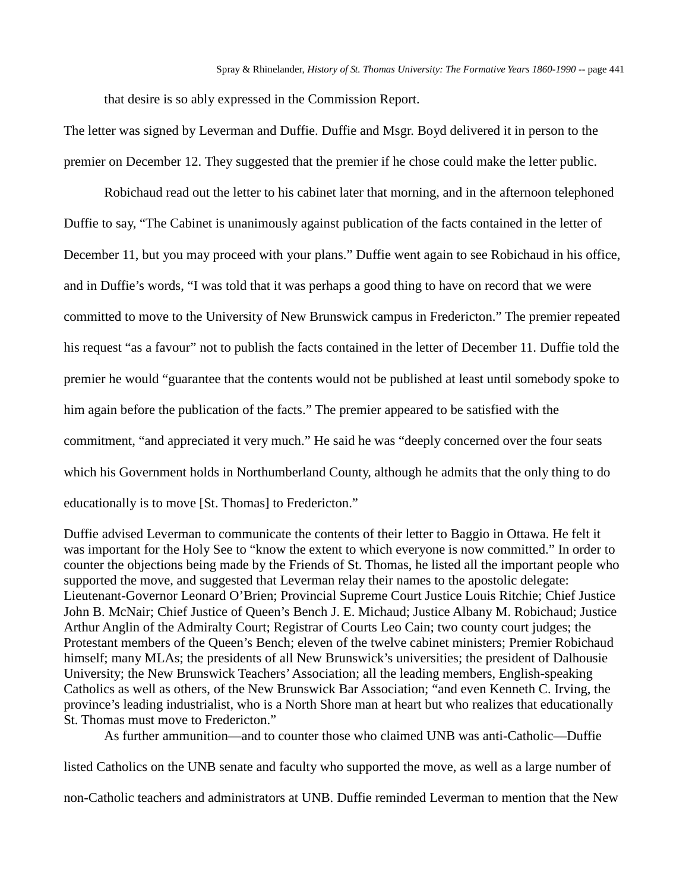that desire is so ably expressed in the Commission Report.

The letter was signed by Leverman and Duffie. Duffie and Msgr. Boyd delivered it in person to the premier on December 12. They suggested that the premier if he chose could make the letter public.

Robichaud read out the letter to his cabinet later that morning, and in the afternoon telephoned Duffie to say, "The Cabinet is unanimously against publication of the facts contained in the letter of December 11, but you may proceed with your plans." Duffie went again to see Robichaud in his office, and in Duffie's words, "I was told that it was perhaps a good thing to have on record that we were committed to move to the University of New Brunswick campus in Fredericton." The premier repeated his request "as a favour" not to publish the facts contained in the letter of December 11. Duffie told the premier he would "guarantee that the contents would not be published at least until somebody spoke to him again before the publication of the facts." The premier appeared to be satisfied with the commitment, "and appreciated it very much." He said he was "deeply concerned over the four seats which his Government holds in Northumberland County, although he admits that the only thing to do educationally is to move [St. Thomas] to Fredericton."

Duffie advised Leverman to communicate the contents of their letter to Baggio in Ottawa. He felt it was important for the Holy See to "know the extent to which everyone is now committed." In order to counter the objections being made by the Friends of St. Thomas, he listed all the important people who supported the move, and suggested that Leverman relay their names to the apostolic delegate: Lieutenant-Governor Leonard O'Brien; Provincial Supreme Court Justice Louis Ritchie; Chief Justice John B. McNair; Chief Justice of Queen's Bench J. E. Michaud; Justice Albany M. Robichaud; Justice Arthur Anglin of the Admiralty Court; Registrar of Courts Leo Cain; two county court judges; the Protestant members of the Queen's Bench; eleven of the twelve cabinet ministers; Premier Robichaud himself; many MLAs; the presidents of all New Brunswick's universities; the president of Dalhousie University; the New Brunswick Teachers' Association; all the leading members, English-speaking Catholics as well as others, of the New Brunswick Bar Association; "and even Kenneth C. Irving, the province's leading industrialist, who is a North Shore man at heart but who realizes that educationally St. Thomas must move to Fredericton."

As further ammunition—and to counter those who claimed UNB was anti-Catholic—Duffie listed Catholics on the UNB senate and faculty who supported the move, as well as a large number of non-Catholic teachers and administrators at UNB. Duffie reminded Leverman to mention that the New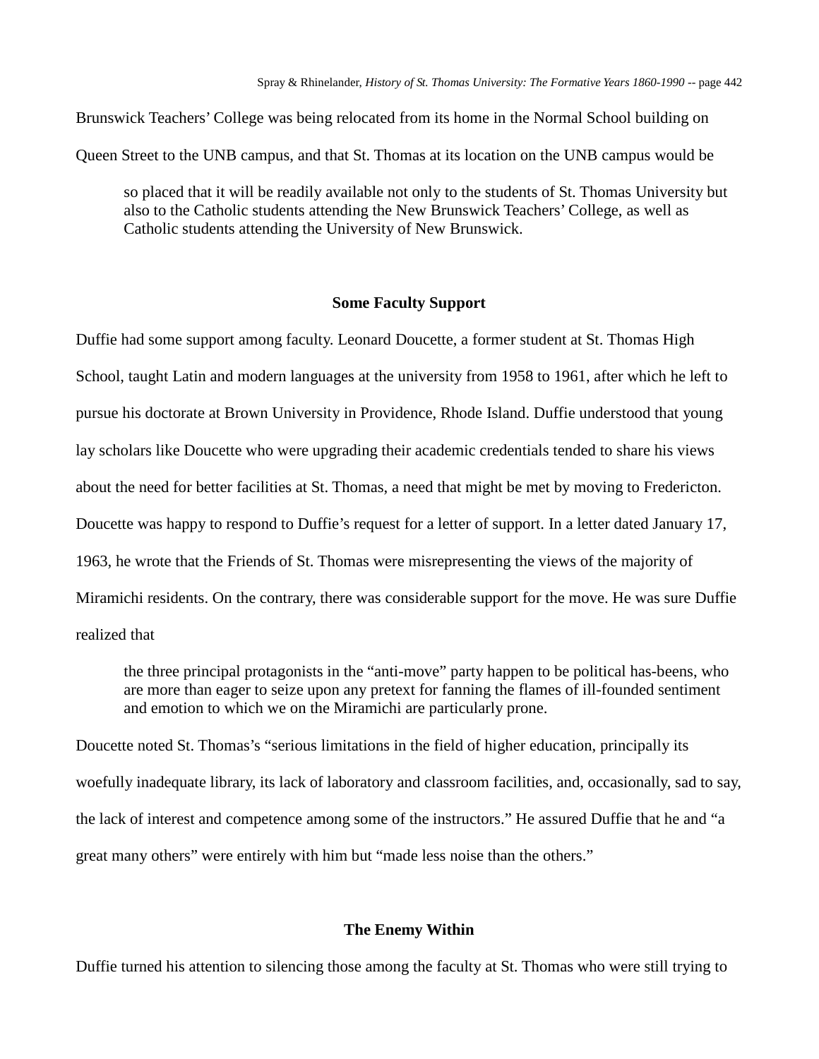Brunswick Teachers' College was being relocated from its home in the Normal School building on Queen Street to the UNB campus, and that St. Thomas at its location on the UNB campus would be

> so placed that it will be readily available not only to the students of St. Thomas University but also to the Catholic students attending the New Brunswick Teachers' College, as well as Catholic students attending the University of New Brunswick.

## Some Faculty Support

Duffie had some support among faculty. Leonard Doucette, a former student at St. Thomas High School, taught Latin and modern languages at the university from 1958 to 1961, after which he left to pursue his doctorate at Brown University in Providence, Rhode Island. Duffie understood that young lay scholars like Doucette who were upgrading their academic credentials tended to share his views about the need for better facilities at St. Thomas, a need that might be met by moving to Fredericton. Doucette was happy to respond to Duffie's request for a letter of support. In a letter dated January 17, 1963, he wrote that the Friends of St. Thomas were misrepresenting the views of the majority of Miramichi residents. On the contrary, there was considerable support for the move. He was sure Duffie realized that

> the three principal protagonists in the "anti-move" party happen to be political has-beens, who are more than eager to seize upon any pretext for fanning the flames of ill-founded sentiment and emotion to which we on the Miramichi are particularly prone.

Doucette noted St. Thomas's "serious limitations in the field of higher education, principally its woefully inadequate library, its lack of laboratory and classroom facilities, and, occasionally, sad to say, the lack of interest and competence among some of the instructors." He assured Duffie that he and "a great many others" were entirely with him but "made less noise than the others."

## The Enemy Within

Duffie turned his attention to silencing those among the faculty at St. Thomas who were still trying to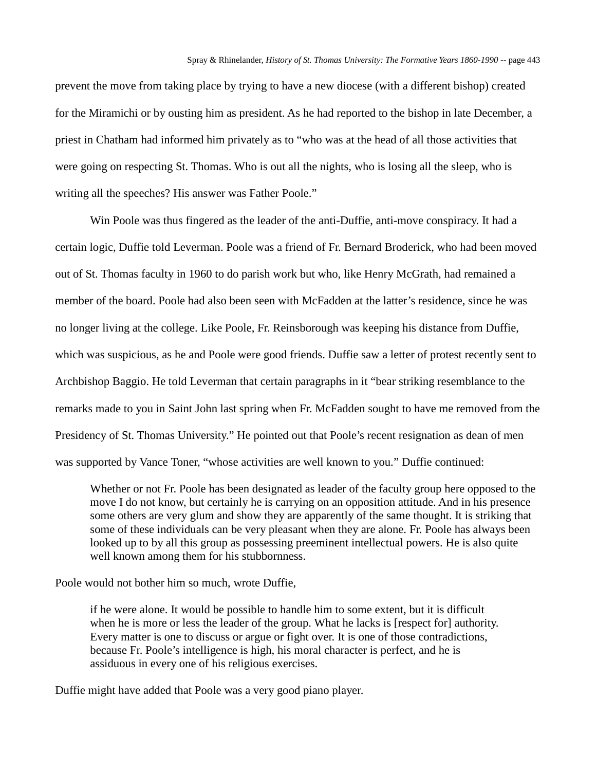prevent the move from taking place by trying to have a new diocese (with a different bishop) created for the Miramichi or by ousting him as president. As he had reported to the bishop in late December, a priest in Chatham had informed him privately as to "who was at the head of all those activities that were going on respecting St. Thomas. Who is out all the nights, who is losing all the sleep, who is writing all the speeches? His answer was Father Poole."

Win Poole was thus fingered as the leader of the anti-Duffie, anti-move conspiracy. It had a certain logic, Duffie told Leverman. Poole was a friend of Fr. Bernard Broderick, who had been moved out of St. Thomas faculty in 1960 to do parish work but who, like Henry McGrath, had remained a member of the board. Poole had also been seen with McFadden at the latter's residence, since he was no longer living at the college. Like Poole, Fr. Reinsborough was keeping his distance from Duffie, which was suspicious, as he and Poole were good friends. Duffie saw a letter of protest recently sent to Archbishop Baggio. He told Leverman that certain paragraphs in it "bear striking resemblance to the remarks made to you in Saint John last spring when Fr. McFadden sought to have me removed from the Presidency of St. Thomas University." He pointed out that Poole's recent resignation as dean of men was supported by Vance Toner, "whose activities are well known to you." Duffie continued:

> Whether or not Fr. Poole has been designated as leader of the faculty group here opposed to the move I do not know, but certainly he is carrying on an opposition attitude. And in his presence some others are very glum and show they are apparently of the same thought. It is striking that some of these individuals can be very pleasant when they are alone. Fr. Poole has always been looked up to by all this group as possessing preeminent intellectual powers. He is also quite well known among them for his stubbornness.

Poole would not bother him so much, wrote Duffie,

> if he were alone. It would be possible to handle him to some extent, but it is difficult when he is more or less the leader of the group. What he lacks is [respect for] authority. Every matter is one to discuss or argue or fight over. It is one of those contradictions, because Fr. Poole's intelligence is high, his moral character is perfect, and he is assiduous in every one of his religious exercises.

Duffie might have added that Poole was a very good piano player.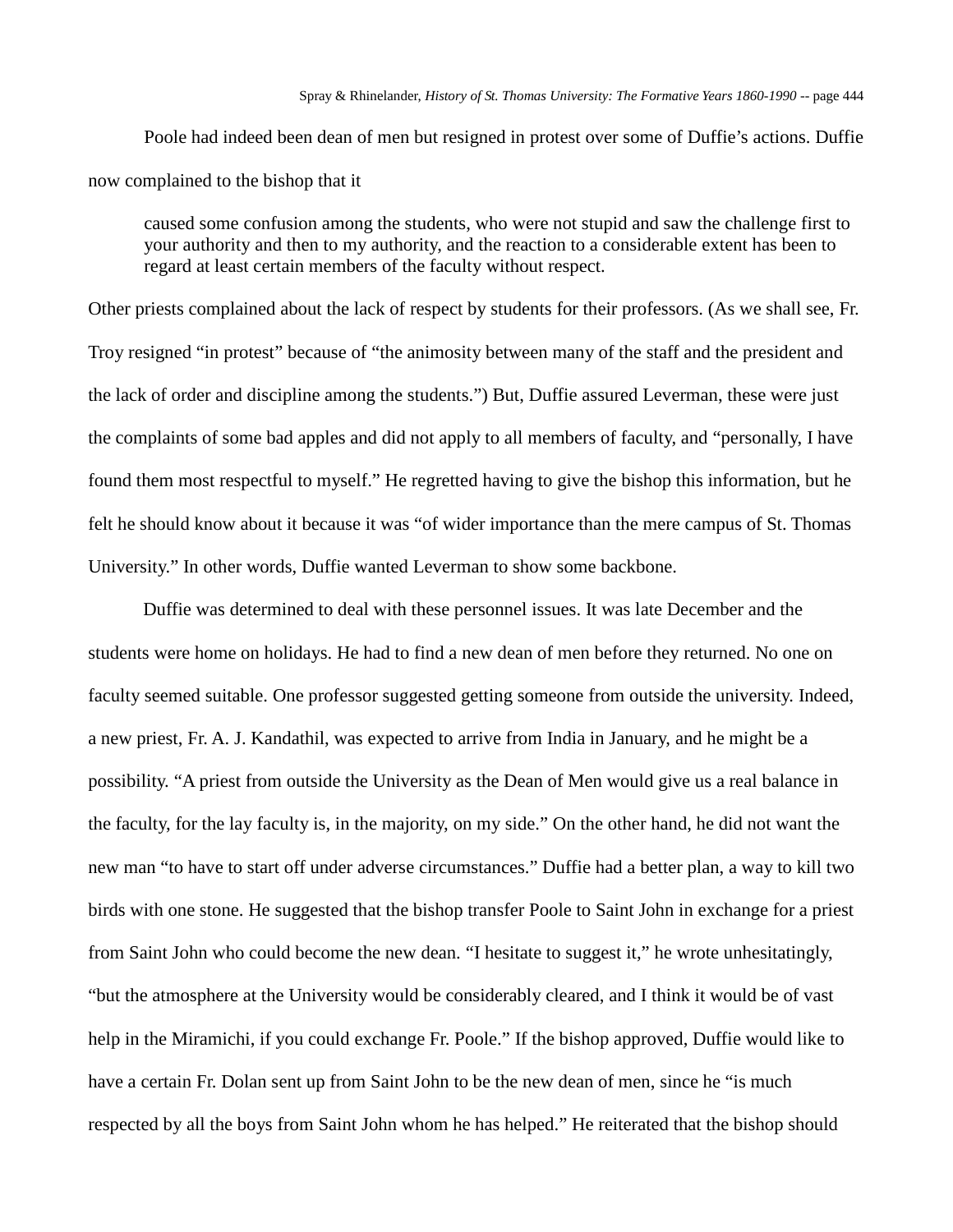Poole had indeed been dean of men but resigned in protest over some of Duffie's actions. Duffie now complained to the bishop that it

> caused some confusion among the students, who were not stupid and saw the challenge first to your authority and then to my authority, and the reaction to a considerable extent has been to regard at least certain members of the faculty without respect.

Other priests complained about the lack of respect by students for their professors. (As we shall see, Fr. Troy resigned "in protest" because of "the animosity between many of the staff and the president and the lack of order and discipline among the students.") But, Duffie assured Leverman, these were just the complaints of some bad apples and did not apply to all members of faculty, and "personally, I have found them most respectful to myself." He regretted having to give the bishop this information, but he felt he should know about it because it was "of wider importance than the mere campus of St. Thomas University." In other words, Duffie wanted Leverman to show some backbone.

Duffie was determined to deal with these personnel issues. It was late December and the students were home on holidays. He had to find a new dean of men before they returned. No one on faculty seemed suitable. One professor suggested getting someone from outside the university. Indeed, a new priest, Fr. A. J. Kandathil, was expected to arrive from India in January, and he might be a possibility. "A priest from outside the University as the Dean of Men would give us a real balance in the faculty, for the lay faculty is, in the majority, on my side." On the other hand, he did not want the new man "to have to start off under adverse circumstances." Duffie had a better plan, a way to kill two birds with one stone. He suggested that the bishop transfer Poole to Saint John in exchange for a priest from Saint John who could become the new dean. "I hesitate to suggest it," he wrote unhesitatingly, "but the atmosphere at the University would be considerably cleared, and I think it would be of vast help in the Miramichi, if you could exchange Fr. Poole." If the bishop approved, Duffie would like to have a certain Fr. Dolan sent up from Saint John to be the new dean of men, since he "is much respected by all the boys from Saint John whom he has helped." He reiterated that the bishop should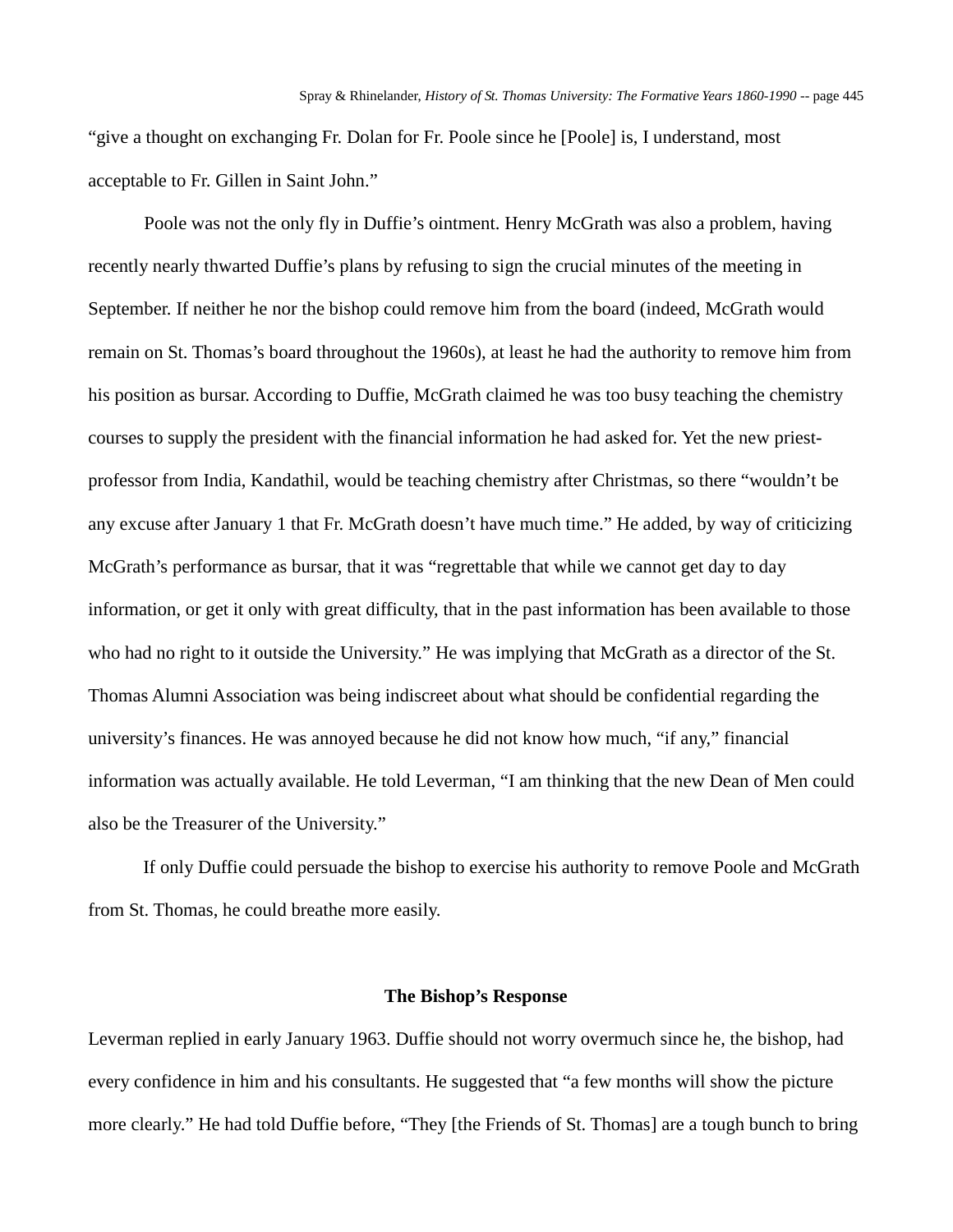"give a thought on exchanging Fr. Dolan for Fr. Poole since he [Poole] is, I understand, most acceptable to Fr. Gillen in Saint John."

Poole was not the only fly in Duffie's ointment. Henry McGrath was also a problem, having recently nearly thwarted Duffie's plans by refusing to sign the crucial minutes of the meeting in September. If neither he nor the bishop could remove him from the board (indeed, McGrath would remain on St. Thomas's board throughout the 1960s), at least he had the authority to remove him from his position as bursar. According to Duffie, McGrath claimed he was too busy teaching the chemistry courses to supply the president with the financial information he had asked for. Yet the new priest-professor from India, Kandathil, would be teaching chemistry after Christmas, so there "wouldn't be any excuse after January 1 that Fr. McGrath doesn't have much time." He added, by way of criticizing McGrath's performance as bursar, that it was "regrettable that while we cannot get day to day information, or get it only with great difficulty, that in the past information has been available to those who had no right to it outside the University." He was implying that McGrath as a director of the St. Thomas Alumni Association was being indiscreet about what should be confidential regarding the university's finances. He was annoyed because he did not know how much, "if any," financial information was actually available. He told Leverman, "I am thinking that the new Dean of Men could also be the Treasurer of the University."

If only Duffie could persuade the bishop to exercise his authority to remove Poole and McGrath from St. Thomas, he could breathe more easily.

### The Bishop's Response

Leverman replied in early January 1963. Duffie should not worry overmuch since he, the bishop, had every confidence in him and his consultants. He suggested that "a few months will show the picture more clearly." He had told Duffie before, "They [the Friends of St. Thomas] are a tough bunch to bring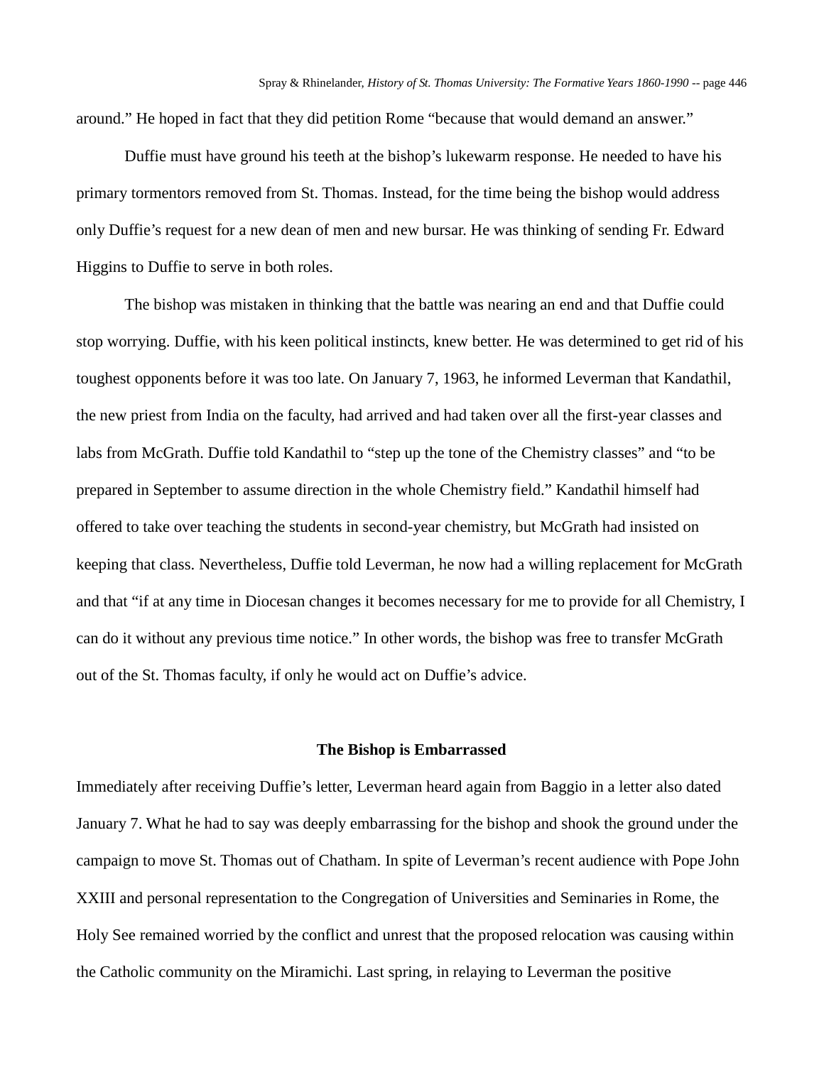around." He hoped in fact that they did petition Rome "because that would demand an answer."

Duffie must have ground his teeth at the bishop's lukewarm response. He needed to have his primary tormentors removed from St. Thomas. Instead, for the time being the bishop would address only Duffie's request for a new dean of men and new bursar. He was thinking of sending Fr. Edward Higgins to Duffie to serve in both roles.

The bishop was mistaken in thinking that the battle was nearing an end and that Duffie could stop worrying. Duffie, with his keen political instincts, knew better. He was determined to get rid of his toughest opponents before it was too late. On January 7, 1963, he informed Leverman that Kandathil, the new priest from India on the faculty, had arrived and had taken over all the first-year classes and labs from McGrath. Duffie told Kandathil to "step up the tone of the Chemistry classes" and "to be prepared in September to assume direction in the whole Chemistry field." Kandathil himself had offered to take over teaching the students in second-year chemistry, but McGrath had insisted on keeping that class. Nevertheless, Duffie told Leverman, he now had a willing replacement for McGrath and that "if at any time in Diocesan changes it becomes necessary for me to provide for all Chemistry, I can do it without any previous time notice." In other words, the bishop was free to transfer McGrath out of the St. Thomas faculty, if only he would act on Duffie's advice.

## The Bishop is Embarrassed

Immediately after receiving Duffie's letter, Leverman heard again from Baggio in a letter also dated January 7. What he had to say was deeply embarrassing for the bishop and shook the ground under the campaign to move St. Thomas out of Chatham. In spite of Leverman's recent audience with Pope John XXIII and personal representation to the Congregation of Universities and Seminaries in Rome, the Holy See remained worried by the conflict and unrest that the proposed relocation was causing within the Catholic community on the Miramichi. Last spring, in relaying to Leverman the positive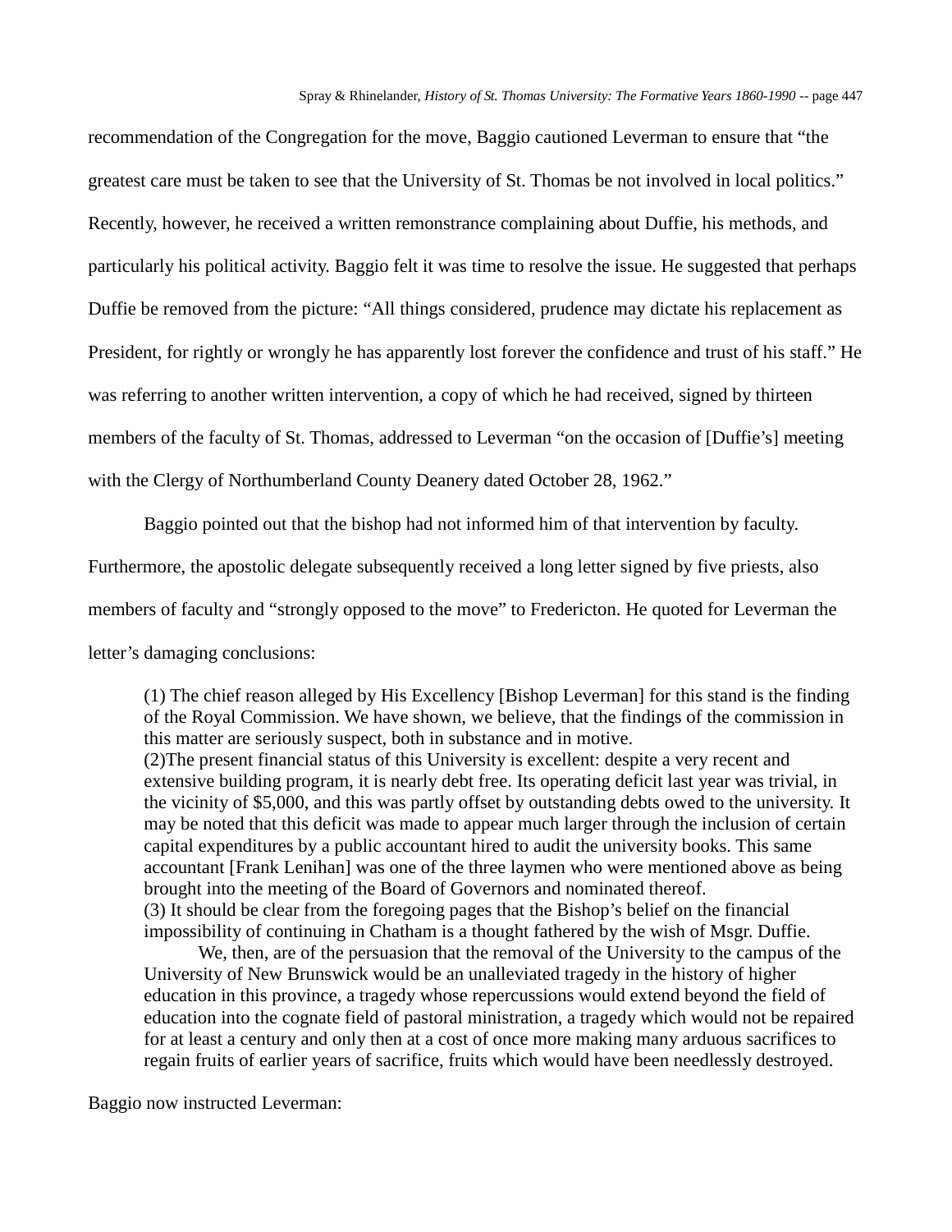recommendation of the Congregation for the move, Baggio cautioned Leverman to ensure that "the greatest care must be taken to see that the University of St. Thomas be not involved in local politics." Recently, however, he received a written remonstrance complaining about Duffie, his methods, and particularly his political activity. Baggio felt it was time to resolve the issue. He suggested that perhaps Duffie be removed from the picture: "All things considered, prudence may dictate his replacement as President, for rightly or wrongly he has apparently lost forever the confidence and trust of his staff." He was referring to another written intervention, a copy of which he had received, signed by thirteen members of the faculty of St. Thomas, addressed to Leverman "on the occasion of [Duffie's] meeting with the Clergy of Northumberland County Deanery dated October 28, 1962."

Baggio pointed out that the bishop had not informed him of that intervention by faculty. Furthermore, the apostolic delegate subsequently received a long letter signed by five priests, also members of faculty and "strongly opposed to the move" to Fredericton. He quoted for Leverman the letter's damaging conclusions:

> (1) The chief reason alleged by His Excellency [Bishop Leverman] for this stand is the finding of the Royal Commission. We have shown, we believe, that the findings of the commission in this matter are seriously suspect, both in substance and in motive.
> (2)The present financial status of this University is excellent: despite a very recent and extensive building program, it is nearly debt free. Its operating deficit last year was trivial, in the vicinity of $5,000, and this was partly offset by outstanding debts owed to the university. It may be noted that this deficit was made to appear much larger through the inclusion of certain capital expenditures by a public accountant hired to audit the university books. This same accountant [Frank Lenihan] was one of the three laymen who were mentioned above as being brought into the meeting of the Board of Governors and nominated thereof.
> (3) It should be clear from the foregoing pages that the Bishop's belief on the financial impossibility of continuing in Chatham is a thought fathered by the wish of Msgr. Duffie.
>
> We, then, are of the persuasion that the removal of the University to the campus of the University of New Brunswick would be an unalleviated tragedy in the history of higher education in this province, a tragedy whose repercussions would extend beyond the field of education into the cognate field of pastoral ministration, a tragedy which would not be repaired for at least a century and only then at a cost of once more making many arduous sacrifices to regain fruits of earlier years of sacrifice, fruits which would have been needlessly destroyed.

Baggio now instructed Leverman: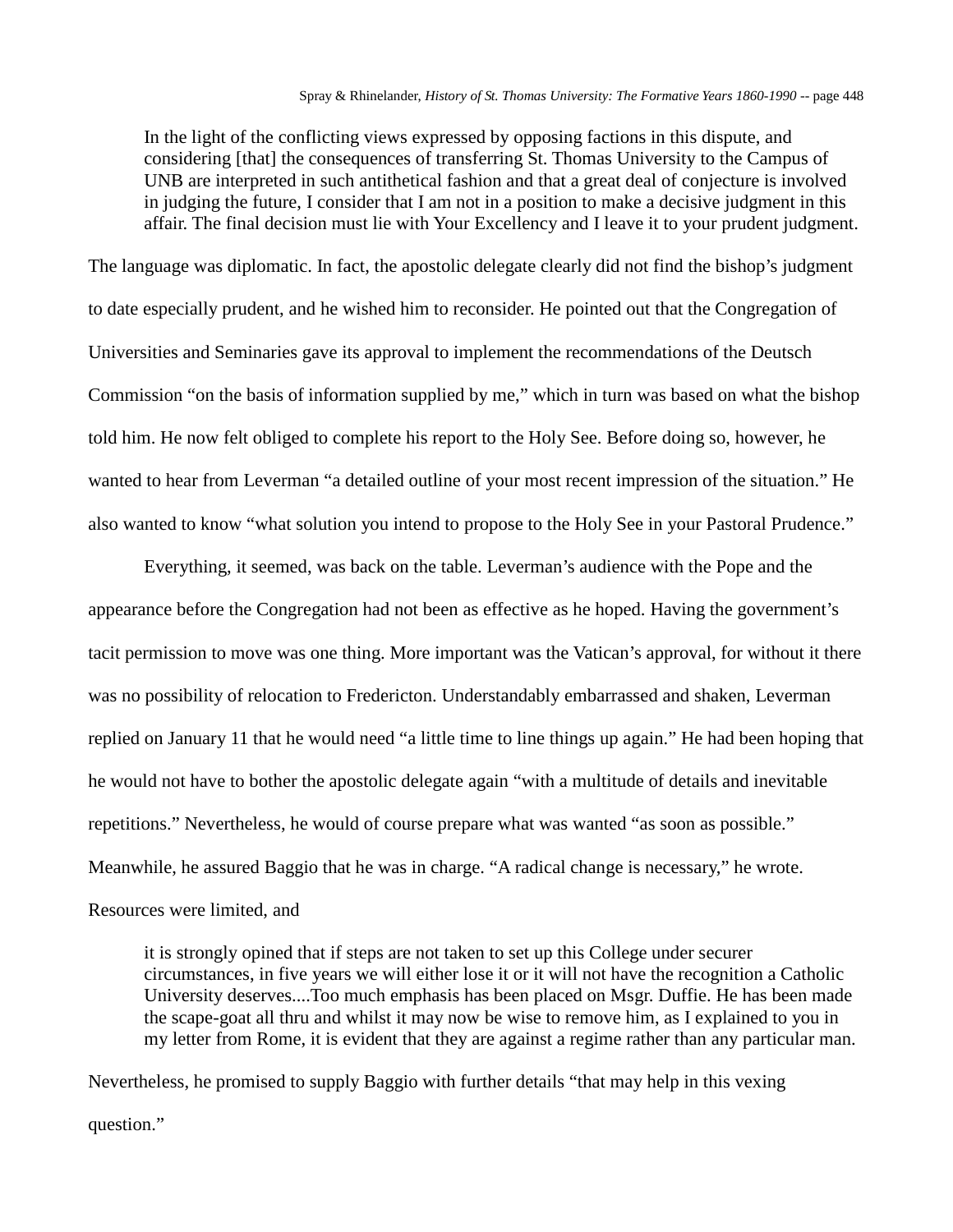> In the light of the conflicting views expressed by opposing factions in this dispute, and considering [that] the consequences of transferring St. Thomas University to the Campus of UNB are interpreted in such antithetical fashion and that a great deal of conjecture is involved in judging the future, I consider that I am not in a position to make a decisive judgment in this affair. The final decision must lie with Your Excellency and I leave it to your prudent judgment.

The language was diplomatic. In fact, the apostolic delegate clearly did not find the bishop's judgment to date especially prudent, and he wished him to reconsider. He pointed out that the Congregation of Universities and Seminaries gave its approval to implement the recommendations of the Deutsch Commission "on the basis of information supplied by me," which in turn was based on what the bishop told him. He now felt obliged to complete his report to the Holy See. Before doing so, however, he wanted to hear from Leverman "a detailed outline of your most recent impression of the situation." He also wanted to know "what solution you intend to propose to the Holy See in your Pastoral Prudence."

Everything, it seemed, was back on the table. Leverman's audience with the Pope and the appearance before the Congregation had not been as effective as he hoped. Having the government's tacit permission to move was one thing. More important was the Vatican's approval, for without it there was no possibility of relocation to Fredericton. Understandably embarrassed and shaken, Leverman replied on January 11 that he would need "a little time to line things up again." He had been hoping that he would not have to bother the apostolic delegate again "with a multitude of details and inevitable repetitions." Nevertheless, he would of course prepare what was wanted "as soon as possible." Meanwhile, he assured Baggio that he was in charge. "A radical change is necessary," he wrote. Resources were limited, and

> it is strongly opined that if steps are not taken to set up this College under securer circumstances, in five years we will either lose it or it will not have the recognition a Catholic University deserves....Too much emphasis has been placed on Msgr. Duffie. He has been made the scape-goat all thru and whilst it may now be wise to remove him, as I explained to you in my letter from Rome, it is evident that they are against a regime rather than any particular man.

Nevertheless, he promised to supply Baggio with further details "that may help in this vexing question."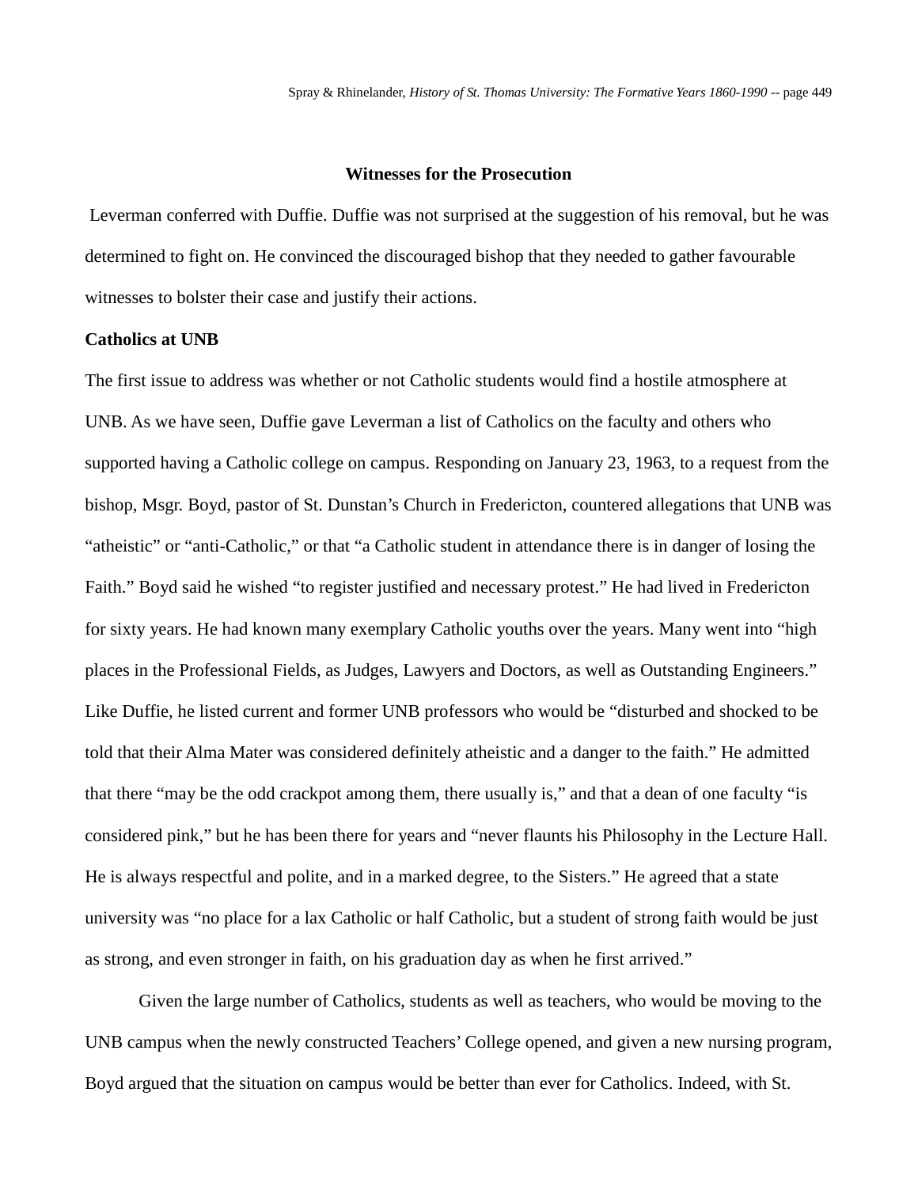## Witnesses for the Prosecution

Leverman conferred with Duffie. Duffie was not surprised at the suggestion of his removal, but he was determined to fight on. He convinced the discouraged bishop that they needed to gather favourable witnesses to bolster their case and justify their actions.

**Catholics at UNB**

The first issue to address was whether or not Catholic students would find a hostile atmosphere at UNB. As we have seen, Duffie gave Leverman a list of Catholics on the faculty and others who supported having a Catholic college on campus. Responding on January 23, 1963, to a request from the bishop, Msgr. Boyd, pastor of St. Dunstan's Church in Fredericton, countered allegations that UNB was "atheistic" or "anti-Catholic," or that "a Catholic student in attendance there is in danger of losing the Faith." Boyd said he wished "to register justified and necessary protest." He had lived in Fredericton for sixty years. He had known many exemplary Catholic youths over the years. Many went into "high places in the Professional Fields, as Judges, Lawyers and Doctors, as well as Outstanding Engineers." Like Duffie, he listed current and former UNB professors who would be "disturbed and shocked to be told that their Alma Mater was considered definitely atheistic and a danger to the faith." He admitted that there "may be the odd crackpot among them, there usually is," and that a dean of one faculty "is considered pink," but he has been there for years and "never flaunts his Philosophy in the Lecture Hall. He is always respectful and polite, and in a marked degree, to the Sisters." He agreed that a state university was "no place for a lax Catholic or half Catholic, but a student of strong faith would be just as strong, and even stronger in faith, on his graduation day as when he first arrived."

Given the large number of Catholics, students as well as teachers, who would be moving to the UNB campus when the newly constructed Teachers' College opened, and given a new nursing program, Boyd argued that the situation on campus would be better than ever for Catholics. Indeed, with St.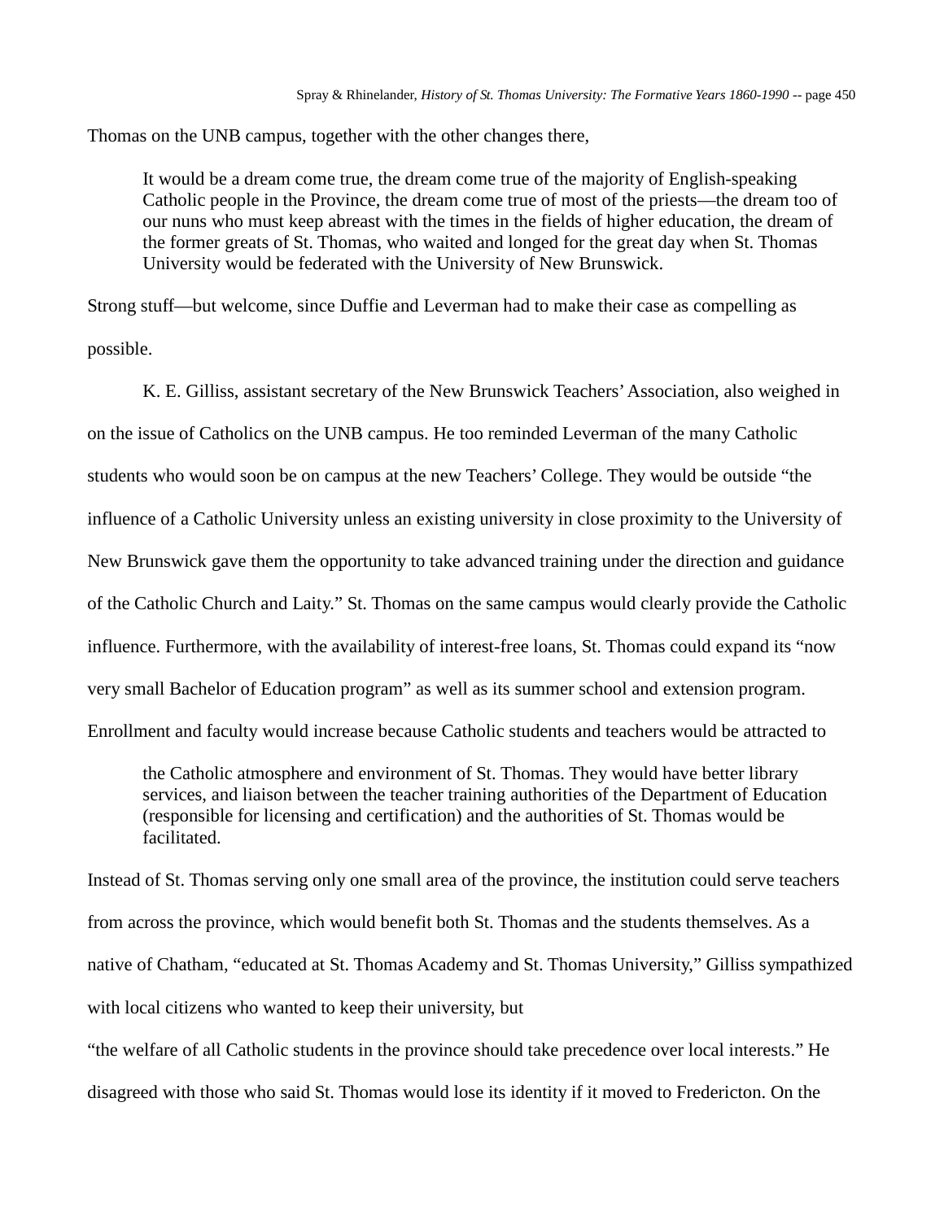Thomas on the UNB campus, together with the other changes there,

> It would be a dream come true, the dream come true of the majority of English-speaking Catholic people in the Province, the dream come true of most of the priests—the dream too of our nuns who must keep abreast with the times in the fields of higher education, the dream of the former greats of St. Thomas, who waited and longed for the great day when St. Thomas University would be federated with the University of New Brunswick.

Strong stuff—but welcome, since Duffie and Leverman had to make their case as compelling as possible.

K. E. Gilliss, assistant secretary of the New Brunswick Teachers' Association, also weighed in on the issue of Catholics on the UNB campus. He too reminded Leverman of the many Catholic students who would soon be on campus at the new Teachers' College. They would be outside "the influence of a Catholic University unless an existing university in close proximity to the University of New Brunswick gave them the opportunity to take advanced training under the direction and guidance of the Catholic Church and Laity." St. Thomas on the same campus would clearly provide the Catholic influence. Furthermore, with the availability of interest-free loans, St. Thomas could expand its "now very small Bachelor of Education program" as well as its summer school and extension program. Enrollment and faculty would increase because Catholic students and teachers would be attracted to

> the Catholic atmosphere and environment of St. Thomas. They would have better library services, and liaison between the teacher training authorities of the Department of Education (responsible for licensing and certification) and the authorities of St. Thomas would be facilitated.

Instead of St. Thomas serving only one small area of the province, the institution could serve teachers from across the province, which would benefit both St. Thomas and the students themselves. As a native of Chatham, "educated at St. Thomas Academy and St. Thomas University," Gilliss sympathized with local citizens who wanted to keep their university, but "the welfare of all Catholic students in the province should take precedence over local interests." He disagreed with those who said St. Thomas would lose its identity if it moved to Fredericton. On the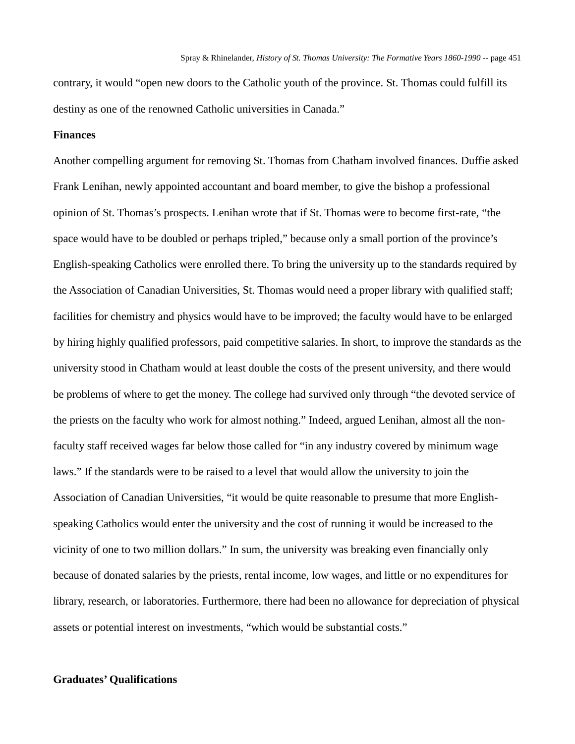contrary, it would "open new doors to the Catholic youth of the province. St. Thomas could fulfill its destiny as one of the renowned Catholic universities in Canada."

**Finances**

Another compelling argument for removing St. Thomas from Chatham involved finances. Duffie asked Frank Lenihan, newly appointed accountant and board member, to give the bishop a professional opinion of St. Thomas's prospects. Lenihan wrote that if St. Thomas were to become first-rate, "the space would have to be doubled or perhaps tripled," because only a small portion of the province's English-speaking Catholics were enrolled there. To bring the university up to the standards required by the Association of Canadian Universities, St. Thomas would need a proper library with qualified staff; facilities for chemistry and physics would have to be improved; the faculty would have to be enlarged by hiring highly qualified professors, paid competitive salaries. In short, to improve the standards as the university stood in Chatham would at least double the costs of the present university, and there would be problems of where to get the money. The college had survived only through "the devoted service of the priests on the faculty who work for almost nothing." Indeed, argued Lenihan, almost all the non-faculty staff received wages far below those called for "in any industry covered by minimum wage laws." If the standards were to be raised to a level that would allow the university to join the Association of Canadian Universities, "it would be quite reasonable to presume that more English-speaking Catholics would enter the university and the cost of running it would be increased to the vicinity of one to two million dollars." In sum, the university was breaking even financially only because of donated salaries by the priests, rental income, low wages, and little or no expenditures for library, research, or laboratories. Furthermore, there had been no allowance for depreciation of physical assets or potential interest on investments, "which would be substantial costs."

**Graduates' Qualifications**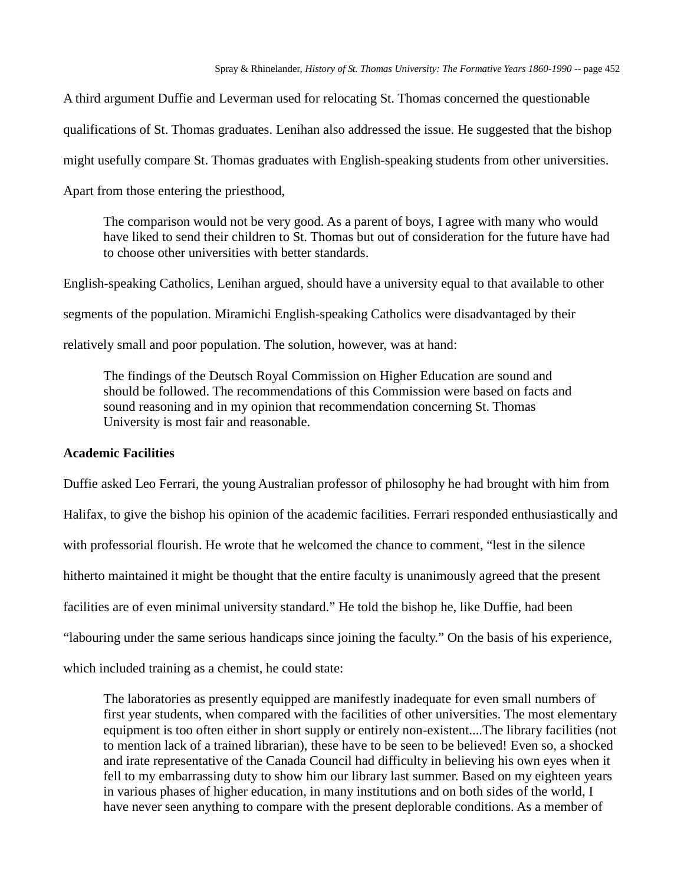A third argument Duffie and Leverman used for relocating St. Thomas concerned the questionable qualifications of St. Thomas graduates. Lenihan also addressed the issue. He suggested that the bishop might usefully compare St. Thomas graduates with English-speaking students from other universities. Apart from those entering the priesthood,

> The comparison would not be very good. As a parent of boys, I agree with many who would have liked to send their children to St. Thomas but out of consideration for the future have had to choose other universities with better standards.

English-speaking Catholics, Lenihan argued, should have a university equal to that available to other segments of the population. Miramichi English-speaking Catholics were disadvantaged by their relatively small and poor population. The solution, however, was at hand:

> The findings of the Deutsch Royal Commission on Higher Education are sound and should be followed. The recommendations of this Commission were based on facts and sound reasoning and in my opinion that recommendation concerning St. Thomas University is most fair and reasonable.

**Academic Facilities**

Duffie asked Leo Ferrari, the young Australian professor of philosophy he had brought with him from Halifax, to give the bishop his opinion of the academic facilities. Ferrari responded enthusiastically and with professorial flourish. He wrote that he welcomed the chance to comment, "lest in the silence hitherto maintained it might be thought that the entire faculty is unanimously agreed that the present facilities are of even minimal university standard." He told the bishop he, like Duffie, had been "labouring under the same serious handicaps since joining the faculty." On the basis of his experience, which included training as a chemist, he could state:

> The laboratories as presently equipped are manifestly inadequate for even small numbers of first year students, when compared with the facilities of other universities. The most elementary equipment is too often either in short supply or entirely non-existent....The library facilities (not to mention lack of a trained librarian), these have to be seen to be believed! Even so, a shocked and irate representative of the Canada Council had difficulty in believing his own eyes when it fell to my embarrassing duty to show him our library last summer. Based on my eighteen years in various phases of higher education, in many institutions and on both sides of the world, I have never seen anything to compare with the present deplorable conditions. As a member of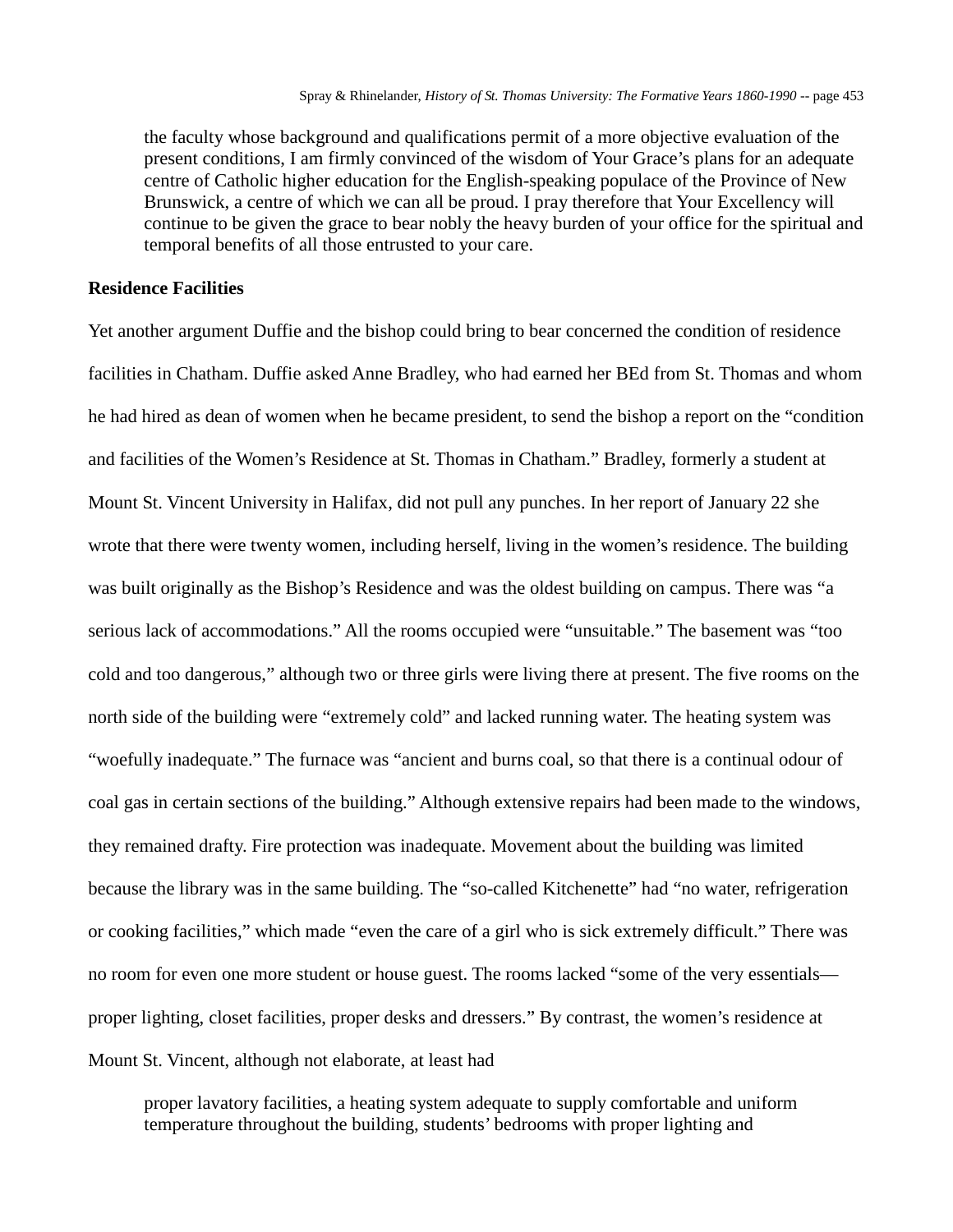> the faculty whose background and qualifications permit of a more objective evaluation of the present conditions, I am firmly convinced of the wisdom of Your Grace's plans for an adequate centre of Catholic higher education for the English-speaking populace of the Province of New Brunswick, a centre of which we can all be proud. I pray therefore that Your Excellency will continue to be given the grace to bear nobly the heavy burden of your office for the spiritual and temporal benefits of all those entrusted to your care.

**Residence Facilities**

Yet another argument Duffie and the bishop could bring to bear concerned the condition of residence facilities in Chatham. Duffie asked Anne Bradley, who had earned her BEd from St. Thomas and whom he had hired as dean of women when he became president, to send the bishop a report on the "condition and facilities of the Women's Residence at St. Thomas in Chatham." Bradley, formerly a student at Mount St. Vincent University in Halifax, did not pull any punches. In her report of January 22 she wrote that there were twenty women, including herself, living in the women's residence. The building was built originally as the Bishop's Residence and was the oldest building on campus. There was "a serious lack of accommodations." All the rooms occupied were "unsuitable." The basement was "too cold and too dangerous," although two or three girls were living there at present. The five rooms on the north side of the building were "extremely cold" and lacked running water. The heating system was "woefully inadequate." The furnace was "ancient and burns coal, so that there is a continual odour of coal gas in certain sections of the building." Although extensive repairs had been made to the windows, they remained drafty. Fire protection was inadequate. Movement about the building was limited because the library was in the same building. The "so-called Kitchenette" had "no water, refrigeration or cooking facilities," which made "even the care of a girl who is sick extremely difficult." There was no room for even one more student or house guest. The rooms lacked "some of the very essentials—proper lighting, closet facilities, proper desks and dressers." By contrast, the women's residence at Mount St. Vincent, although not elaborate, at least had

> proper lavatory facilities, a heating system adequate to supply comfortable and uniform temperature throughout the building, students' bedrooms with proper lighting and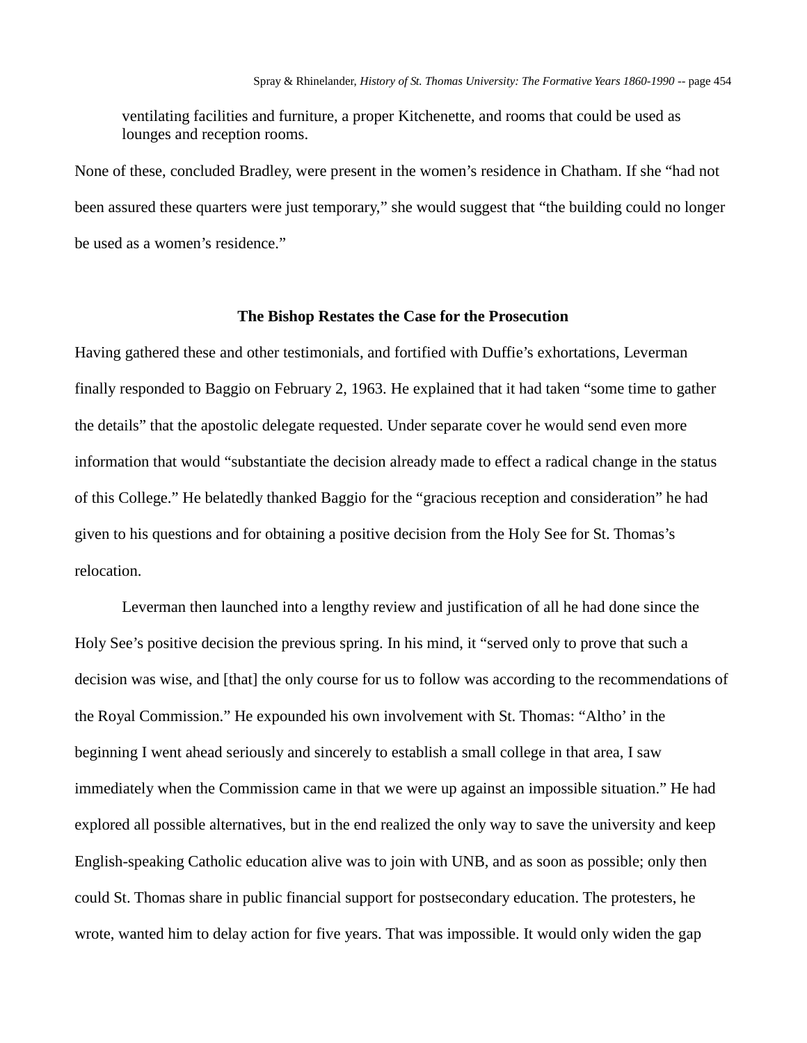ventilating facilities and furniture, a proper Kitchenette, and rooms that could be used as lounges and reception rooms.

None of these, concluded Bradley, were present in the women's residence in Chatham. If she "had not been assured these quarters were just temporary," she would suggest that "the building could no longer be used as a women's residence."

### The Bishop Restates the Case for the Prosecution

Having gathered these and other testimonials, and fortified with Duffie's exhortations, Leverman finally responded to Baggio on February 2, 1963. He explained that it had taken "some time to gather the details" that the apostolic delegate requested. Under separate cover he would send even more information that would "substantiate the decision already made to effect a radical change in the status of this College." He belatedly thanked Baggio for the "gracious reception and consideration" he had given to his questions and for obtaining a positive decision from the Holy See for St. Thomas's relocation.

Leverman then launched into a lengthy review and justification of all he had done since the Holy See's positive decision the previous spring. In his mind, it "served only to prove that such a decision was wise, and [that] the only course for us to follow was according to the recommendations of the Royal Commission." He expounded his own involvement with St. Thomas: "Altho' in the beginning I went ahead seriously and sincerely to establish a small college in that area, I saw immediately when the Commission came in that we were up against an impossible situation." He had explored all possible alternatives, but in the end realized the only way to save the university and keep English-speaking Catholic education alive was to join with UNB, and as soon as possible; only then could St. Thomas share in public financial support for postsecondary education. The protesters, he wrote, wanted him to delay action for five years. That was impossible. It would only widen the gap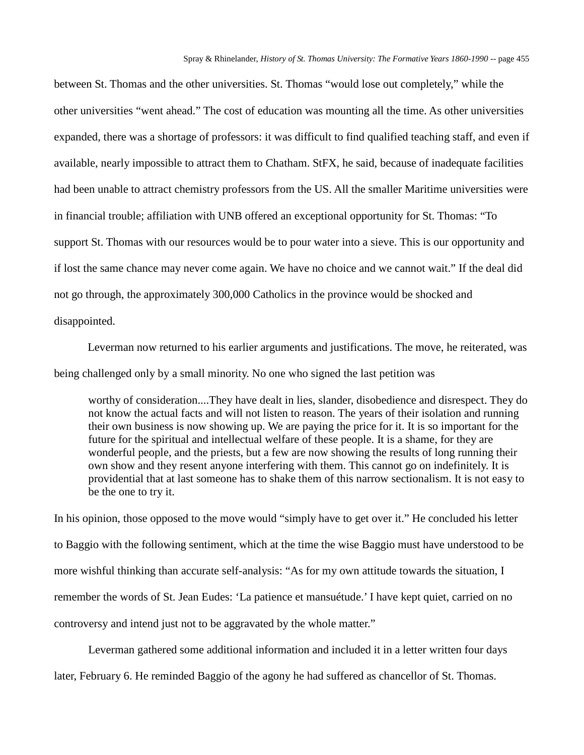between St. Thomas and the other universities. St. Thomas "would lose out completely," while the other universities "went ahead." The cost of education was mounting all the time. As other universities expanded, there was a shortage of professors: it was difficult to find qualified teaching staff, and even if available, nearly impossible to attract them to Chatham. StFX, he said, because of inadequate facilities had been unable to attract chemistry professors from the US. All the smaller Maritime universities were in financial trouble; affiliation with UNB offered an exceptional opportunity for St. Thomas: "To support St. Thomas with our resources would be to pour water into a sieve. This is our opportunity and if lost the same chance may never come again. We have no choice and we cannot wait." If the deal did not go through, the approximately 300,000 Catholics in the province would be shocked and disappointed.

Leverman now returned to his earlier arguments and justifications. The move, he reiterated, was being challenged only by a small minority. No one who signed the last petition was

> worthy of consideration....They have dealt in lies, slander, disobedience and disrespect. They do not know the actual facts and will not listen to reason. The years of their isolation and running their own business is now showing up. We are paying the price for it. It is so important for the future for the spiritual and intellectual welfare of these people. It is a shame, for they are wonderful people, and the priests, but a few are now showing the results of long running their own show and they resent anyone interfering with them. This cannot go on indefinitely. It is providential that at last someone has to shake them of this narrow sectionalism. It is not easy to be the one to try it.

In his opinion, those opposed to the move would "simply have to get over it." He concluded his letter to Baggio with the following sentiment, which at the time the wise Baggio must have understood to be more wishful thinking than accurate self-analysis: "As for my own attitude towards the situation, I remember the words of St. Jean Eudes: 'La patience et mansuétude.' I have kept quiet, carried on no controversy and intend just not to be aggravated by the whole matter."

Leverman gathered some additional information and included it in a letter written four days later, February 6. He reminded Baggio of the agony he had suffered as chancellor of St. Thomas.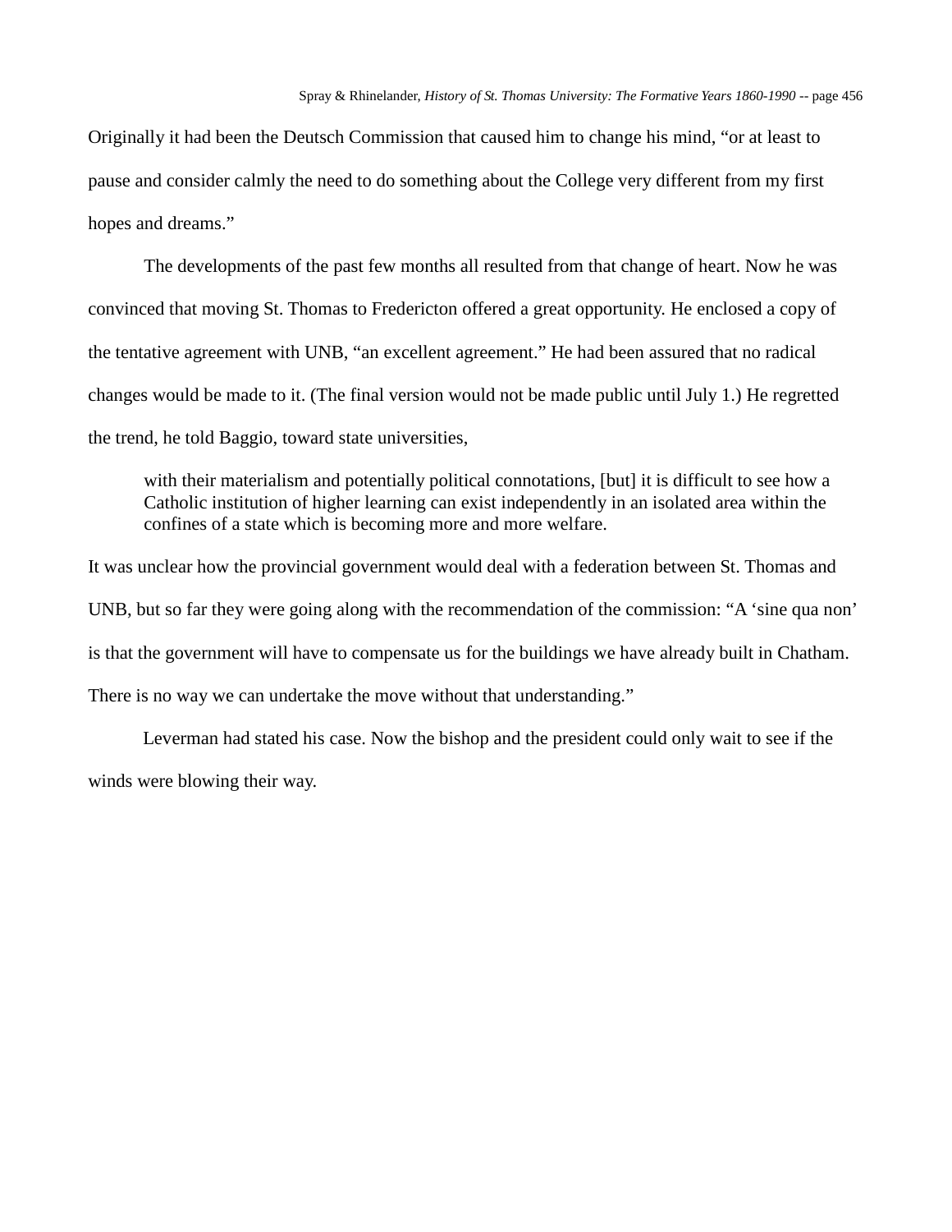Originally it had been the Deutsch Commission that caused him to change his mind, "or at least to pause and consider calmly the need to do something about the College very different from my first hopes and dreams."

The developments of the past few months all resulted from that change of heart. Now he was convinced that moving St. Thomas to Fredericton offered a great opportunity. He enclosed a copy of the tentative agreement with UNB, "an excellent agreement." He had been assured that no radical changes would be made to it. (The final version would not be made public until July 1.) He regretted the trend, he told Baggio, toward state universities,

> with their materialism and potentially political connotations, [but] it is difficult to see how a Catholic institution of higher learning can exist independently in an isolated area within the confines of a state which is becoming more and more welfare.

It was unclear how the provincial government would deal with a federation between St. Thomas and UNB, but so far they were going along with the recommendation of the commission: "A 'sine qua non' is that the government will have to compensate us for the buildings we have already built in Chatham. There is no way we can undertake the move without that understanding."

Leverman had stated his case. Now the bishop and the president could only wait to see if the winds were blowing their way.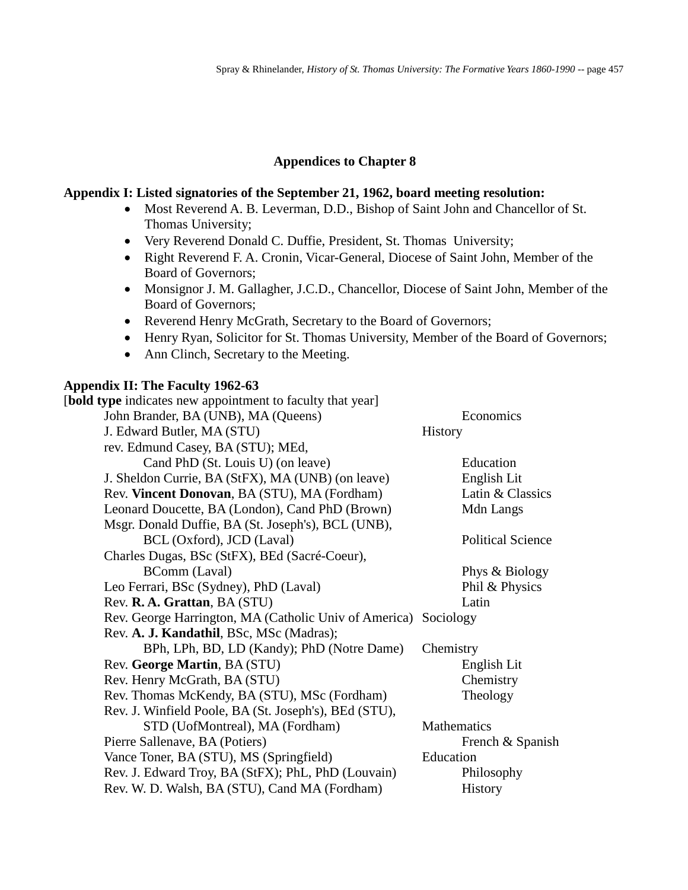## Appendices to Chapter 8

**Appendix I: Listed signatories of the September 21, 1962, board meeting resolution:**

- Most Reverend A. B. Leverman, D.D., Bishop of Saint John and Chancellor of St. Thomas University;
- Very Reverend Donald C. Duffie, President, St. Thomas University;
- Right Reverend F. A. Cronin, Vicar-General, Diocese of Saint John, Member of the Board of Governors;
- Monsignor J. M. Gallagher, J.C.D., Chancellor, Diocese of Saint John, Member of the Board of Governors;
- Reverend Henry McGrath, Secretary to the Board of Governors;
- Henry Ryan, Solicitor for St. Thomas University, Member of the Board of Governors;
- Ann Clinch, Secretary to the Meeting.

**Appendix II: The Faculty 1962-63**

[**bold type** indicates new appointment to faculty that year]

| Name | Subject |
|---|---|
| John Brander, BA (UNB), MA (Queens) | Economics |
| J. Edward Butler, MA (STU) | History |
| rev. Edmund Casey, BA (STU); MEd, Cand PhD (St. Louis U) (on leave) | Education |
| J. Sheldon Currie, BA (StFX), MA (UNB) (on leave) | English Lit |
| Rev. **Vincent Donovan**, BA (STU), MA (Fordham) | Latin & Classics |
| Leonard Doucette, BA (London), Cand PhD (Brown) | Mdn Langs |
| Msgr. Donald Duffie, BA (St. Joseph's), BCL (UNB), BCL (Oxford), JCD (Laval) | Political Science |
| Charles Dugas, BSc (StFX), BEd (Sacré-Coeur), BComm (Laval) | Phys & Biology |
| Leo Ferrari, BSc (Sydney), PhD (Laval) | Phil & Physics |
| Rev. **R. A. Grattan**, BA (STU) | Latin |
| Rev. George Harrington, MA (Catholic Univ of America) | Sociology |
| Rev. **A. J. Kandathil**, BSc, MSc (Madras); BPh, LPh, BD, LD (Kandy); PhD (Notre Dame) | Chemistry |
| Rev. **George Martin**, BA (STU) | English Lit |
| Rev. Henry McGrath, BA (STU) | Chemistry |
| Rev. Thomas McKendy, BA (STU), MSc (Fordham) | Theology |
| Rev. J. Winfield Poole, BA (St. Joseph's), BEd (STU), STD (UofMontreal), MA (Fordham) | Mathematics |
| Pierre Sallenave, BA (Potiers) | French & Spanish |
| Vance Toner, BA (STU), MS (Springfield) | Education |
| Rev. J. Edward Troy, BA (StFX); PhL, PhD (Louvain) | Philosophy |
| Rev. W. D. Walsh, BA (STU), Cand MA (Fordham) | History |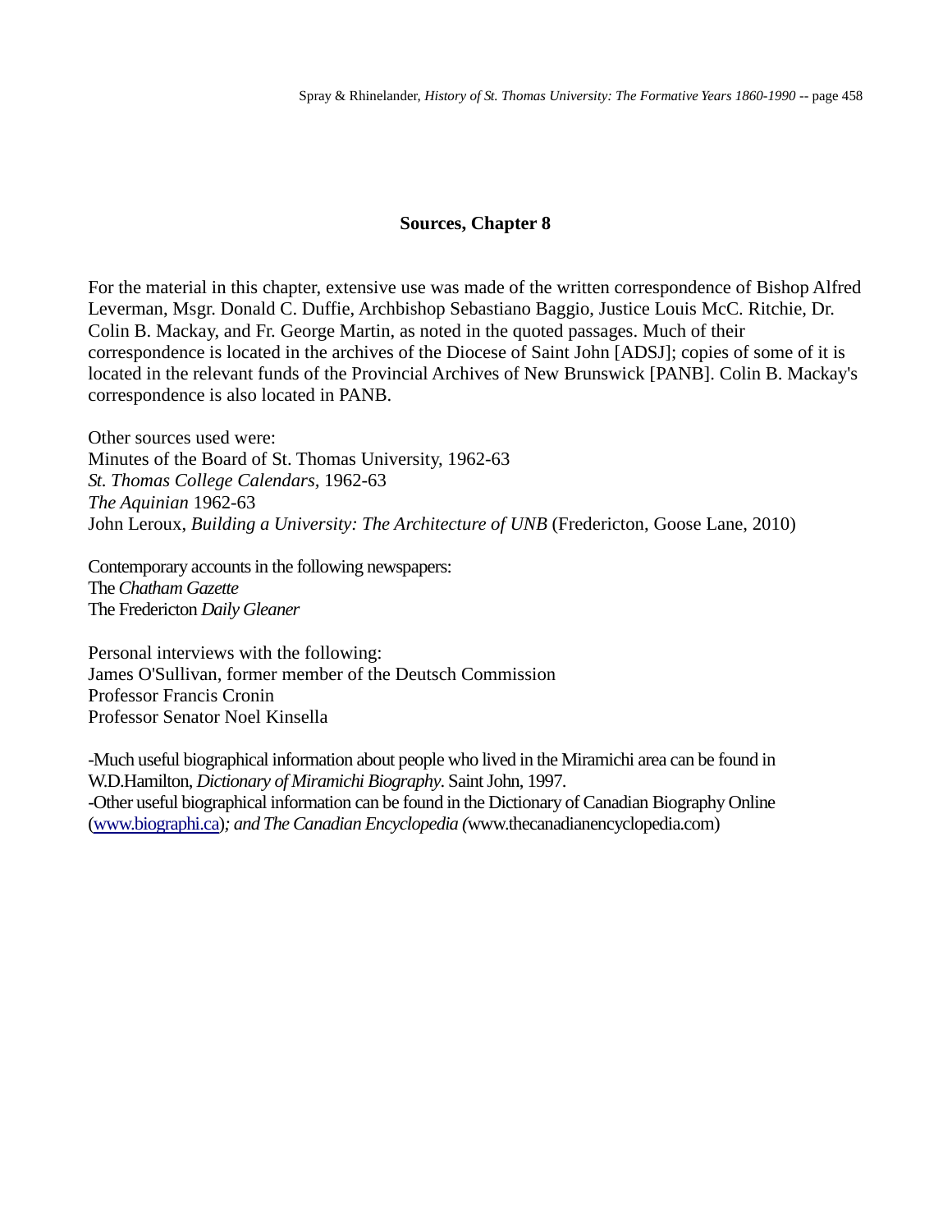## Sources, Chapter 8

For the material in this chapter, extensive use was made of the written correspondence of Bishop Alfred Leverman, Msgr. Donald C. Duffie, Archbishop Sebastiano Baggio, Justice Louis McC. Ritchie, Dr. Colin B. Mackay, and Fr. George Martin, as noted in the quoted passages. Much of their correspondence is located in the archives of the Diocese of Saint John [ADSJ]; copies of some of it is located in the relevant funds of the Provincial Archives of New Brunswick [PANB]. Colin B. Mackay's correspondence is also located in PANB.

Other sources used were:
Minutes of the Board of St. Thomas University, 1962-63
*St. Thomas College Calendars*, 1962-63
*The Aquinian* 1962-63
John Leroux, *Building a University: The Architecture of UNB* (Fredericton, Goose Lane, 2010)

Contemporary accounts in the following newspapers:
The *Chatham Gazette*
The Fredericton *Daily Gleaner*

Personal interviews with the following:
James O'Sullivan, former member of the Deutsch Commission
Professor Francis Cronin
Professor Senator Noel Kinsella

-Much useful biographical information about people who lived in the Miramichi area can be found in W.D.Hamilton, *Dictionary of Miramichi Biography*. Saint John, 1997.
-Other useful biographical information can be found in the Dictionary of Canadian Biography Online (www.biographi.ca)*; and The Canadian Encyclopedia (*www.thecanadianencyclopedia.com)